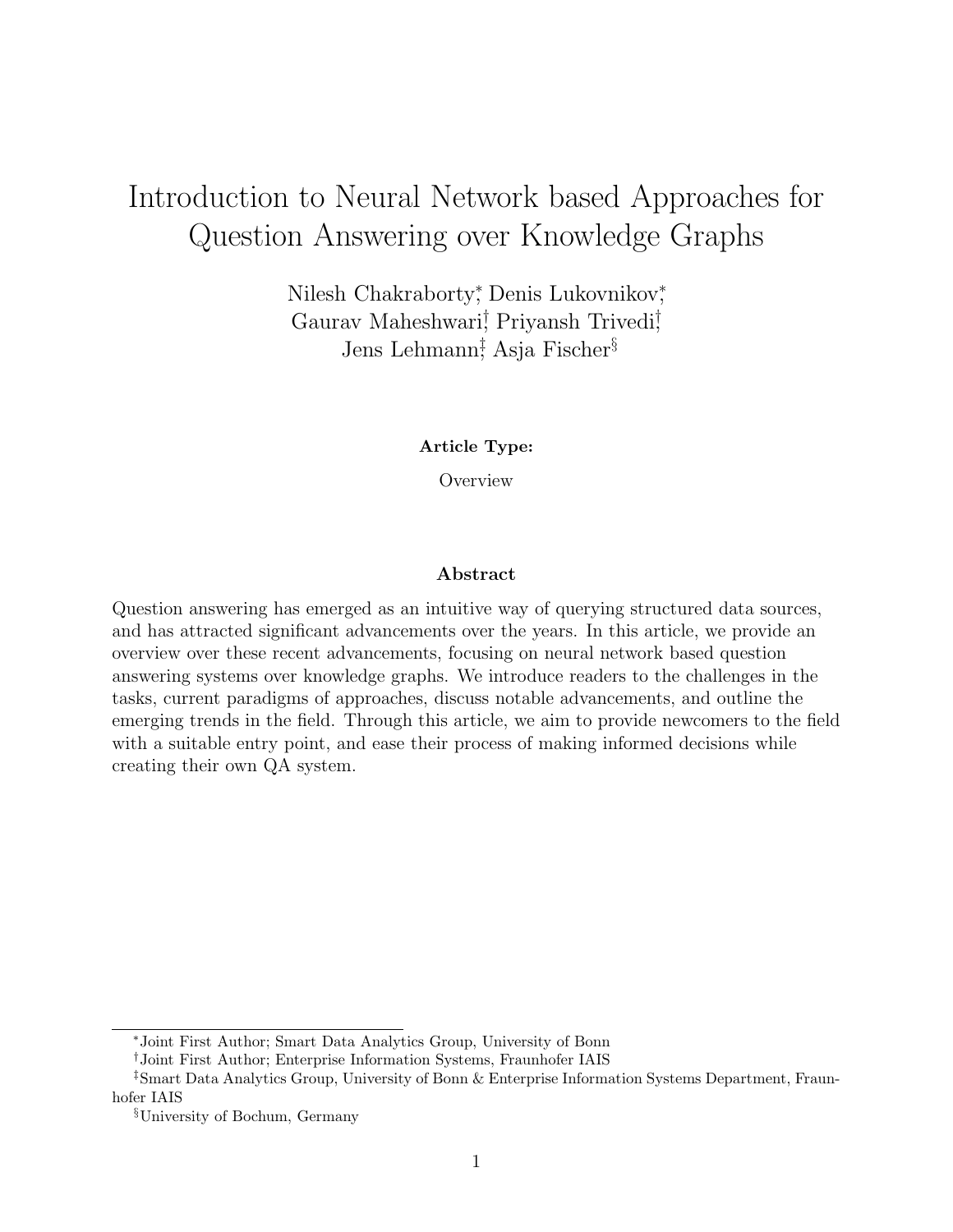# Introduction to Neural Network based Approaches for Question Answering over Knowledge Graphs

Nilesh Chakraborty[*], Denis Lukovnikov[*], Gaurav Maheshwari[†], Priyansh Trivedi[†], Jens Lehmann[‡], Asja Fischer[§]

**Article Type:**

Overview

### Abstract

Question answering has emerged as an intuitive way of querying structured data sources, and has attracted significant advancements over the years. In this article, we provide an overview over these recent advancements, focusing on neural network based question answering systems over knowledge graphs. We introduce readers to the challenges in the tasks, current paradigms of approaches, discuss notable advancements, and outline the emerging trends in the field. Through this article, we aim to provide newcomers to the field with a suitable entry point, and ease their process of making informed decisions while creating their own QA system.

---

[*] Joint First Author; Smart Data Analytics Group, University of Bonn

[†] Joint First Author; Enterprise Information Systems, Fraunhofer IAIS

[‡] Smart Data Analytics Group, University of Bonn & Enterprise Information Systems Department, Fraunhofer IAIS

[§] University of Bochum, Germany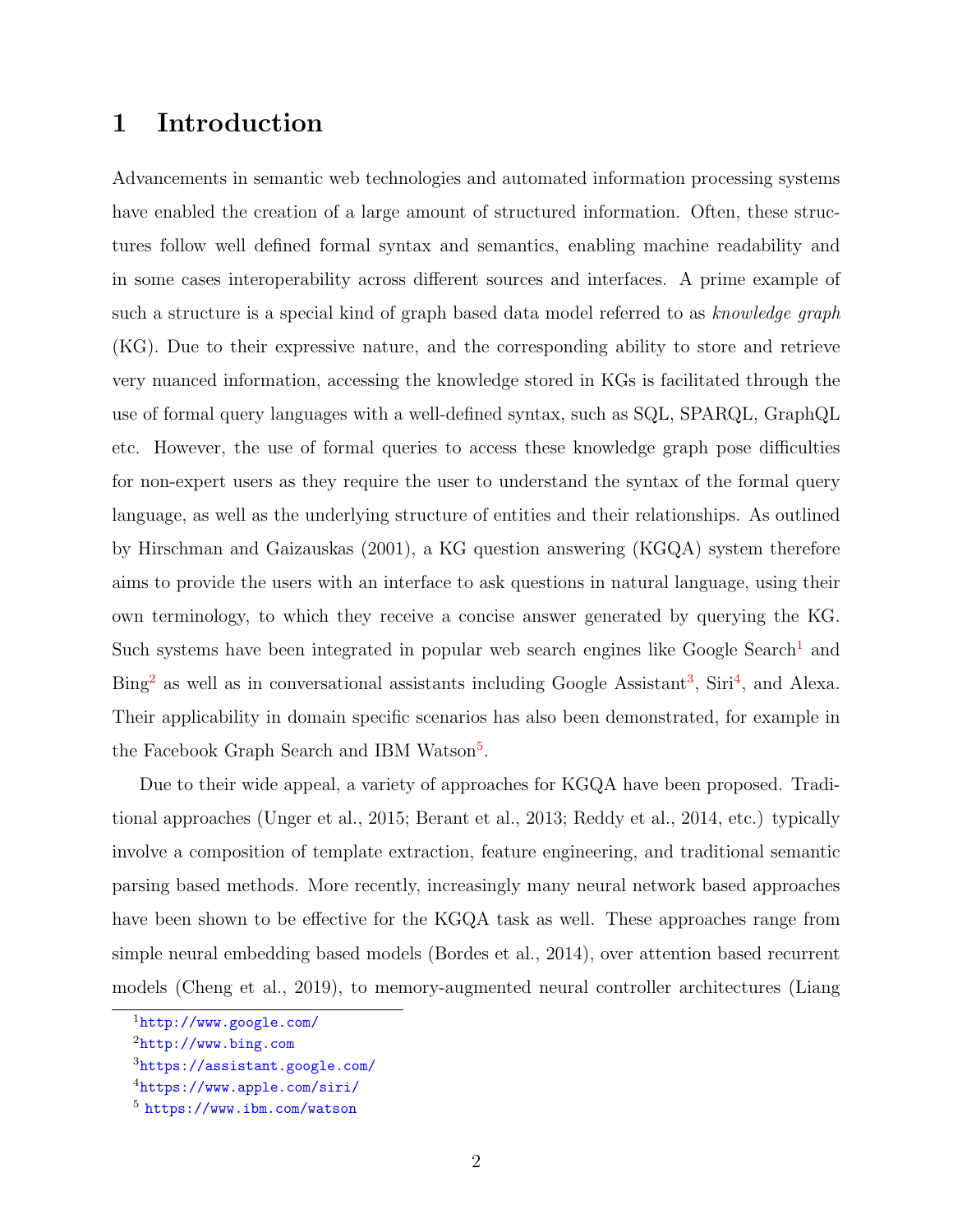# 1 Introduction

Advancements in semantic web technologies and automated information processing systems have enabled the creation of a large amount of structured information. Often, these structures follow well defined formal syntax and semantics, enabling machine readability and in some cases interoperability across different sources and interfaces. A prime example of such a structure is a special kind of graph based data model referred to as *knowledge graph* (KG). Due to their expressive nature, and the corresponding ability to store and retrieve very nuanced information, accessing the knowledge stored in KGs is facilitated through the use of formal query languages with a well-defined syntax, such as SQL, SPARQL, GraphQL etc. However, the use of formal queries to access these knowledge graph pose difficulties for non-expert users as they require the user to understand the syntax of the formal query language, as well as the underlying structure of entities and their relationships. As outlined by Hirschman and Gaizauskas (2001), a KG question answering (KGQA) system therefore aims to provide the users with an interface to ask questions in natural language, using their own terminology, to which they receive a concise answer generated by querying the KG. Such systems have been integrated in popular web search engines like Google Search[1] and Bing[2] as well as in conversational assistants including Google Assistant[3], Siri[4], and Alexa. Their applicability in domain specific scenarios has also been demonstrated, for example in the Facebook Graph Search and IBM Watson[5].

Due to their wide appeal, a variety of approaches for KGQA have been proposed. Traditional approaches (Unger et al., 2015; Berant et al., 2013; Reddy et al., 2014, etc.) typically involve a composition of template extraction, feature engineering, and traditional semantic parsing based methods. More recently, increasingly many neural network based approaches have been shown to be effective for the KGQA task as well. These approaches range from simple neural embedding based models (Bordes et al., 2014), over attention based recurrent models (Cheng et al., 2019), to memory-augmented neural controller architectures (Liang

[1] http://www.google.com/

[2] http://www.bing.com

[3] https://assistant.google.com/

[4] https://www.apple.com/siri/

[5] https://www.ibm.com/watson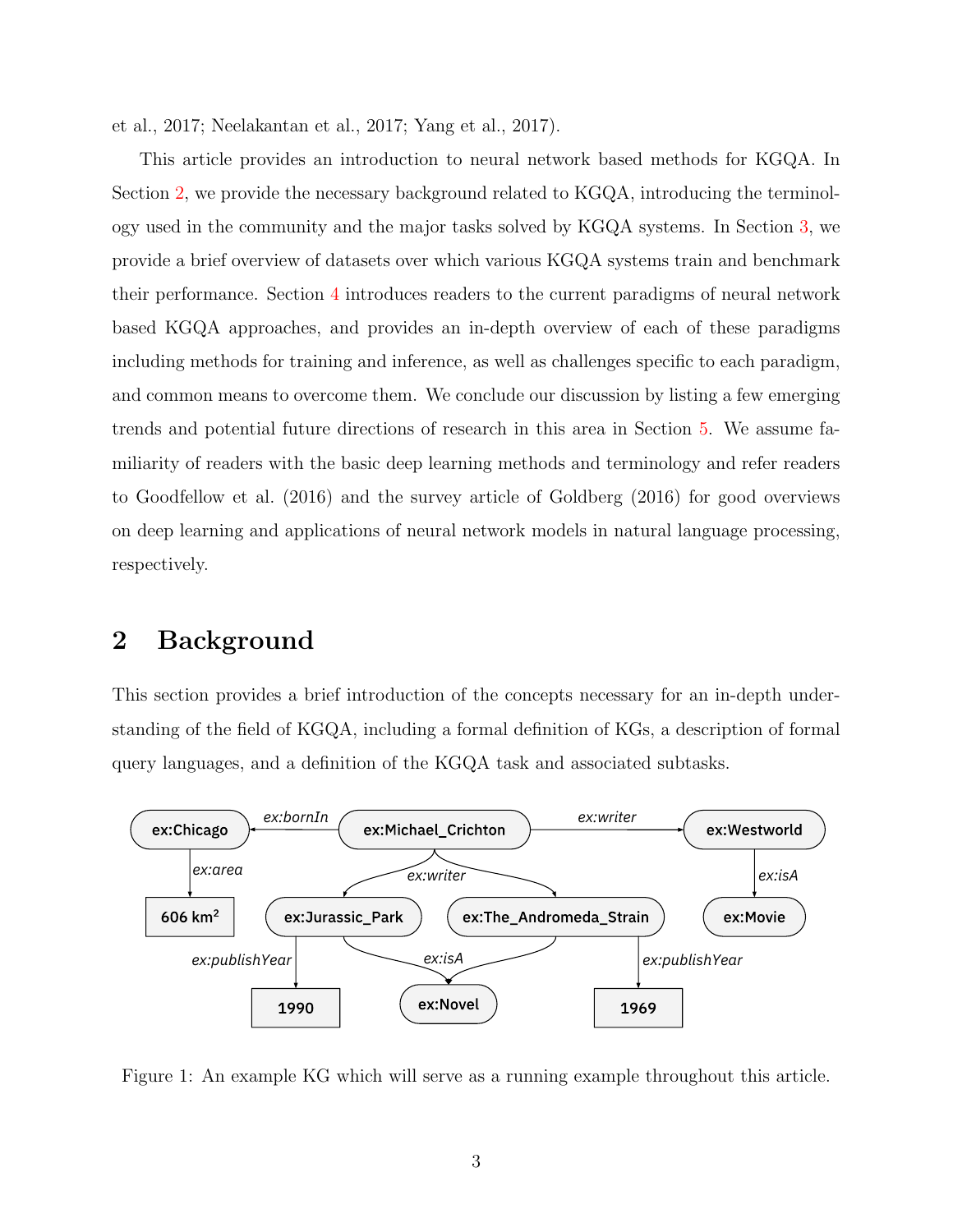et al., 2017; Neelakantan et al., 2017; Yang et al., 2017).

This article provides an introduction to neural network based methods for KGQA. In Section 2, we provide the necessary background related to KGQA, introducing the terminology used in the community and the major tasks solved by KGQA systems. In Section 3, we provide a brief overview of datasets over which various KGQA systems train and benchmark their performance. Section 4 introduces readers to the current paradigms of neural network based KGQA approaches, and provides an in-depth overview of each of these paradigms including methods for training and inference, as well as challenges specific to each paradigm, and common means to overcome them. We conclude our discussion by listing a few emerging trends and potential future directions of research in this area in Section 5. We assume familiarity of readers with the basic deep learning methods and terminology and refer readers to Goodfellow et al. (2016) and the survey article of Goldberg (2016) for good overviews on deep learning and applications of neural network models in natural language processing, respectively.

## 2 Background

This section provides a brief introduction of the concepts necessary for an in-depth understanding of the field of KGQA, including a formal definition of KGs, a description of formal query languages, and a definition of the KGQA task and associated subtasks.

Figure 1: An example KG which will serve as a running example throughout this article.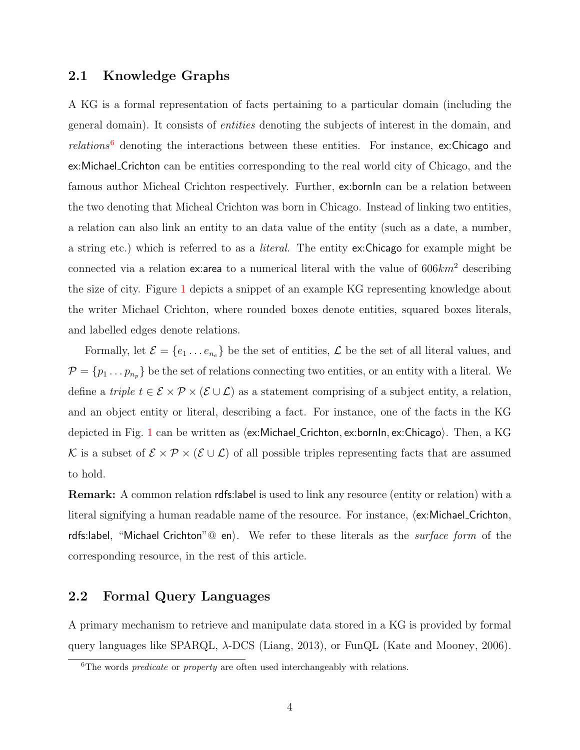## 2.1 Knowledge Graphs

A KG is a formal representation of facts pertaining to a particular domain (including the general domain). It consists of *entities* denoting the subjects of interest in the domain, and *relations*[6] denoting the interactions between these entities. For instance, ex:Chicago and ex:Michael_Crichton can be entities corresponding to the real world city of Chicago, and the famous author Micheal Crichton respectively. Further, ex:bornIn can be a relation between the two denoting that Micheal Crichton was born in Chicago. Instead of linking two entities, a relation can also link an entity to an data value of the entity (such as a date, a number, a string etc.) which is referred to as a *literal*. The entity ex:Chicago for example might be connected via a relation ex:area to a numerical literal with the value of $606km^2$ describing the size of city. Figure 1 depicts a snippet of an example KG representing knowledge about the writer Michael Crichton, where rounded boxes denote entities, squared boxes literals, and labelled edges denote relations.

Formally, let $\mathcal{E} = \{e_1 \dots e_{n_e}\}$ be the set of entities, $\mathcal{L}$ be the set of all literal values, and $\mathcal{P} = \{p_1 \dots p_{n_p}\}$ be the set of relations connecting two entities, or an entity with a literal. We define a *triple* $t \in \mathcal{E} \times \mathcal{P} \times (\mathcal{E} \cup \mathcal{L})$ as a statement comprising of a subject entity, a relation, and an object entity or literal, describing a fact. For instance, one of the facts in the KG depicted in Fig. 1 can be written as $\langle$ex:Michael_Crichton, ex:bornIn, ex:Chicago$\rangle$. Then, a KG $\mathcal{K}$ is a subset of $\mathcal{E} \times \mathcal{P} \times (\mathcal{E} \cup \mathcal{L})$ of all possible triples representing facts that are assumed to hold.

**Remark:** A common relation rdfs:label is used to link any resource (entity or relation) with a literal signifying a human readable name of the resource. For instance, $\langle$ex:Michael_Crichton, rdfs:label, "Michael Crichton"@ en$\rangle$. We refer to these literals as the *surface form* of the corresponding resource, in the rest of this article.

## 2.2 Formal Query Languages

A primary mechanism to retrieve and manipulate data stored in a KG is provided by formal query languages like SPARQL, $\lambda$-DCS (Liang, 2013), or FunQL (Kate and Mooney, 2006).

[6] The words *predicate* or *property* are often used interchangeably with relations.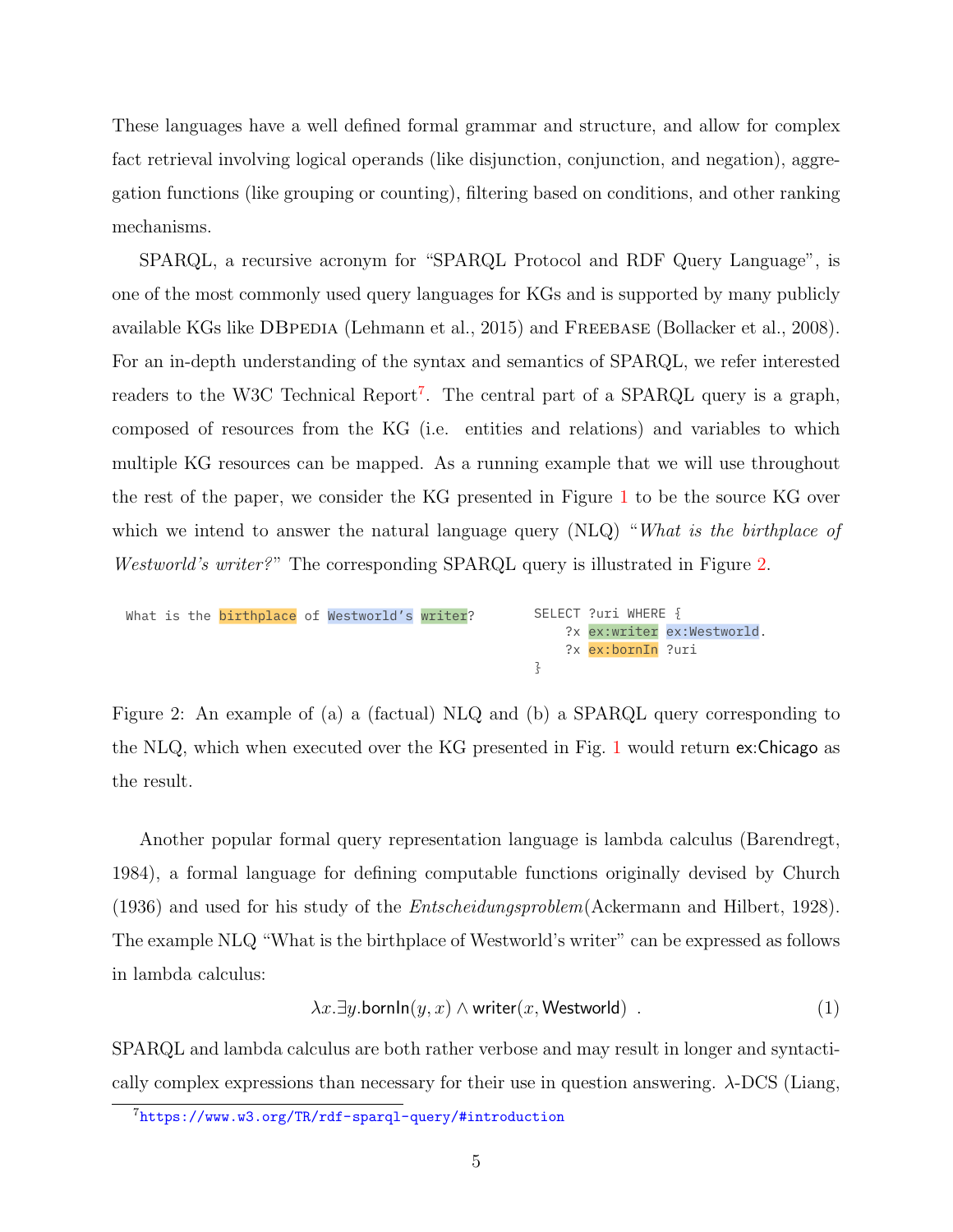These languages have a well defined formal grammar and structure, and allow for complex fact retrieval involving logical operands (like disjunction, conjunction, and negation), aggregation functions (like grouping or counting), filtering based on conditions, and other ranking mechanisms.

SPARQL, a recursive acronym for "SPARQL Protocol and RDF Query Language", is one of the most commonly used query languages for KGs and is supported by many publicly available KGs like DBpedia (Lehmann et al., 2015) and Freebase (Bollacker et al., 2008). For an in-depth understanding of the syntax and semantics of SPARQL, we refer interested readers to the W3C Technical Report[7]. The central part of a SPARQL query is a graph, composed of resources from the KG (i.e. entities and relations) and variables to which multiple KG resources can be mapped. As a running example that we will use throughout the rest of the paper, we consider the KG presented in Figure 1 to be the source KG over which we intend to answer the natural language query (NLQ) "*What is the birthplace of Westworld's writer?*" The corresponding SPARQL query is illustrated in Figure 2.

```
What is the birthplace of Westworld's writer?
```

```
SELECT ?uri WHERE {
    ?x ex:writer ex:Westworld.
    ?x ex:bornIn ?uri
}
```

Figure 2: An example of (a) a (factual) NLQ and (b) a SPARQL query corresponding to the NLQ, which when executed over the KG presented in Fig. 1 would return ex:Chicago as the result.

Another popular formal query representation language is lambda calculus (Barendregt, 1984), a formal language for defining computable functions originally devised by Church (1936) and used for his study of the *Entscheidungsproblem*(Ackermann and Hilbert, 1928). The example NLQ "What is the birthplace of Westworld's writer" can be expressed as follows in lambda calculus:

$$\lambda x.\exists y.\mathsf{bornIn}(y,x) \wedge \mathsf{writer}(x,\mathsf{Westworld}) \quad . \tag{1}$$

SPARQL and lambda calculus are both rather verbose and may result in longer and syntactically complex expressions than necessary for their use in question answering. $\lambda$-DCS (Liang,

[7] https://www.w3.org/TR/rdf-sparql-query/#introduction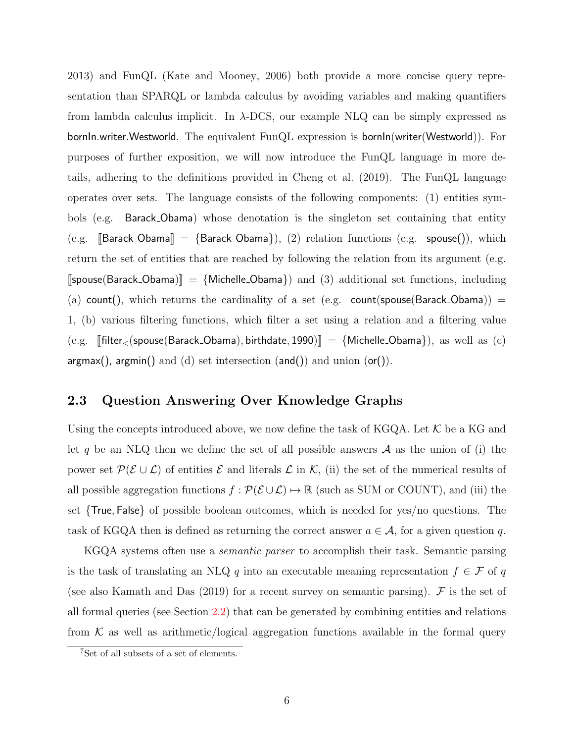2013) and FunQL (Kate and Mooney, 2006) both provide a more concise query representation than SPARQL or lambda calculus by avoiding variables and making quantifiers from lambda calculus implicit. In $\lambda$-DCS, our example NLQ can be simply expressed as $\mathsf{bornIn.writer.Westworld}$. The equivalent FunQL expression is $\mathsf{bornIn(writer(Westworld))}$. For purposes of further exposition, we will now introduce the FunQL language in more details, adhering to the definitions provided in Cheng et al. (2019). The FunQL language operates over sets. The language consists of the following components: (1) entities symbols (e.g. $\mathsf{Barack\_Obama}$) whose denotation is the singleton set containing that entity (e.g. $[\![\mathsf{Barack\_Obama}]\!] = \{\mathsf{Barack\_Obama}\}$), (2) relation functions (e.g. $\mathsf{spouse()}$), which return the set of entities that are reached by following the relation from its argument (e.g. $[\![\mathsf{spouse(Barack\_Obama)}]\!] = \{\mathsf{Michelle\_Obama}\}$) and (3) additional set functions, including (a) $\mathsf{count()}$, which returns the cardinality of a set (e.g. $\mathsf{count(spouse(Barack\_Obama))} = 1$, (b) various filtering functions, which filter a set using a relation and a filtering value (e.g. $[\![\mathsf{filter}_<\mathsf{(spouse(Barack\_Obama), birthdate, 1990)}]\!] = \{\mathsf{Michelle\_Obama}\}$), as well as (c) $\mathsf{argmax()}$, $\mathsf{argmin()}$ and (d) set intersection ($\mathsf{and()}$) and union ($\mathsf{or()}$).

## 2.3 Question Answering Over Knowledge Graphs

Using the concepts introduced above, we now define the task of KGQA. Let $\mathcal{K}$ be a KG and let $q$ be an NLQ then we define the set of all possible answers $\mathcal{A}$ as the union of (i) the power set $\mathcal{P}(\mathcal{E} \cup \mathcal{L})$ of entities $\mathcal{E}$ and literals $\mathcal{L}$ in $\mathcal{K}$, (ii) the set of the numerical results of all possible aggregation functions $f : \mathcal{P}(\mathcal{E} \cup \mathcal{L}) \mapsto \mathbb{R}$ (such as SUM or COUNT), and (iii) the set $\{\mathsf{True}, \mathsf{False}\}$ of possible boolean outcomes, which is needed for yes/no questions. The task of KGQA then is defined as returning the correct answer $a \in \mathcal{A}$, for a given question $q$.

KGQA systems often use a *semantic parser* to accomplish their task. Semantic parsing is the task of translating an NLQ $q$ into an executable meaning representation $f \in \mathcal{F}$ of $q$ (see also Kamath and Das (2019) for a recent survey on semantic parsing). $\mathcal{F}$ is the set of all formal queries (see Section 2.2) that can be generated by combining entities and relations from $\mathcal{K}$ as well as arithmetic/logical aggregation functions available in the formal query

[7] Set of all subsets of a set of elements.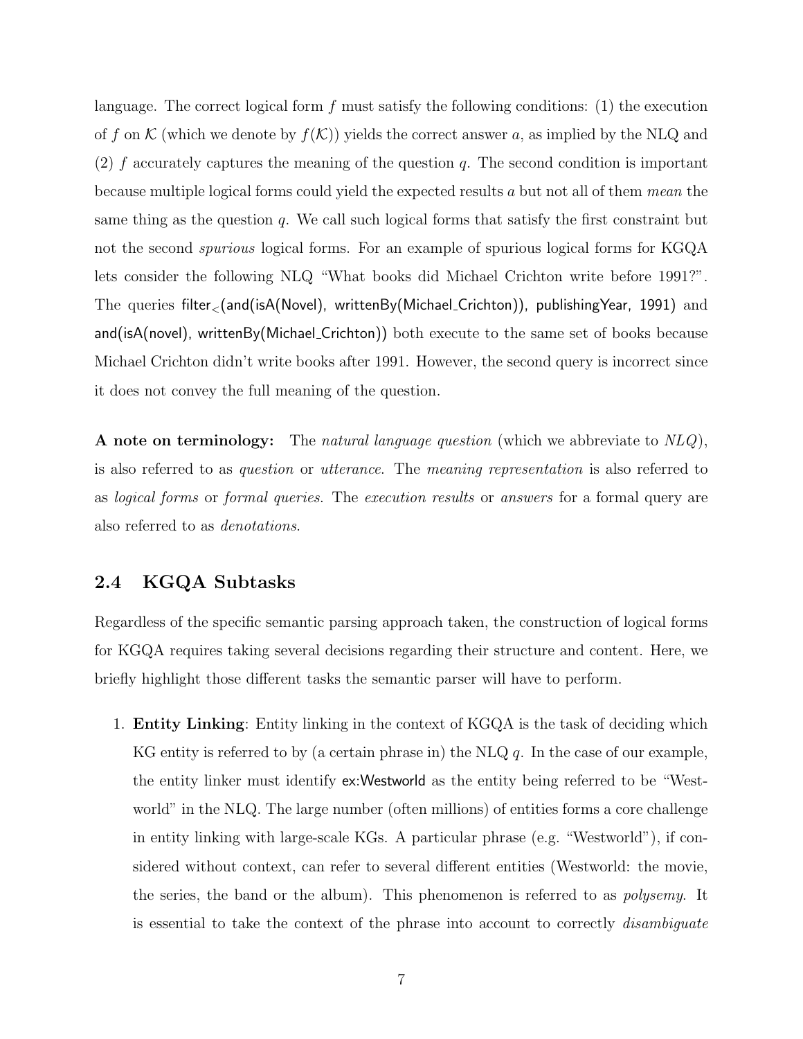language. The correct logical form $f$ must satisfy the following conditions: (1) the execution of $f$ on $\mathcal{K}$ (which we denote by $f(\mathcal{K})$) yields the correct answer $a$, as implied by the NLQ and (2) $f$ accurately captures the meaning of the question $q$. The second condition is important because multiple logical forms could yield the expected results $a$ but not all of them *mean* the same thing as the question $q$. We call such logical forms that satisfy the first constraint but not the second *spurious* logical forms. For an example of spurious logical forms for KGQA lets consider the following NLQ "What books did Michael Crichton write before 1991?". The queries $\text{filter}_<$(and(isA(Novel), writtenBy(Michael_Crichton)), publishingYear, 1991) and and(isA(novel), writtenBy(Michael_Crichton)) both execute to the same set of books because Michael Crichton didn't write books after 1991. However, the second query is incorrect since it does not convey the full meaning of the question.

**A note on terminology:** The *natural language question* (which we abbreviate to *NLQ*), is also referred to as *question* or *utterance*. The *meaning representation* is also referred to as *logical forms* or *formal queries*. The *execution results* or *answers* for a formal query are also referred to as *denotations*.

## 2.4 KGQA Subtasks

Regardless of the specific semantic parsing approach taken, the construction of logical forms for KGQA requires taking several decisions regarding their structure and content. Here, we briefly highlight those different tasks the semantic parser will have to perform.

1. **Entity Linking**: Entity linking in the context of KGQA is the task of deciding which KG entity is referred to by (a certain phrase in) the NLQ $q$. In the case of our example, the entity linker must identify ex:Westworld as the entity being referred to be "Westworld" in the NLQ. The large number (often millions) of entities forms a core challenge in entity linking with large-scale KGs. A particular phrase (e.g. "Westworld"), if considered without context, can refer to several different entities (Westworld: the movie, the series, the band or the album). This phenomenon is referred to as *polysemy*. It is essential to take the context of the phrase into account to correctly *disambiguate*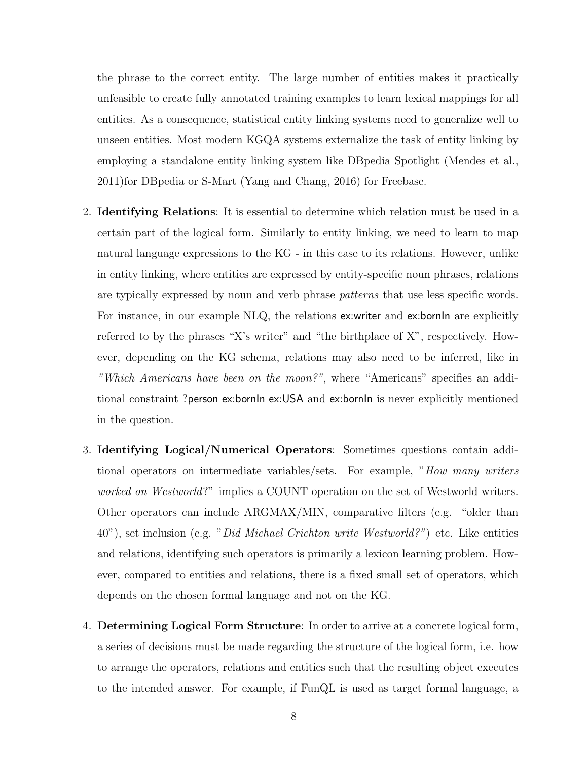the phrase to the correct entity. The large number of entities makes it practically unfeasible to create fully annotated training examples to learn lexical mappings for all entities. As a consequence, statistical entity linking systems need to generalize well to unseen entities. Most modern KGQA systems externalize the task of entity linking by employing a standalone entity linking system like DBpedia Spotlight (Mendes et al., 2011)for DBpedia or S-Mart (Yang and Chang, 2016) for Freebase.

2. **Identifying Relations**: It is essential to determine which relation must be used in a certain part of the logical form. Similarly to entity linking, we need to learn to map natural language expressions to the KG - in this case to its relations. However, unlike in entity linking, where entities are expressed by entity-specific noun phrases, relations are typically expressed by noun and verb phrase *patterns* that use less specific words. For instance, in our example NLQ, the relations ex:writer and ex:bornIn are explicitly referred to by the phrases "X's writer" and "the birthplace of X", respectively. However, depending on the KG schema, relations may also need to be inferred, like in *"Which Americans have been on the moon?"*, where "Americans" specifies an additional constraint ?person ex:bornIn ex:USA and ex:bornIn is never explicitly mentioned in the question.

3. **Identifying Logical/Numerical Operators**: Sometimes questions contain additional operators on intermediate variables/sets. For example, "*How many writers worked on Westworld*?" implies a COUNT operation on the set of Westworld writers. Other operators can include ARGMAX/MIN, comparative filters (e.g. "older than 40"), set inclusion (e.g. "*Did Michael Crichton write Westworld?"*) etc. Like entities and relations, identifying such operators is primarily a lexicon learning problem. However, compared to entities and relations, there is a fixed small set of operators, which depends on the chosen formal language and not on the KG.

4. **Determining Logical Form Structure**: In order to arrive at a concrete logical form, a series of decisions must be made regarding the structure of the logical form, i.e. how to arrange the operators, relations and entities such that the resulting object executes to the intended answer. For example, if FunQL is used as target formal language, a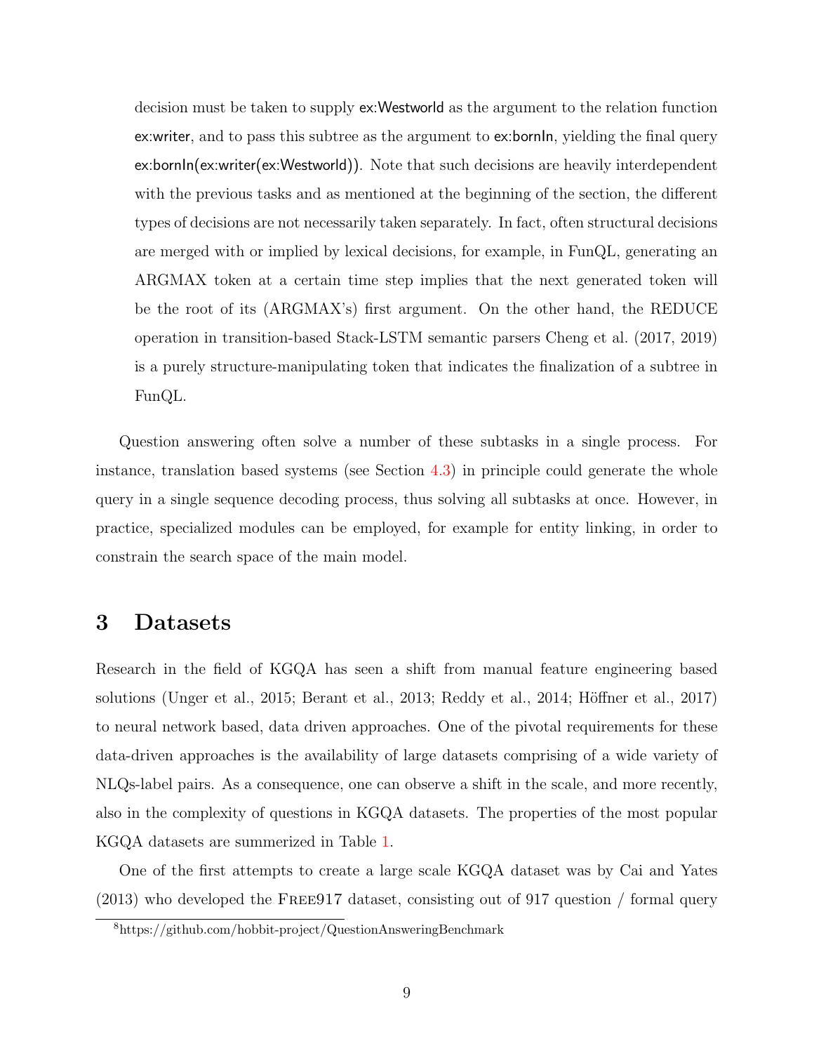decision must be taken to supply ex:Westworld as the argument to the relation function ex:writer, and to pass this subtree as the argument to ex:bornIn, yielding the final query ex:bornIn(ex:writer(ex:Westworld)). Note that such decisions are heavily interdependent with the previous tasks and as mentioned at the beginning of the section, the different types of decisions are not necessarily taken separately. In fact, often structural decisions are merged with or implied by lexical decisions, for example, in FunQL, generating an ARGMAX token at a certain time step implies that the next generated token will be the root of its (ARGMAX's) first argument. On the other hand, the REDUCE operation in transition-based Stack-LSTM semantic parsers Cheng et al. (2017, 2019) is a purely structure-manipulating token that indicates the finalization of a subtree in FunQL.

Question answering often solve a number of these subtasks in a single process. For instance, translation based systems (see Section 4.3) in principle could generate the whole query in a single sequence decoding process, thus solving all subtasks at once. However, in practice, specialized modules can be employed, for example for entity linking, in order to constrain the search space of the main model.

# 3 Datasets

Research in the field of KGQA has seen a shift from manual feature engineering based solutions (Unger et al., 2015; Berant et al., 2013; Reddy et al., 2014; Höffner et al., 2017) to neural network based, data driven approaches. One of the pivotal requirements for these data-driven approaches is the availability of large datasets comprising of a wide variety of NLQs-label pairs. As a consequence, one can observe a shift in the scale, and more recently, also in the complexity of questions in KGQA datasets. The properties of the most popular KGQA datasets are summerized in Table 1.

One of the first attempts to create a large scale KGQA dataset was by Cai and Yates (2013) who developed the FREE917 dataset, consisting out of 917 question / formal query

[8] https://github.com/hobbit-project/QuestionAnsweringBenchmark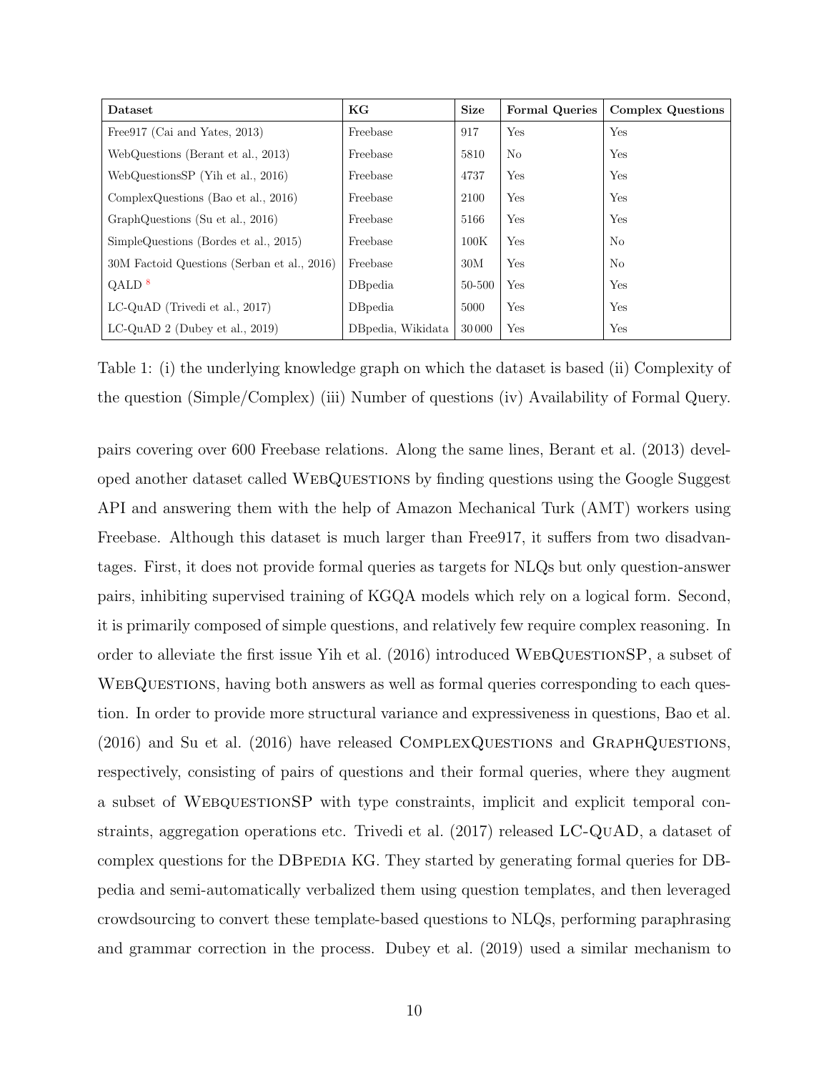| Dataset | KG | Size | Formal Queries | Complex Questions |
| --- | --- | --- | --- | --- |
| Free917 (Cai and Yates, 2013) | Freebase | 917 | Yes | Yes |
| WebQuestions (Berant et al., 2013) | Freebase | 5810 | No | Yes |
| WebQuestionsSP (Yih et al., 2016) | Freebase | 4737 | Yes | Yes |
| ComplexQuestions (Bao et al., 2016) | Freebase | 2100 | Yes | Yes |
| GraphQuestions (Su et al., 2016) | Freebase | 5166 | Yes | Yes |
| SimpleQuestions (Bordes et al., 2015) | Freebase | 100K | Yes | No |
| 30M Factoid Questions (Serban et al., 2016) | Freebase | 30M | Yes | No |
| QALD [8] | DBpedia | 50-500 | Yes | Yes |
| LC-QuAD (Trivedi et al., 2017) | DBpedia | 5000 | Yes | Yes |
| LC-QuAD 2 (Dubey et al., 2019) | DBpedia, Wikidata | 30 000 | Yes | Yes |

Table 1: (i) the underlying knowledge graph on which the dataset is based (ii) Complexity of the question (Simple/Complex) (iii) Number of questions (iv) Availability of Formal Query.

pairs covering over 600 Freebase relations. Along the same lines, Berant et al. (2013) developed another dataset called WebQuestions by finding questions using the Google Suggest API and answering them with the help of Amazon Mechanical Turk (AMT) workers using Freebase. Although this dataset is much larger than Free917, it suffers from two disadvantages. First, it does not provide formal queries as targets for NLQs but only question-answer pairs, inhibiting supervised training of KGQA models which rely on a logical form. Second, it is primarily composed of simple questions, and relatively few require complex reasoning. In order to alleviate the first issue Yih et al. (2016) introduced WebQuestionSP, a subset of WebQuestions, having both answers as well as formal queries corresponding to each question. In order to provide more structural variance and expressiveness in questions, Bao et al. (2016) and Su et al. (2016) have released ComplexQuestions and GraphQuestions, respectively, consisting of pairs of questions and their formal queries, where they augment a subset of WebquestionSP with type constraints, implicit and explicit temporal constraints, aggregation operations etc. Trivedi et al. (2017) released LC-QuAD, a dataset of complex questions for the DBpedia KG. They started by generating formal queries for DBpedia and semi-automatically verbalized them using question templates, and then leveraged crowdsourcing to convert these template-based questions to NLQs, performing paraphrasing and grammar correction in the process. Dubey et al. (2019) used a similar mechanism to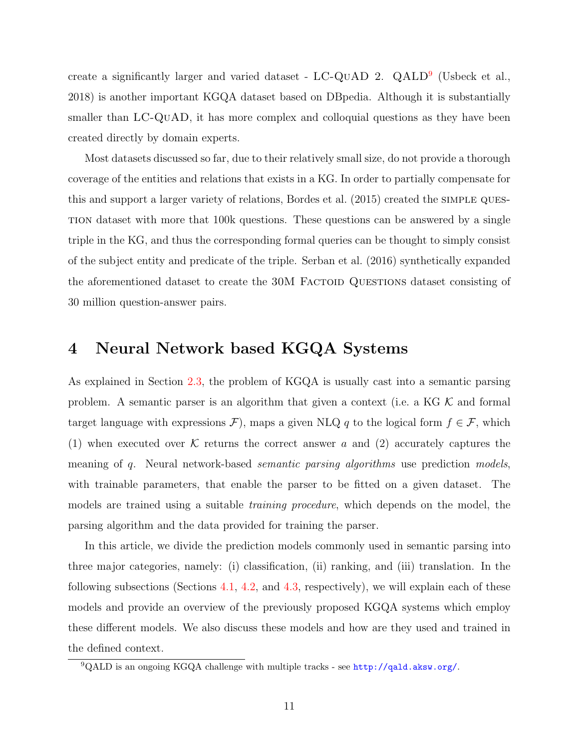create a significantly larger and varied dataset - LC-QuAD 2. QALD[9] (Usbeck et al., 2018) is another important KGQA dataset based on DBpedia. Although it is substantially smaller than LC-QuAD, it has more complex and colloquial questions as they have been created directly by domain experts.

Most datasets discussed so far, due to their relatively small size, do not provide a thorough coverage of the entities and relations that exists in a KG. In order to partially compensate for this and support a larger variety of relations, Bordes et al. (2015) created the SIMPLE QUESTION dataset with more that 100k questions. These questions can be answered by a single triple in the KG, and thus the corresponding formal queries can be thought to simply consist of the subject entity and predicate of the triple. Serban et al. (2016) synthetically expanded the aforementioned dataset to create the 30M FACTOID QUESTIONS dataset consisting of 30 million question-answer pairs.

# 4 Neural Network based KGQA Systems

As explained in Section 2.3, the problem of KGQA is usually cast into a semantic parsing problem. A semantic parser is an algorithm that given a context (i.e. a KG $\mathcal{K}$ and formal target language with expressions $\mathcal{F}$), maps a given NLQ $q$ to the logical form $f \in \mathcal{F}$, which (1) when executed over $\mathcal{K}$ returns the correct answer $a$ and (2) accurately captures the meaning of $q$. Neural network-based *semantic parsing algorithms* use prediction *models*, with trainable parameters, that enable the parser to be fitted on a given dataset. The models are trained using a suitable *training procedure*, which depends on the model, the parsing algorithm and the data provided for training the parser.

In this article, we divide the prediction models commonly used in semantic parsing into three major categories, namely: (i) classification, (ii) ranking, and (iii) translation. In the following subsections (Sections 4.1, 4.2, and 4.3, respectively), we will explain each of these models and provide an overview of the previously proposed KGQA systems which employ these different models. We also discuss these models and how are they used and trained in the defined context.

[9] QALD is an ongoing KGQA challenge with multiple tracks - see http://qald.aksw.org/.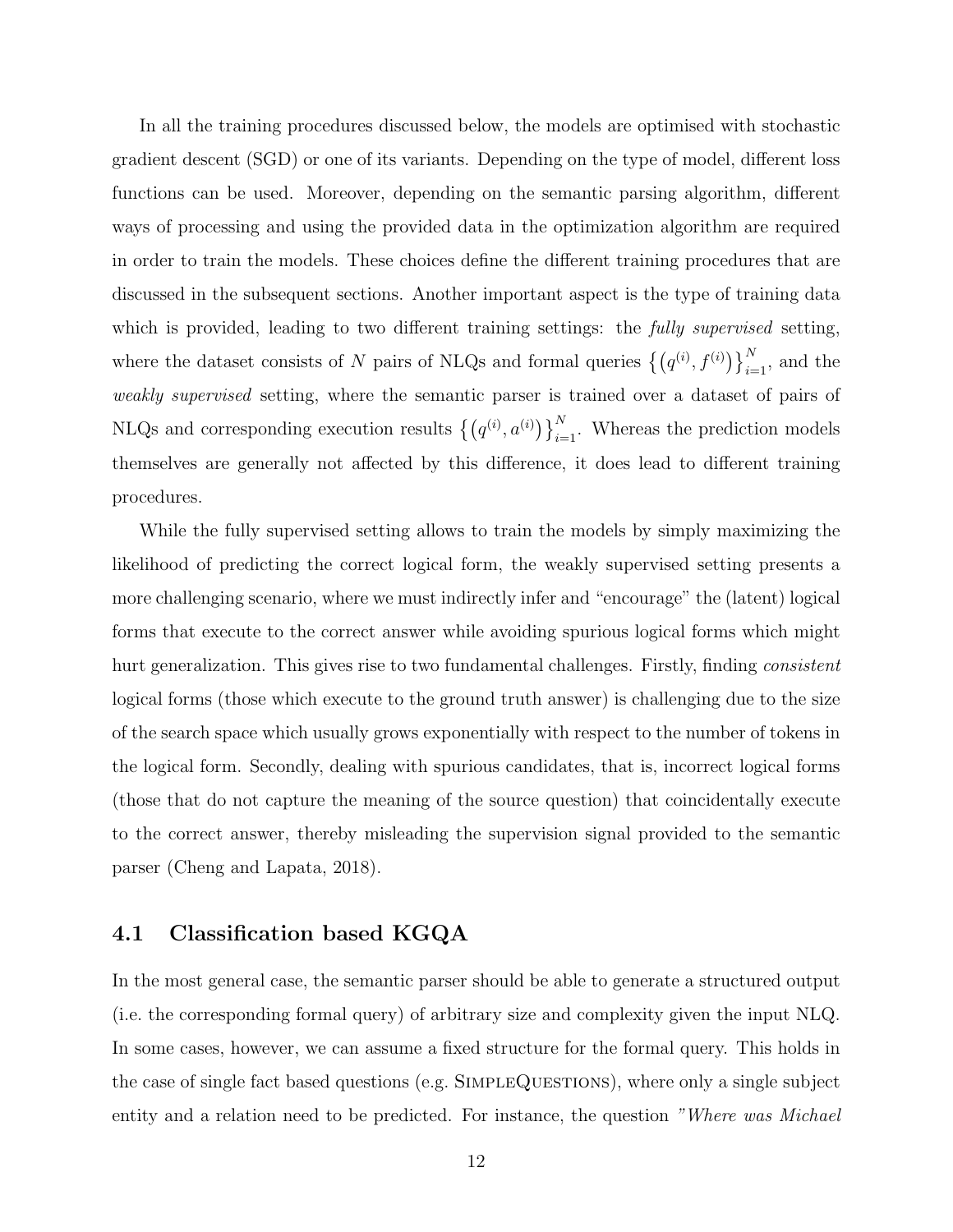In all the training procedures discussed below, the models are optimised with stochastic gradient descent (SGD) or one of its variants. Depending on the type of model, different loss functions can be used. Moreover, depending on the semantic parsing algorithm, different ways of processing and using the provided data in the optimization algorithm are required in order to train the models. These choices define the different training procedures that are discussed in the subsequent sections. Another important aspect is the type of training data which is provided, leading to two different training settings: the *fully supervised* setting, where the dataset consists of $N$ pairs of NLQs and formal queries $\left\{\left(q^{(i)}, f^{(i)}\right)\right\}_{i=1}^{N}$, and the *weakly supervised* setting, where the semantic parser is trained over a dataset of pairs of NLQs and corresponding execution results $\left\{\left(q^{(i)}, a^{(i)}\right)\right\}_{i=1}^{N}$. Whereas the prediction models themselves are generally not affected by this difference, it does lead to different training procedures.

While the fully supervised setting allows to train the models by simply maximizing the likelihood of predicting the correct logical form, the weakly supervised setting presents a more challenging scenario, where we must indirectly infer and "encourage" the (latent) logical forms that execute to the correct answer while avoiding spurious logical forms which might hurt generalization. This gives rise to two fundamental challenges. Firstly, finding *consistent* logical forms (those which execute to the ground truth answer) is challenging due to the size of the search space which usually grows exponentially with respect to the number of tokens in the logical form. Secondly, dealing with spurious candidates, that is, incorrect logical forms (those that do not capture the meaning of the source question) that coincidentally execute to the correct answer, thereby misleading the supervision signal provided to the semantic parser (Cheng and Lapata, 2018).

## 4.1 Classification based KGQA

In the most general case, the semantic parser should be able to generate a structured output (i.e. the corresponding formal query) of arbitrary size and complexity given the input NLQ. In some cases, however, we can assume a fixed structure for the formal query. This holds in the case of single fact based questions (e.g. SimpleQuestions), where only a single subject entity and a relation need to be predicted. For instance, the question *"Where was Michael*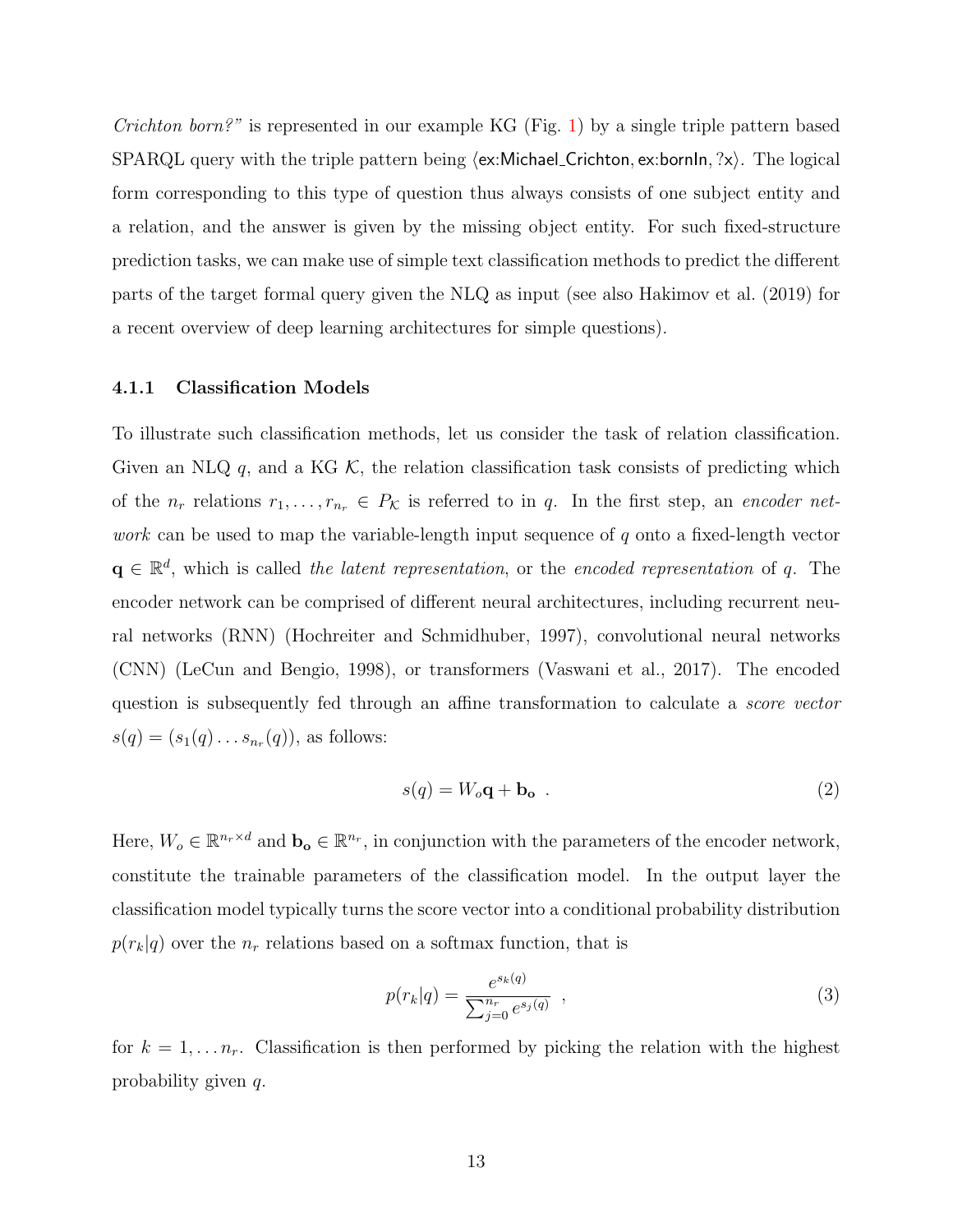*Crichton born?"* is represented in our example KG (Fig. 1) by a single triple pattern based SPARQL query with the triple pattern being ⟨ex:Michael_Crichton, ex:bornIn, ?x⟩. The logical form corresponding to this type of question thus always consists of one subject entity and a relation, and the answer is given by the missing object entity. For such fixed-structure prediction tasks, we can make use of simple text classification methods to predict the different parts of the target formal query given the NLQ as input (see also Hakimov et al. (2019) for a recent overview of deep learning architectures for simple questions).

### 4.1.1 Classification Models

To illustrate such classification methods, let us consider the task of relation classification. Given an NLQ $q$, and a KG $\mathcal{K}$, the relation classification task consists of predicting which of the $n_r$ relations $r_1, \ldots, r_{n_r} \in P_\mathcal{K}$ is referred to in $q$. In the first step, an *encoder network* can be used to map the variable-length input sequence of $q$ onto a fixed-length vector $\mathbf{q} \in \mathbb{R}^d$, which is called *the latent representation*, or the *encoded representation* of $q$. The encoder network can be comprised of different neural architectures, including recurrent neural networks (RNN) (Hochreiter and Schmidhuber, 1997), convolutional neural networks (CNN) (LeCun and Bengio, 1998), or transformers (Vaswani et al., 2017). The encoded question is subsequently fed through an affine transformation to calculate a *score vector* $s(q) = (s_1(q) \ldots s_{n_r}(q))$, as follows:

$$s(q) = W_o \mathbf{q} + \mathbf{b_o} \ . \tag{2}$$

Here, $W_o \in \mathbb{R}^{n_r \times d}$ and $\mathbf{b_o} \in \mathbb{R}^{n_r}$, in conjunction with the parameters of the encoder network, constitute the trainable parameters of the classification model. In the output layer the classification model typically turns the score vector into a conditional probability distribution $p(r_k|q)$ over the $n_r$ relations based on a softmax function, that is

$$p(r_k|q) = \frac{e^{s_k(q)}}{\sum_{j=0}^{n_r} e^{s_j(q)}} \ , \tag{3}$$

for $k = 1, \ldots n_r$. Classification is then performed by picking the relation with the highest probability given $q$.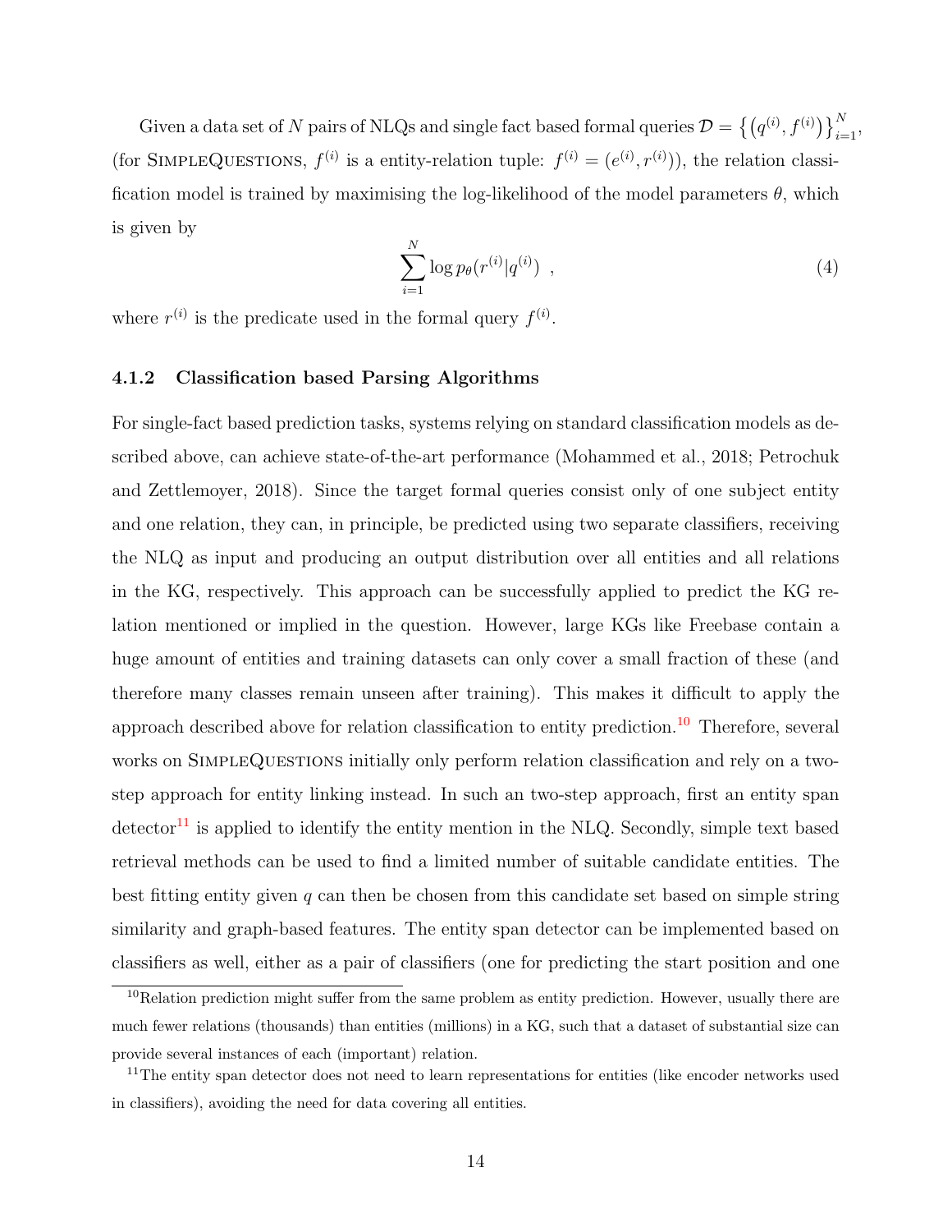Given a data set of $N$ pairs of NLQs and single fact based formal queries $\mathcal{D} = \left\{\left(q^{(i)}, f^{(i)}\right)\right\}_{i=1}^{N}$, (for SimpleQuestions, $f^{(i)}$ is a entity-relation tuple: $f^{(i)} = (e^{(i)}, r^{(i)})$), the relation classification model is trained by maximising the log-likelihood of the model parameters $\theta$, which is given by

$$\sum_{i=1}^{N} \log p_\theta(r^{(i)}|q^{(i)}) \quad , \tag{4}$$

where $r^{(i)}$ is the predicate used in the formal query $f^{(i)}$.

### 4.1.2 Classification based Parsing Algorithms

For single-fact based prediction tasks, systems relying on standard classification models as described above, can achieve state-of-the-art performance (Mohammed et al., 2018; Petrochuk and Zettlemoyer, 2018). Since the target formal queries consist only of one subject entity and one relation, they can, in principle, be predicted using two separate classifiers, receiving the NLQ as input and producing an output distribution over all entities and all relations in the KG, respectively. This approach can be successfully applied to predict the KG relation mentioned or implied in the question. However, large KGs like Freebase contain a huge amount of entities and training datasets can only cover a small fraction of these (and therefore many classes remain unseen after training). This makes it difficult to apply the approach described above for relation classification to entity prediction.[10] Therefore, several works on SimpleQuestions initially only perform relation classification and rely on a two-step approach for entity linking instead. In such an two-step approach, first an entity span detector[11] is applied to identify the entity mention in the NLQ. Secondly, simple text based retrieval methods can be used to find a limited number of suitable candidate entities. The best fitting entity given $q$ can then be chosen from this candidate set based on simple string similarity and graph-based features. The entity span detector can be implemented based on classifiers as well, either as a pair of classifiers (one for predicting the start position and one

[10] Relation prediction might suffer from the same problem as entity prediction. However, usually there are much fewer relations (thousands) than entities (millions) in a KG, such that a dataset of substantial size can provide several instances of each (important) relation.

[11] The entity span detector does not need to learn representations for entities (like encoder networks used in classifiers), avoiding the need for data covering all entities.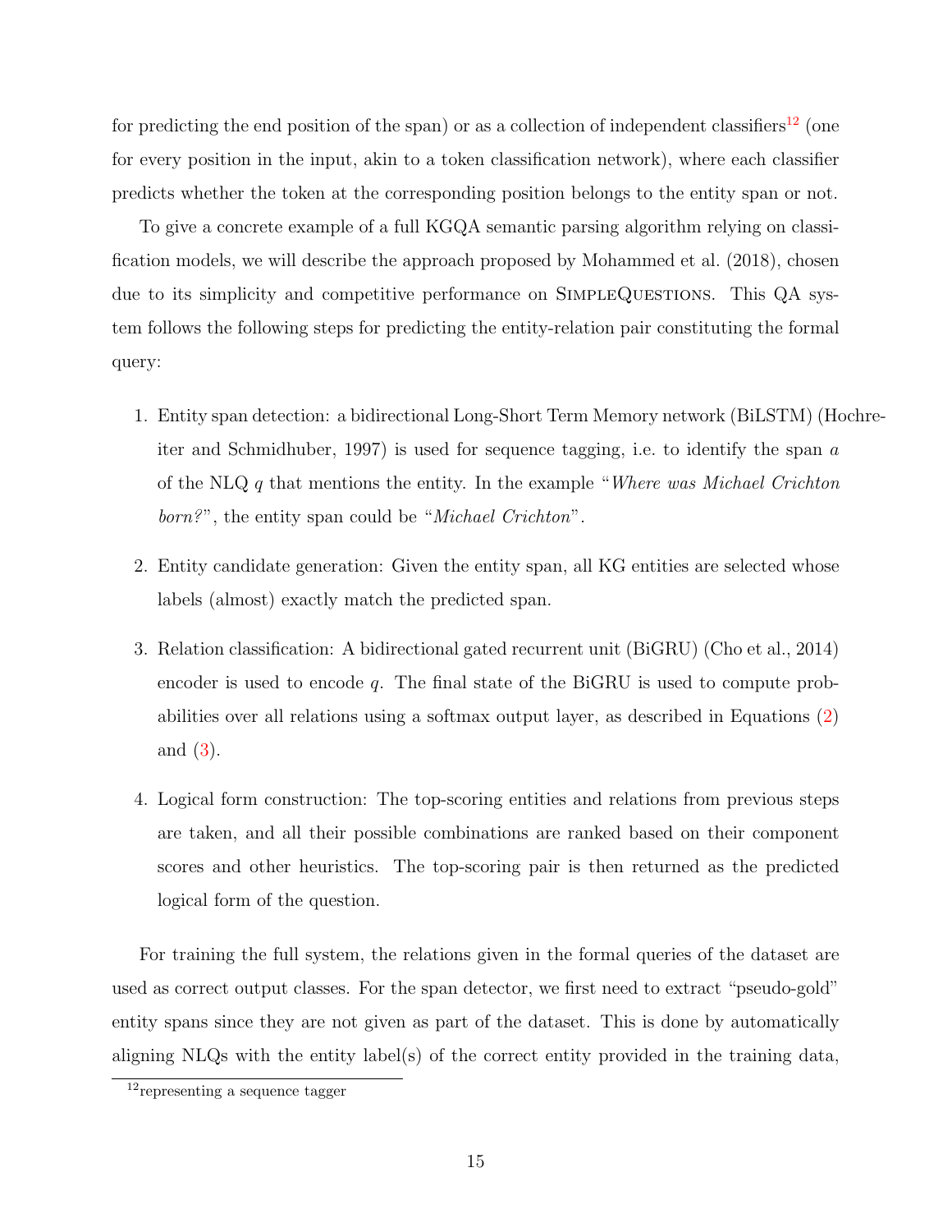for predicting the end position of the span) or as a collection of independent classifiers[12] (one for every position in the input, akin to a token classification network), where each classifier predicts whether the token at the corresponding position belongs to the entity span or not.

To give a concrete example of a full KGQA semantic parsing algorithm relying on classification models, we will describe the approach proposed by Mohammed et al. (2018), chosen due to its simplicity and competitive performance on SimpleQuestions. This QA system follows the following steps for predicting the entity-relation pair constituting the formal query:

1. Entity span detection: a bidirectional Long-Short Term Memory network (BiLSTM) (Hochreiter and Schmidhuber, 1997) is used for sequence tagging, i.e. to identify the span $a$ of the NLQ $q$ that mentions the entity. In the example "*Where was Michael Crichton born?*", the entity span could be "*Michael Crichton*".

2. Entity candidate generation: Given the entity span, all KG entities are selected whose labels (almost) exactly match the predicted span.

3. Relation classification: A bidirectional gated recurrent unit (BiGRU) (Cho et al., 2014) encoder is used to encode $q$. The final state of the BiGRU is used to compute probabilities over all relations using a softmax output layer, as described in Equations (2) and (3).

4. Logical form construction: The top-scoring entities and relations from previous steps are taken, and all their possible combinations are ranked based on their component scores and other heuristics. The top-scoring pair is then returned as the predicted logical form of the question.

For training the full system, the relations given in the formal queries of the dataset are used as correct output classes. For the span detector, we first need to extract "pseudo-gold" entity spans since they are not given as part of the dataset. This is done by automatically aligning NLQs with the entity label(s) of the correct entity provided in the training data,

[12] representing a sequence tagger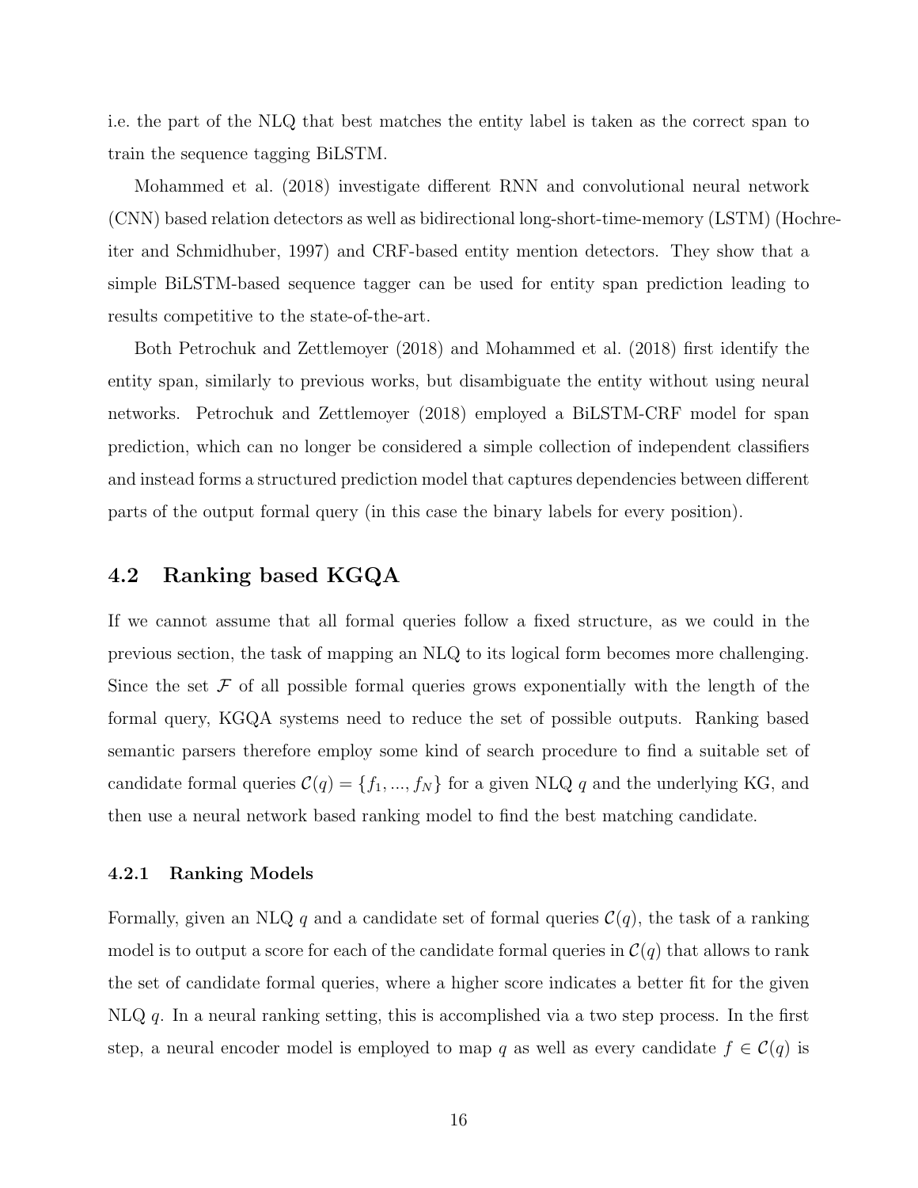i.e. the part of the NLQ that best matches the entity label is taken as the correct span to train the sequence tagging BiLSTM.

Mohammed et al. (2018) investigate different RNN and convolutional neural network (CNN) based relation detectors as well as bidirectional long-short-time-memory (LSTM) (Hochreiter and Schmidhuber, 1997) and CRF-based entity mention detectors. They show that a simple BiLSTM-based sequence tagger can be used for entity span prediction leading to results competitive to the state-of-the-art.

Both Petrochuk and Zettlemoyer (2018) and Mohammed et al. (2018) first identify the entity span, similarly to previous works, but disambiguate the entity without using neural networks. Petrochuk and Zettlemoyer (2018) employed a BiLSTM-CRF model for span prediction, which can no longer be considered a simple collection of independent classifiers and instead forms a structured prediction model that captures dependencies between different parts of the output formal query (in this case the binary labels for every position).

## 4.2 Ranking based KGQA

If we cannot assume that all formal queries follow a fixed structure, as we could in the previous section, the task of mapping an NLQ to its logical form becomes more challenging. Since the set $\mathcal{F}$ of all possible formal queries grows exponentially with the length of the formal query, KGQA systems need to reduce the set of possible outputs. Ranking based semantic parsers therefore employ some kind of search procedure to find a suitable set of candidate formal queries $\mathcal{C}(q) = \{f_1, ..., f_N\}$ for a given NLQ $q$ and the underlying KG, and then use a neural network based ranking model to find the best matching candidate.

### 4.2.1 Ranking Models

Formally, given an NLQ $q$ and a candidate set of formal queries $\mathcal{C}(q)$, the task of a ranking model is to output a score for each of the candidate formal queries in $\mathcal{C}(q)$ that allows to rank the set of candidate formal queries, where a higher score indicates a better fit for the given NLQ $q$. In a neural ranking setting, this is accomplished via a two step process. In the first step, a neural encoder model is employed to map $q$ as well as every candidate $f \in \mathcal{C}(q)$ is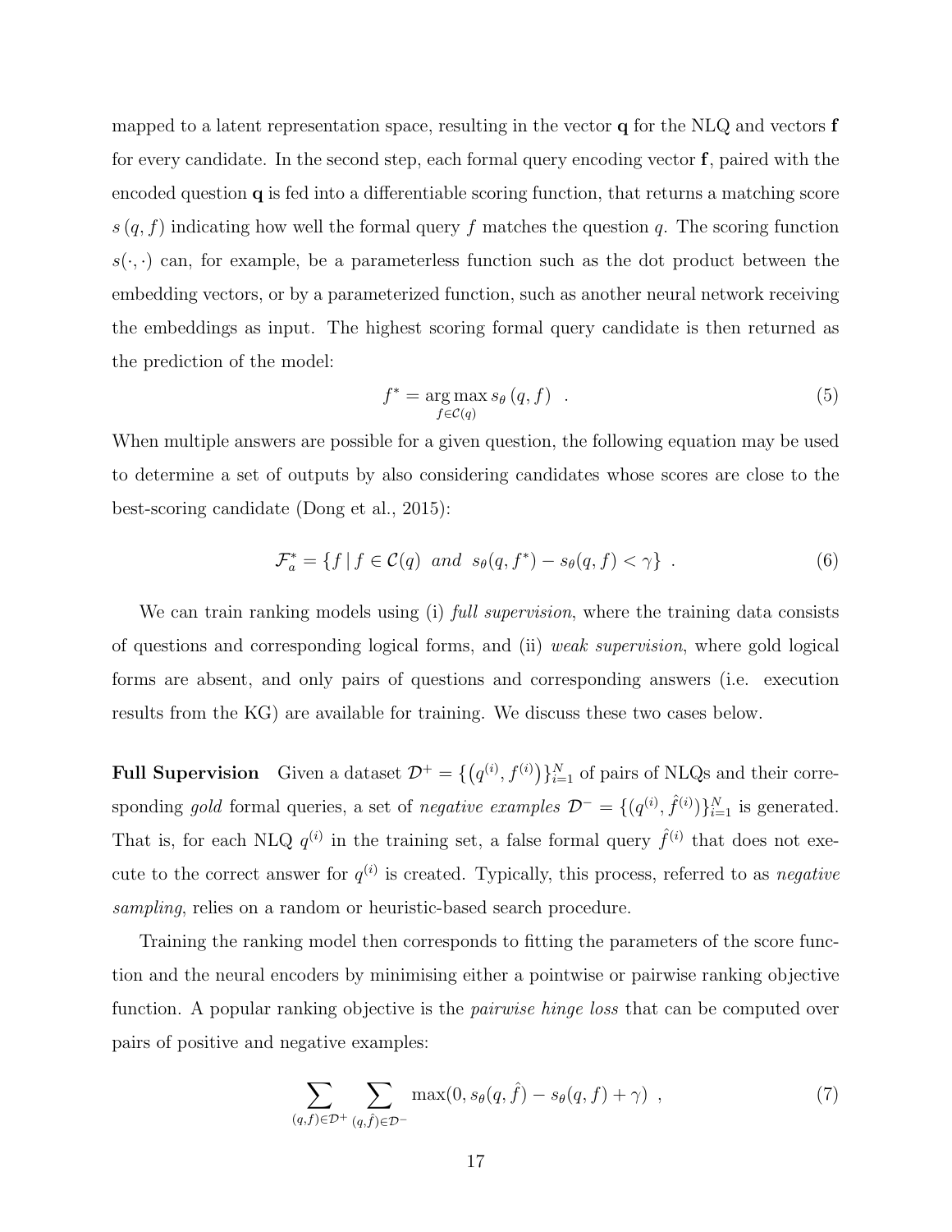mapped to a latent representation space, resulting in the vector $\mathbf{q}$ for the NLQ and vectors $\mathbf{f}$ for every candidate. In the second step, each formal query encoding vector $\mathbf{f}$, paired with the encoded question $\mathbf{q}$ is fed into a differentiable scoring function, that returns a matching score $s\,(q, f)$ indicating how well the formal query $f$ matches the question $q$. The scoring function $s(\cdot, \cdot)$ can, for example, be a parameterless function such as the dot product between the embedding vectors, or by a parameterized function, such as another neural network receiving the embeddings as input. The highest scoring formal query candidate is then returned as the prediction of the model:

$$f^* = \underset{f \in \mathcal{C}(q)}{\arg\max}\, s_\theta\,(q, f) \quad . \tag{5}$$

When multiple answers are possible for a given question, the following equation may be used to determine a set of outputs by also considering candidates whose scores are close to the best-scoring candidate (Dong et al., 2015):

$$\mathcal{F}_a^* = \{ f \mid f \in \mathcal{C}(q) \;\; and \;\; s_\theta(q, f^*) - s_\theta(q, f) < \gamma \} \;\; . \tag{6}$$

We can train ranking models using (i) *full supervision*, where the training data consists of questions and corresponding logical forms, and (ii) *weak supervision*, where gold logical forms are absent, and only pairs of questions and corresponding answers (i.e. execution results from the KG) are available for training. We discuss these two cases below.

**Full Supervision** Given a dataset $\mathcal{D}^+ = \{\left(q^{(i)}, f^{(i)}\right)\}_{i=1}^N$ of pairs of NLQs and their corresponding *gold* formal queries, a set of *negative examples* $\mathcal{D}^- = \{(q^{(i)}, \hat{f}^{(i)})\}_{i=1}^N$ is generated. That is, for each NLQ $q^{(i)}$ in the training set, a false formal query $\hat{f}^{(i)}$ that does not execute to the correct answer for $q^{(i)}$ is created. Typically, this process, referred to as *negative sampling*, relies on a random or heuristic-based search procedure.

Training the ranking model then corresponds to fitting the parameters of the score function and the neural encoders by minimising either a pointwise or pairwise ranking objective function. A popular ranking objective is the *pairwise hinge loss* that can be computed over pairs of positive and negative examples:

$$\sum_{(q,f) \in \mathcal{D}^+} \; \sum_{(q,\hat{f}) \in \mathcal{D}^-} \max(0, s_\theta(q, \hat{f}) - s_\theta(q, f) + \gamma) \;\; , \tag{7}$$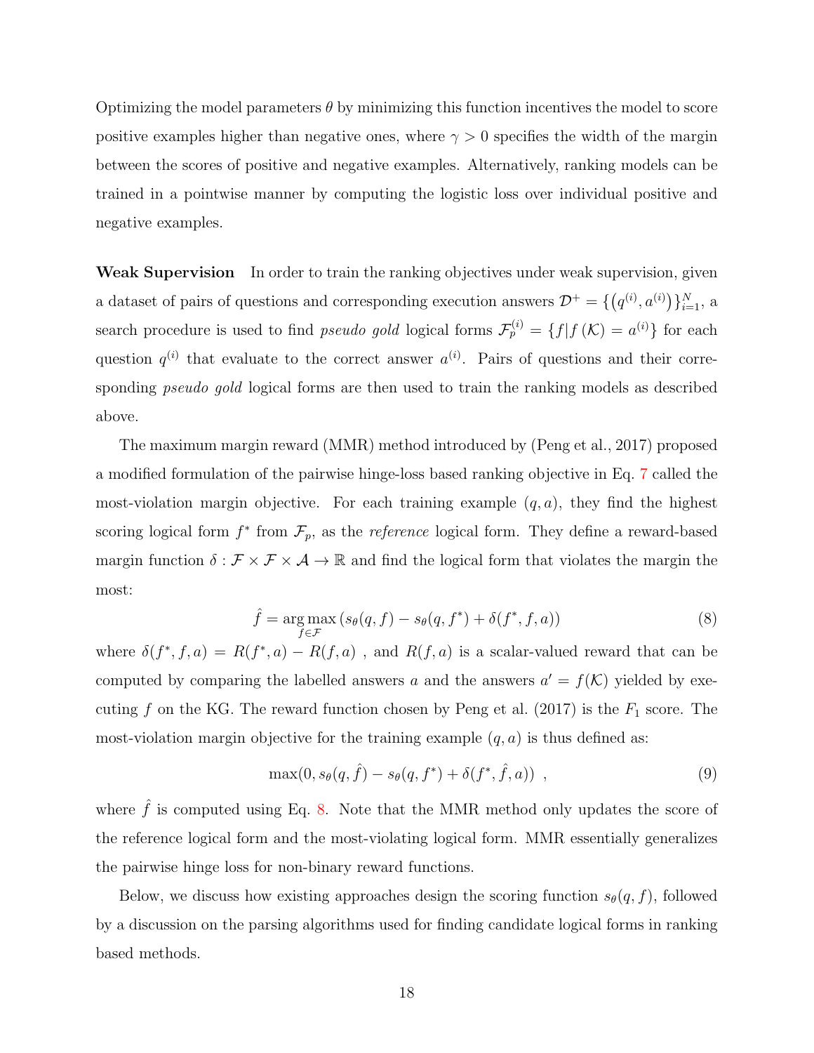Optimizing the model parameters $\theta$ by minimizing this function incentives the model to score positive examples higher than negative ones, where $\gamma > 0$ specifies the width of the margin between the scores of positive and negative examples. Alternatively, ranking models can be trained in a pointwise manner by computing the logistic loss over individual positive and negative examples.

**Weak Supervision** In order to train the ranking objectives under weak supervision, given a dataset of pairs of questions and corresponding execution answers $\mathcal{D}^+ = \{(q^{(i)}, a^{(i)})\}_{i=1}^N$, a search procedure is used to find *pseudo gold* logical forms $\mathcal{F}_p^{(i)} = \{f | f(\mathcal{K}) = a^{(i)}\}$ for each question $q^{(i)}$ that evaluate to the correct answer $a^{(i)}$. Pairs of questions and their corresponding *pseudo gold* logical forms are then used to train the ranking models as described above.

The maximum margin reward (MMR) method introduced by (Peng et al., 2017) proposed a modified formulation of the pairwise hinge-loss based ranking objective in Eq. 7 called the most-violation margin objective. For each training example $(q, a)$, they find the highest scoring logical form $f^*$ from $\mathcal{F}_p$, as the *reference* logical form. They define a reward-based margin function $\delta : \mathcal{F} \times \mathcal{F} \times \mathcal{A} \rightarrow \mathbb{R}$ and find the logical form that violates the margin the most:

$$\hat{f} = \arg\max_{f \in \mathcal{F}} \left( s_\theta(q, f) - s_\theta(q, f^*) + \delta(f^*, f, a) \right) \tag{8}$$

where $\delta(f^*, f, a) = R(f^*, a) - R(f, a)$ , and $R(f, a)$ is a scalar-valued reward that can be computed by comparing the labelled answers $a$ and the answers $a' = f(\mathcal{K})$ yielded by executing $f$ on the KG. The reward function chosen by Peng et al. (2017) is the $F_1$ score. The most-violation margin objective for the training example $(q, a)$ is thus defined as:

$$\max(0, s_\theta(q, \hat{f}) - s_\theta(q, f^*) + \delta(f^*, \hat{f}, a)) \ , \tag{9}$$

where $\hat{f}$ is computed using Eq. 8. Note that the MMR method only updates the score of the reference logical form and the most-violating logical form. MMR essentially generalizes the pairwise hinge loss for non-binary reward functions.

Below, we discuss how existing approaches design the scoring function $s_\theta(q, f)$, followed by a discussion on the parsing algorithms used for finding candidate logical forms in ranking based methods.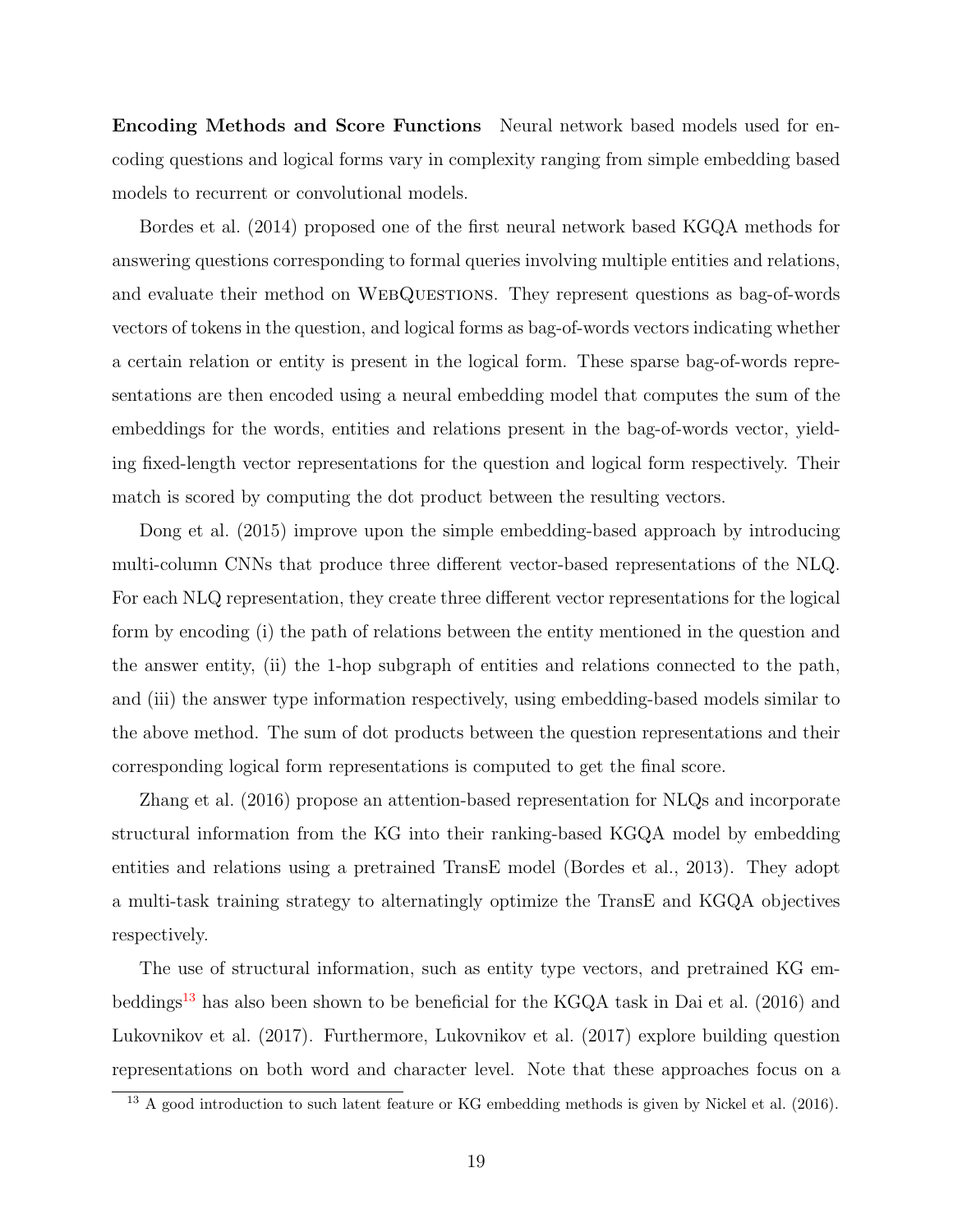**Encoding Methods and Score Functions** Neural network based models used for encoding questions and logical forms vary in complexity ranging from simple embedding based models to recurrent or convolutional models.

Bordes et al. (2014) proposed one of the first neural network based KGQA methods for answering questions corresponding to formal queries involving multiple entities and relations, and evaluate their method on WebQuestions. They represent questions as bag-of-words vectors of tokens in the question, and logical forms as bag-of-words vectors indicating whether a certain relation or entity is present in the logical form. These sparse bag-of-words representations are then encoded using a neural embedding model that computes the sum of the embeddings for the words, entities and relations present in the bag-of-words vector, yielding fixed-length vector representations for the question and logical form respectively. Their match is scored by computing the dot product between the resulting vectors.

Dong et al. (2015) improve upon the simple embedding-based approach by introducing multi-column CNNs that produce three different vector-based representations of the NLQ. For each NLQ representation, they create three different vector representations for the logical form by encoding (i) the path of relations between the entity mentioned in the question and the answer entity, (ii) the 1-hop subgraph of entities and relations connected to the path, and (iii) the answer type information respectively, using embedding-based models similar to the above method. The sum of dot products between the question representations and their corresponding logical form representations is computed to get the final score.

Zhang et al. (2016) propose an attention-based representation for NLQs and incorporate structural information from the KG into their ranking-based KGQA model by embedding entities and relations using a pretrained TransE model (Bordes et al., 2013). They adopt a multi-task training strategy to alternatingly optimize the TransE and KGQA objectives respectively.

The use of structural information, such as entity type vectors, and pretrained KG embeddings[13] has also been shown to be beneficial for the KGQA task in Dai et al. (2016) and Lukovnikov et al. (2017). Furthermore, Lukovnikov et al. (2017) explore building question representations on both word and character level. Note that these approaches focus on a

[13] A good introduction to such latent feature or KG embedding methods is given by Nickel et al. (2016).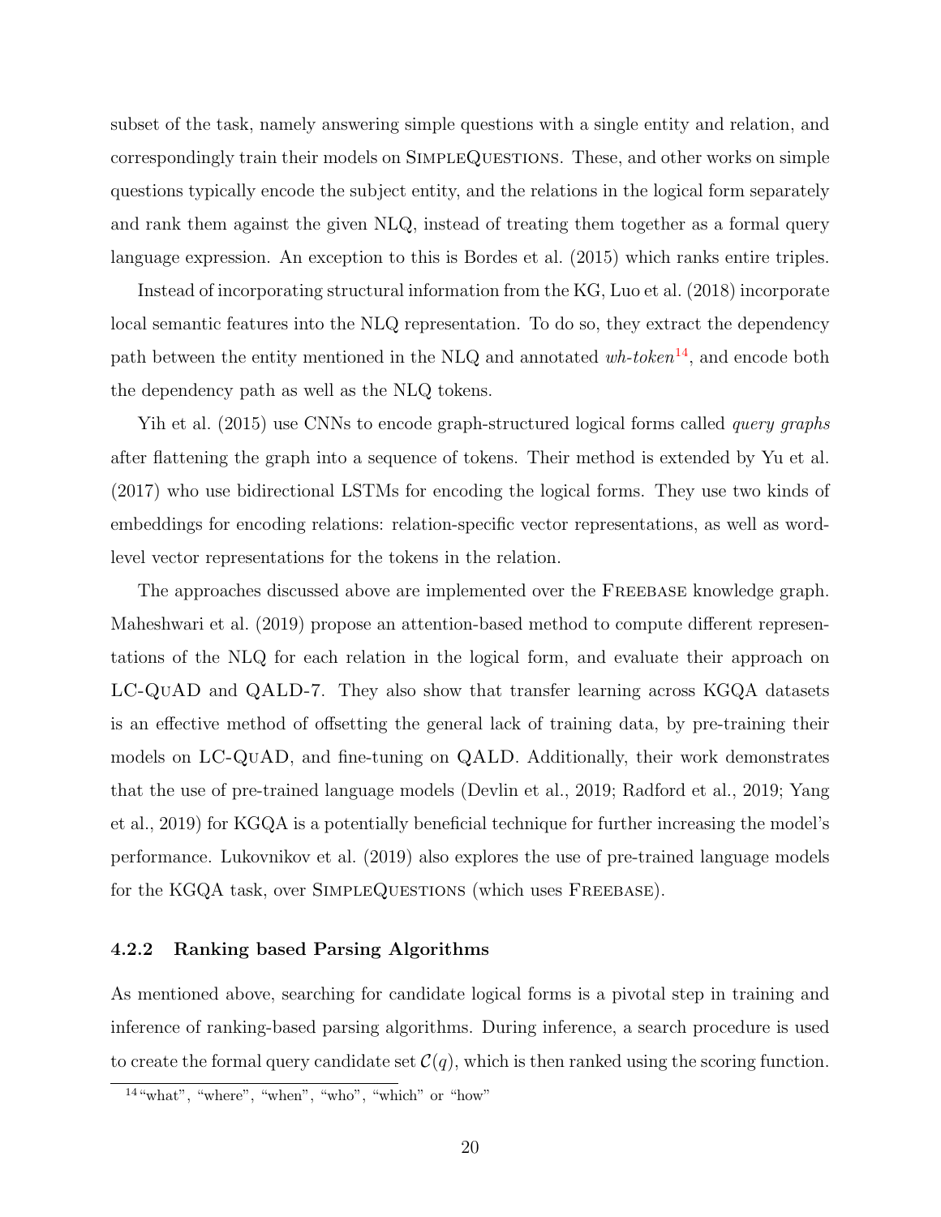subset of the task, namely answering simple questions with a single entity and relation, and correspondingly train their models on SimpleQuestions. These, and other works on simple questions typically encode the subject entity, and the relations in the logical form separately and rank them against the given NLQ, instead of treating them together as a formal query language expression. An exception to this is Bordes et al. (2015) which ranks entire triples.

Instead of incorporating structural information from the KG, Luo et al. (2018) incorporate local semantic features into the NLQ representation. To do so, they extract the dependency path between the entity mentioned in the NLQ and annotated *wh-token*[14], and encode both the dependency path as well as the NLQ tokens.

Yih et al. (2015) use CNNs to encode graph-structured logical forms called *query graphs* after flattening the graph into a sequence of tokens. Their method is extended by Yu et al. (2017) who use bidirectional LSTMs for encoding the logical forms. They use two kinds of embeddings for encoding relations: relation-specific vector representations, as well as word-level vector representations for the tokens in the relation.

The approaches discussed above are implemented over the Freebase knowledge graph. Maheshwari et al. (2019) propose an attention-based method to compute different representations of the NLQ for each relation in the logical form, and evaluate their approach on LC-QuAD and QALD-7. They also show that transfer learning across KGQA datasets is an effective method of offsetting the general lack of training data, by pre-training their models on LC-QuAD, and fine-tuning on QALD. Additionally, their work demonstrates that the use of pre-trained language models (Devlin et al., 2019; Radford et al., 2019; Yang et al., 2019) for KGQA is a potentially beneficial technique for further increasing the model's performance. Lukovnikov et al. (2019) also explores the use of pre-trained language models for the KGQA task, over SimpleQuestions (which uses Freebase).

### 4.2.2 Ranking based Parsing Algorithms

As mentioned above, searching for candidate logical forms is a pivotal step in training and inference of ranking-based parsing algorithms. During inference, a search procedure is used to create the formal query candidate set $\mathcal{C}(q)$, which is then ranked using the scoring function.

[14] "what", "where", "when", "who", "which" or "how"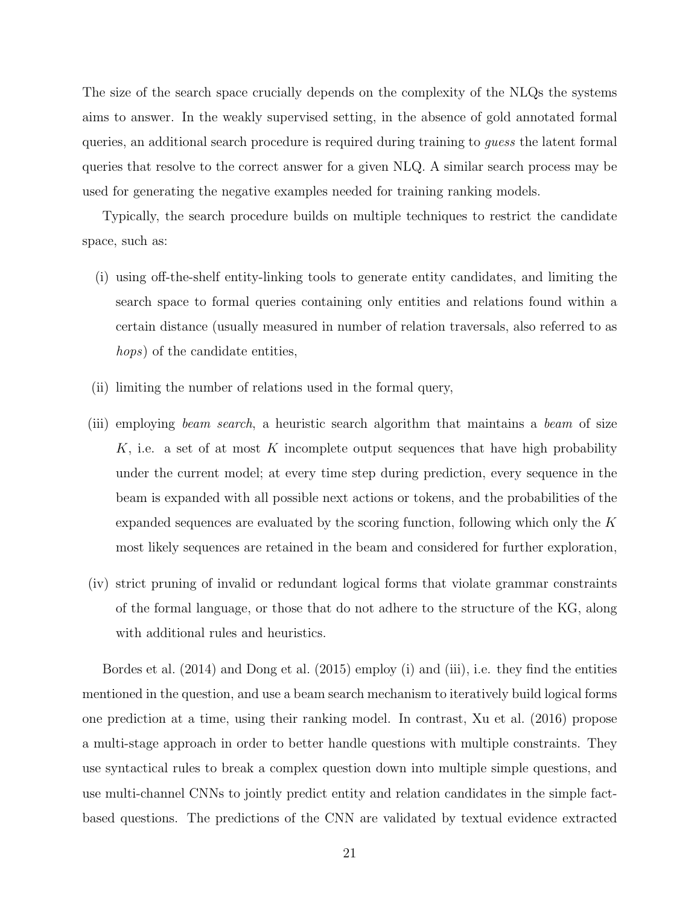The size of the search space crucially depends on the complexity of the NLQs the systems aims to answer. In the weakly supervised setting, in the absence of gold annotated formal queries, an additional search procedure is required during training to *guess* the latent formal queries that resolve to the correct answer for a given NLQ. A similar search process may be used for generating the negative examples needed for training ranking models.

Typically, the search procedure builds on multiple techniques to restrict the candidate space, such as:

(i) using off-the-shelf entity-linking tools to generate entity candidates, and limiting the search space to formal queries containing only entities and relations found within a certain distance (usually measured in number of relation traversals, also referred to as *hops*) of the candidate entities,

(ii) limiting the number of relations used in the formal query,

(iii) employing *beam search*, a heuristic search algorithm that maintains a *beam* of size $K$, i.e. a set of at most $K$ incomplete output sequences that have high probability under the current model; at every time step during prediction, every sequence in the beam is expanded with all possible next actions or tokens, and the probabilities of the expanded sequences are evaluated by the scoring function, following which only the $K$ most likely sequences are retained in the beam and considered for further exploration,

(iv) strict pruning of invalid or redundant logical forms that violate grammar constraints of the formal language, or those that do not adhere to the structure of the KG, along with additional rules and heuristics.

Bordes et al. (2014) and Dong et al. (2015) employ (i) and (iii), i.e. they find the entities mentioned in the question, and use a beam search mechanism to iteratively build logical forms one prediction at a time, using their ranking model. In contrast, Xu et al. (2016) propose a multi-stage approach in order to better handle questions with multiple constraints. They use syntactical rules to break a complex question down into multiple simple questions, and use multi-channel CNNs to jointly predict entity and relation candidates in the simple fact-based questions. The predictions of the CNN are validated by textual evidence extracted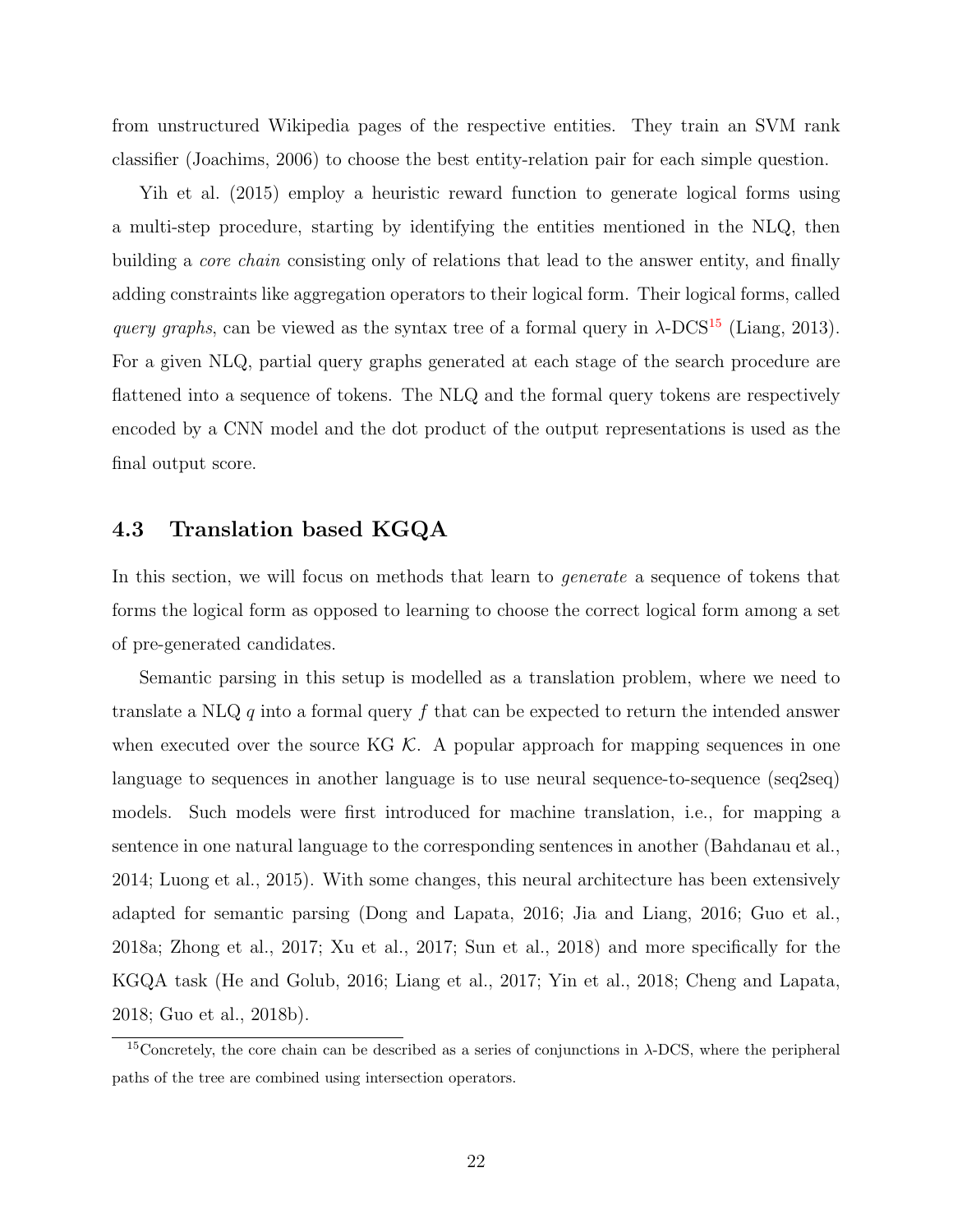from unstructured Wikipedia pages of the respective entities. They train an SVM rank classifier (Joachims, 2006) to choose the best entity-relation pair for each simple question.

Yih et al. (2015) employ a heuristic reward function to generate logical forms using a multi-step procedure, starting by identifying the entities mentioned in the NLQ, then building a *core chain* consisting only of relations that lead to the answer entity, and finally adding constraints like aggregation operators to their logical form. Their logical forms, called *query graphs*, can be viewed as the syntax tree of a formal query in $\lambda$-DCS[15] (Liang, 2013). For a given NLQ, partial query graphs generated at each stage of the search procedure are flattened into a sequence of tokens. The NLQ and the formal query tokens are respectively encoded by a CNN model and the dot product of the output representations is used as the final output score.

## 4.3 Translation based KGQA

In this section, we will focus on methods that learn to *generate* a sequence of tokens that forms the logical form as opposed to learning to choose the correct logical form among a set of pre-generated candidates.

Semantic parsing in this setup is modelled as a translation problem, where we need to translate a NLQ $q$ into a formal query $f$ that can be expected to return the intended answer when executed over the source KG $\mathcal{K}$. A popular approach for mapping sequences in one language to sequences in another language is to use neural sequence-to-sequence (seq2seq) models. Such models were first introduced for machine translation, i.e., for mapping a sentence in one natural language to the corresponding sentences in another (Bahdanau et al., 2014; Luong et al., 2015). With some changes, this neural architecture has been extensively adapted for semantic parsing (Dong and Lapata, 2016; Jia and Liang, 2016; Guo et al., 2018a; Zhong et al., 2017; Xu et al., 2017; Sun et al., 2018) and more specifically for the KGQA task (He and Golub, 2016; Liang et al., 2017; Yin et al., 2018; Cheng and Lapata, 2018; Guo et al., 2018b).

[15]Concretely, the core chain can be described as a series of conjunctions in $\lambda$-DCS, where the peripheral paths of the tree are combined using intersection operators.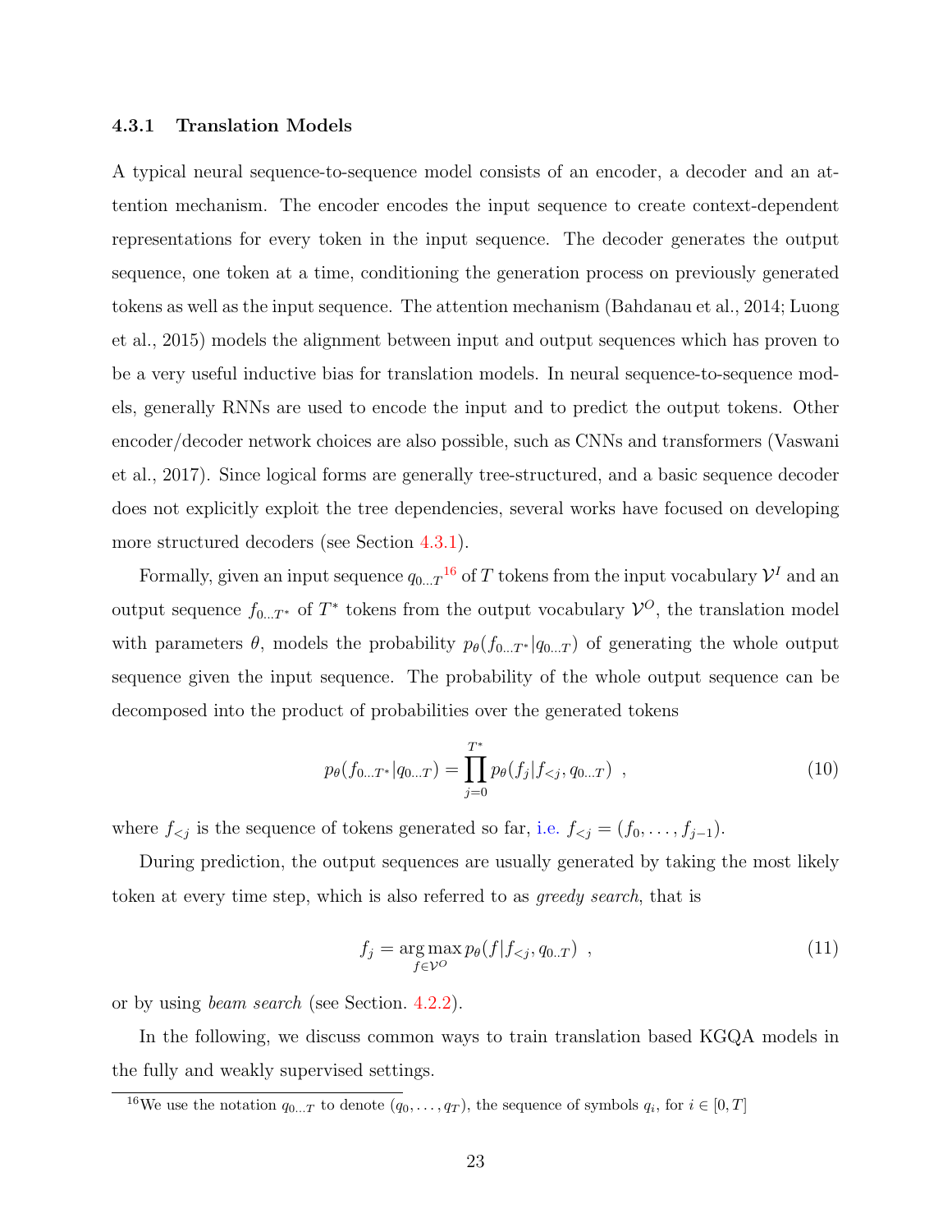### 4.3.1 Translation Models

A typical neural sequence-to-sequence model consists of an encoder, a decoder and an attention mechanism. The encoder encodes the input sequence to create context-dependent representations for every token in the input sequence. The decoder generates the output sequence, one token at a time, conditioning the generation process on previously generated tokens as well as the input sequence. The attention mechanism (Bahdanau et al., 2014; Luong et al., 2015) models the alignment between input and output sequences which has proven to be a very useful inductive bias for translation models. In neural sequence-to-sequence models, generally RNNs are used to encode the input and to predict the output tokens. Other encoder/decoder network choices are also possible, such as CNNs and transformers (Vaswani et al., 2017). Since logical forms are generally tree-structured, and a basic sequence decoder does not explicitly exploit the tree dependencies, several works have focused on developing more structured decoders (see Section 4.3.1).

Formally, given an input sequence $q_{0...T}$[16] of $T$ tokens from the input vocabulary $\mathcal{V}^I$ and an output sequence $f_{0...T^*}$ of $T^*$ tokens from the output vocabulary $\mathcal{V}^O$, the translation model with parameters $\theta$, models the probability $p_\theta(f_{0...T^*}|q_{0...T})$ of generating the whole output sequence given the input sequence. The probability of the whole output sequence can be decomposed into the product of probabilities over the generated tokens

$$p_\theta(f_{0...T^*}|q_{0...T}) = \prod_{j=0}^{T^*} p_\theta(f_j|f_{<j}, q_{0...T}) \ , \tag{10}$$

where $f_{<j}$ is the sequence of tokens generated so far, i.e. $f_{<j} = (f_0, \ldots, f_{j-1})$.

During prediction, the output sequences are usually generated by taking the most likely token at every time step, which is also referred to as *greedy search*, that is

$$f_j = \underset{f \in \mathcal{V}^O}{\arg\max}\, p_\theta(f|f_{<j}, q_{0..T}) \ , \tag{11}$$

or by using *beam search* (see Section. 4.2.2).

In the following, we discuss common ways to train translation based KGQA models in the fully and weakly supervised settings.

[16] We use the notation $q_{0...T}$ to denote $(q_0, \ldots, q_T)$, the sequence of symbols $q_i$, for $i \in [0, T]$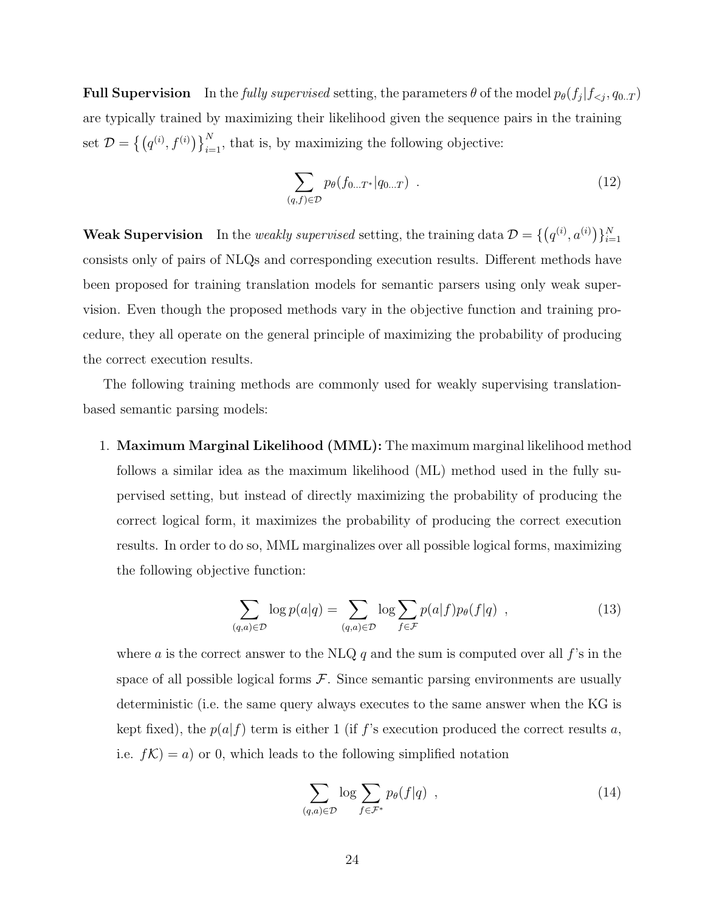**Full Supervision** In the *fully supervised* setting, the parameters $\theta$ of the model $p_\theta(f_j|f_{<j}, q_{0..T})$ are typically trained by maximizing their likelihood given the sequence pairs in the training set $\mathcal{D} = \{(q^{(i)}, f^{(i)})\}_{i=1}^{N}$, that is, by maximizing the following objective:

$$\sum_{(q,f)\in\mathcal{D}} p_\theta(f_{0...T^*}|q_{0...T}) \ . \tag{12}$$

**Weak Supervision** In the *weakly supervised* setting, the training data $\mathcal{D} = \{(q^{(i)}, a^{(i)})\}_{i=1}^{N}$ consists only of pairs of NLQs and corresponding execution results. Different methods have been proposed for training translation models for semantic parsers using only weak supervision. Even though the proposed methods vary in the objective function and training procedure, they all operate on the general principle of maximizing the probability of producing the correct execution results.

The following training methods are commonly used for weakly supervising translation-based semantic parsing models:

1. **Maximum Marginal Likelihood (MML):** The maximum marginal likelihood method follows a similar idea as the maximum likelihood (ML) method used in the fully supervised setting, but instead of directly maximizing the probability of producing the correct logical form, it maximizes the probability of producing the correct execution results. In order to do so, MML marginalizes over all possible logical forms, maximizing the following objective function:

$$\sum_{(q,a)\in\mathcal{D}} \log p(a|q) = \sum_{(q,a)\in\mathcal{D}} \log \sum_{f\in\mathcal{F}} p(a|f)p_\theta(f|q) \ , \tag{13}$$

   where $a$ is the correct answer to the NLQ $q$ and the sum is computed over all $f$'s in the space of all possible logical forms $\mathcal{F}$. Since semantic parsing environments are usually deterministic (i.e. the same query always executes to the same answer when the KG is kept fixed), the $p(a|f)$ term is either 1 (if $f$'s execution produced the correct results $a$, i.e. $f\mathcal{K}) = a$) or 0, which leads to the following simplified notation

$$\sum_{(q,a)\in\mathcal{D}} \log \sum_{f\in\mathcal{F}^*} p_\theta(f|q) \ , \tag{14}$$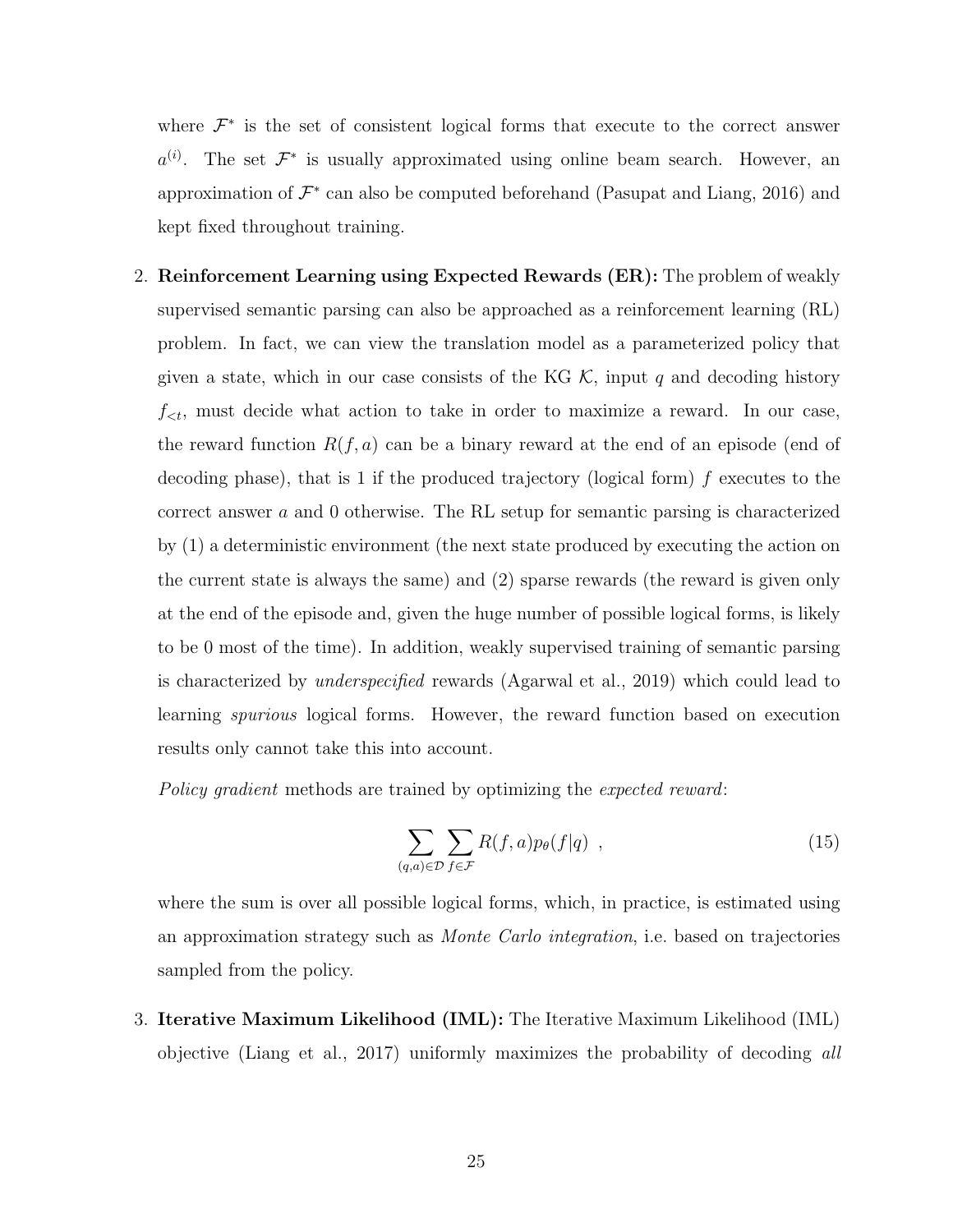where $\mathcal{F}^*$ is the set of consistent logical forms that execute to the correct answer $a^{(i)}$. The set $\mathcal{F}^*$ is usually approximated using online beam search. However, an approximation of $\mathcal{F}^*$ can also be computed beforehand (Pasupat and Liang, 2016) and kept fixed throughout training.

2. **Reinforcement Learning using Expected Rewards (ER):** The problem of weakly supervised semantic parsing can also be approached as a reinforcement learning (RL) problem. In fact, we can view the translation model as a parameterized policy that given a state, which in our case consists of the KG $\mathcal{K}$, input $q$ and decoding history $f_{<t}$, must decide what action to take in order to maximize a reward. In our case, the reward function $R(f, a)$ can be a binary reward at the end of an episode (end of decoding phase), that is 1 if the produced trajectory (logical form) $f$ executes to the correct answer $a$ and 0 otherwise. The RL setup for semantic parsing is characterized by (1) a deterministic environment (the next state produced by executing the action on the current state is always the same) and (2) sparse rewards (the reward is given only at the end of the episode and, given the huge number of possible logical forms, is likely to be 0 most of the time). In addition, weakly supervised training of semantic parsing is characterized by *underspecified* rewards (Agarwal et al., 2019) which could lead to learning *spurious* logical forms. However, the reward function based on execution results only cannot take this into account.

   *Policy gradient* methods are trained by optimizing the *expected reward*:

$$\sum_{(q,a)\in\mathcal{D}} \sum_{f\in\mathcal{F}} R(f, a) p_\theta(f|q) \ , \tag{15}$$

   where the sum is over all possible logical forms, which, in practice, is estimated using an approximation strategy such as *Monte Carlo integration*, i.e. based on trajectories sampled from the policy.

3. **Iterative Maximum Likelihood (IML):** The Iterative Maximum Likelihood (IML) objective (Liang et al., 2017) uniformly maximizes the probability of decoding *all*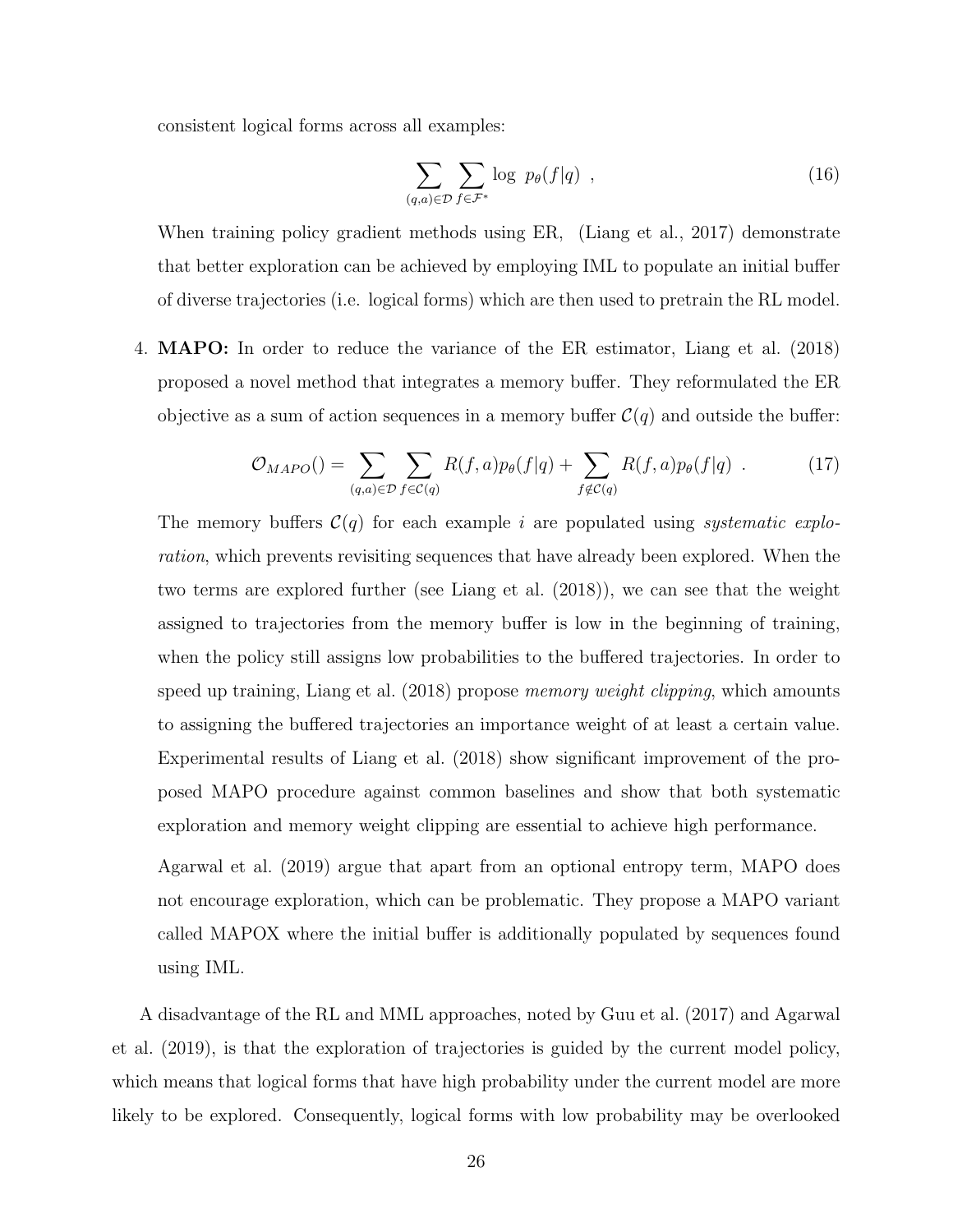consistent logical forms across all examples:

$$\sum_{(q,a)\in\mathcal{D}} \sum_{f\in\mathcal{F}^*} \log \; p_\theta(f|q) \;\; , \tag{16}$$

When training policy gradient methods using ER, (Liang et al., 2017) demonstrate that better exploration can be achieved by employing IML to populate an initial buffer of diverse trajectories (i.e. logical forms) which are then used to pretrain the RL model.

4. **MAPO:** In order to reduce the variance of the ER estimator, Liang et al. (2018) proposed a novel method that integrates a memory buffer. They reformulated the ER objective as a sum of action sequences in a memory buffer $\mathcal{C}(q)$ and outside the buffer:

   $$\mathcal{O}_{MAPO}() = \sum_{(q,a)\in\mathcal{D}} \sum_{f\in\mathcal{C}(q)} R(f,a)p_\theta(f|q) + \sum_{f\notin\mathcal{C}(q)} R(f,a)p_\theta(f|q) \;\; . \tag{17}$$

   The memory buffers $\mathcal{C}(q)$ for each example $i$ are populated using *systematic exploration*, which prevents revisiting sequences that have already been explored. When the two terms are explored further (see Liang et al. (2018)), we can see that the weight assigned to trajectories from the memory buffer is low in the beginning of training, when the policy still assigns low probabilities to the buffered trajectories. In order to speed up training, Liang et al. (2018) propose *memory weight clipping*, which amounts to assigning the buffered trajectories an importance weight of at least a certain value. Experimental results of Liang et al. (2018) show significant improvement of the proposed MAPO procedure against common baselines and show that both systematic exploration and memory weight clipping are essential to achieve high performance.

   Agarwal et al. (2019) argue that apart from an optional entropy term, MAPO does not encourage exploration, which can be problematic. They propose a MAPO variant called MAPOX where the initial buffer is additionally populated by sequences found using IML.

A disadvantage of the RL and MML approaches, noted by Guu et al. (2017) and Agarwal et al. (2019), is that the exploration of trajectories is guided by the current model policy, which means that logical forms that have high probability under the current model are more likely to be explored. Consequently, logical forms with low probability may be overlooked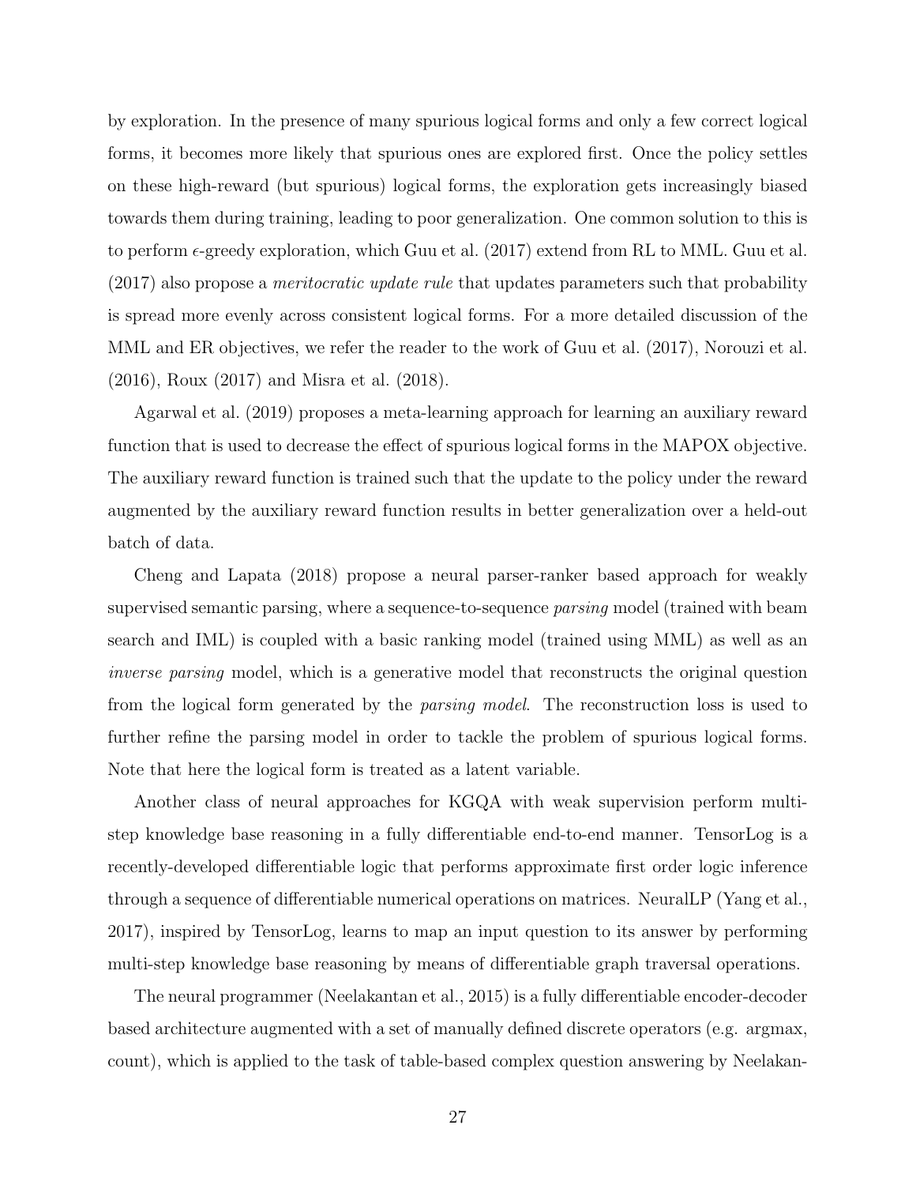by exploration. In the presence of many spurious logical forms and only a few correct logical forms, it becomes more likely that spurious ones are explored first. Once the policy settles on these high-reward (but spurious) logical forms, the exploration gets increasingly biased towards them during training, leading to poor generalization. One common solution to this is to perform $\epsilon$-greedy exploration, which Guu et al. (2017) extend from RL to MML. Guu et al. (2017) also propose a *meritocratic update rule* that updates parameters such that probability is spread more evenly across consistent logical forms. For a more detailed discussion of the MML and ER objectives, we refer the reader to the work of Guu et al. (2017), Norouzi et al. (2016), Roux (2017) and Misra et al. (2018).

Agarwal et al. (2019) proposes a meta-learning approach for learning an auxiliary reward function that is used to decrease the effect of spurious logical forms in the MAPOX objective. The auxiliary reward function is trained such that the update to the policy under the reward augmented by the auxiliary reward function results in better generalization over a held-out batch of data.

Cheng and Lapata (2018) propose a neural parser-ranker based approach for weakly supervised semantic parsing, where a sequence-to-sequence *parsing* model (trained with beam search and IML) is coupled with a basic ranking model (trained using MML) as well as an *inverse parsing* model, which is a generative model that reconstructs the original question from the logical form generated by the *parsing model*. The reconstruction loss is used to further refine the parsing model in order to tackle the problem of spurious logical forms. Note that here the logical form is treated as a latent variable.

Another class of neural approaches for KGQA with weak supervision perform multi-step knowledge base reasoning in a fully differentiable end-to-end manner. TensorLog is a recently-developed differentiable logic that performs approximate first order logic inference through a sequence of differentiable numerical operations on matrices. NeuralLP (Yang et al., 2017), inspired by TensorLog, learns to map an input question to its answer by performing multi-step knowledge base reasoning by means of differentiable graph traversal operations.

The neural programmer (Neelakantan et al., 2015) is a fully differentiable encoder-decoder based architecture augmented with a set of manually defined discrete operators (e.g. argmax, count), which is applied to the task of table-based complex question answering by Neelakan-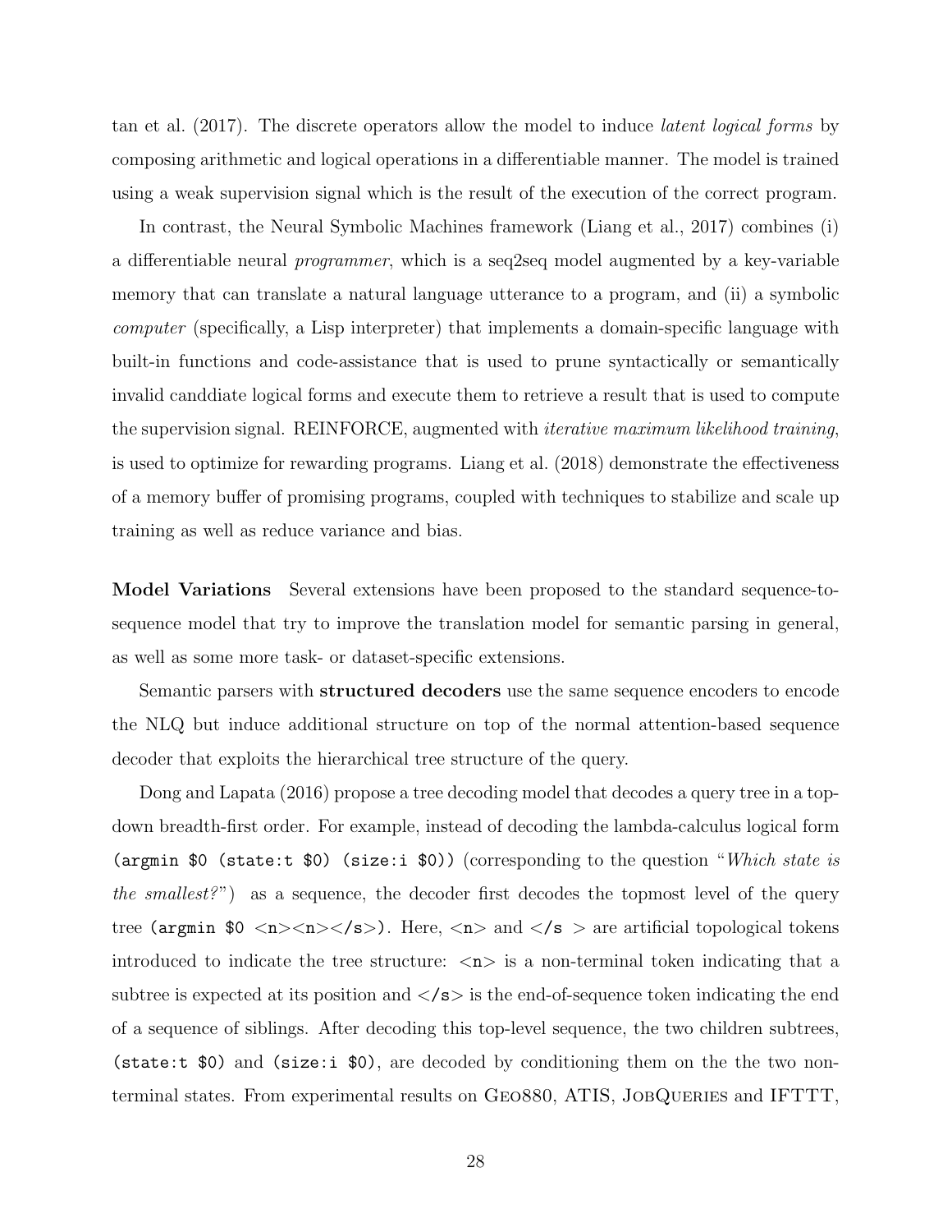tan et al. (2017). The discrete operators allow the model to induce *latent logical forms* by composing arithmetic and logical operations in a differentiable manner. The model is trained using a weak supervision signal which is the result of the execution of the correct program.

In contrast, the Neural Symbolic Machines framework (Liang et al., 2017) combines (i) a differentiable neural *programmer*, which is a seq2seq model augmented by a key-variable memory that can translate a natural language utterance to a program, and (ii) a symbolic *computer* (specifically, a Lisp interpreter) that implements a domain-specific language with built-in functions and code-assistance that is used to prune syntactically or semantically invalid canddiate logical forms and execute them to retrieve a result that is used to compute the supervision signal. REINFORCE, augmented with *iterative maximum likelihood training*, is used to optimize for rewarding programs. Liang et al. (2018) demonstrate the effectiveness of a memory buffer of promising programs, coupled with techniques to stabilize and scale up training as well as reduce variance and bias.

**Model Variations** Several extensions have been proposed to the standard sequence-to-sequence model that try to improve the translation model for semantic parsing in general, as well as some more task- or dataset-specific extensions.

Semantic parsers with **structured decoders** use the same sequence encoders to encode the NLQ but induce additional structure on top of the normal attention-based sequence decoder that exploits the hierarchical tree structure of the query.

Dong and Lapata (2016) propose a tree decoding model that decodes a query tree in a top-down breadth-first order. For example, instead of decoding the lambda-calculus logical form `(argmin $0 (state:t $0) (size:i $0))` (corresponding to the question "*Which state is the smallest?*") as a sequence, the decoder first decodes the topmost level of the query tree `(argmin $0 <n><n></s>)`. Here, `<n>` and `</s >` are artificial topological tokens introduced to indicate the tree structure: `<n>` is a non-terminal token indicating that a subtree is expected at its position and `</s>` is the end-of-sequence token indicating the end of a sequence of siblings. After decoding this top-level sequence, the two children subtrees, `(state:t $0)` and `(size:i $0)`, are decoded by conditioning them on the the two non-terminal states. From experimental results on Geo880, ATIS, JobQueries and IFTTT,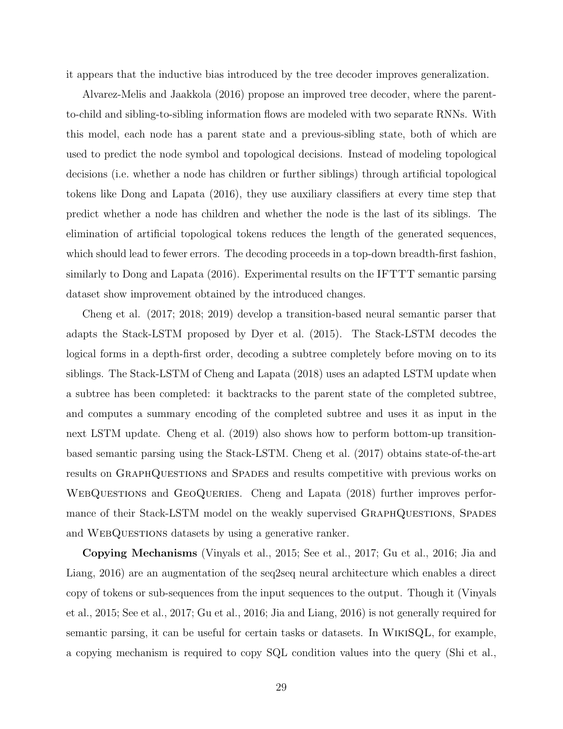it appears that the inductive bias introduced by the tree decoder improves generalization.

Alvarez-Melis and Jaakkola (2016) propose an improved tree decoder, where the parent-to-child and sibling-to-sibling information flows are modeled with two separate RNNs. With this model, each node has a parent state and a previous-sibling state, both of which are used to predict the node symbol and topological decisions. Instead of modeling topological decisions (i.e. whether a node has children or further siblings) through artificial topological tokens like Dong and Lapata (2016), they use auxiliary classifiers at every time step that predict whether a node has children and whether the node is the last of its siblings. The elimination of artificial topological tokens reduces the length of the generated sequences, which should lead to fewer errors. The decoding proceeds in a top-down breadth-first fashion, similarly to Dong and Lapata (2016). Experimental results on the IFTTT semantic parsing dataset show improvement obtained by the introduced changes.

Cheng et al. (2017; 2018; 2019) develop a transition-based neural semantic parser that adapts the Stack-LSTM proposed by Dyer et al. (2015). The Stack-LSTM decodes the logical forms in a depth-first order, decoding a subtree completely before moving on to its siblings. The Stack-LSTM of Cheng and Lapata (2018) uses an adapted LSTM update when a subtree has been completed: it backtracks to the parent state of the completed subtree, and computes a summary encoding of the completed subtree and uses it as input in the next LSTM update. Cheng et al. (2019) also shows how to perform bottom-up transition-based semantic parsing using the Stack-LSTM. Cheng et al. (2017) obtains state-of-the-art results on GraphQuestions and Spades and results competitive with previous works on WebQuestions and GeoQueries. Cheng and Lapata (2018) further improves performance of their Stack-LSTM model on the weakly supervised GraphQuestions, Spades and WebQuestions datasets by using a generative ranker.

**Copying Mechanisms** (Vinyals et al., 2015; See et al., 2017; Gu et al., 2016; Jia and Liang, 2016) are an augmentation of the seq2seq neural architecture which enables a direct copy of tokens or sub-sequences from the input sequences to the output. Though it (Vinyals et al., 2015; See et al., 2017; Gu et al., 2016; Jia and Liang, 2016) is not generally required for semantic parsing, it can be useful for certain tasks or datasets. In WikiSQL, for example, a copying mechanism is required to copy SQL condition values into the query (Shi et al.,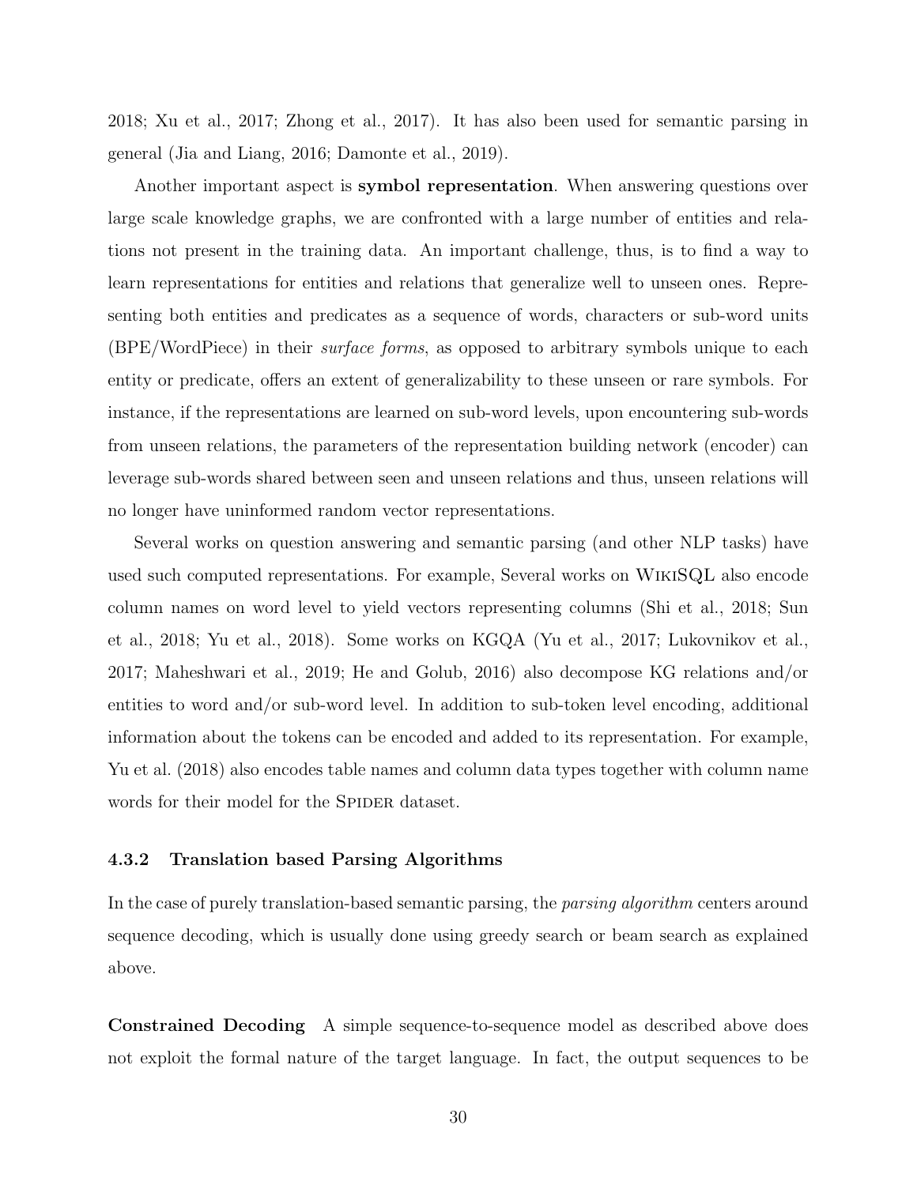2018; Xu et al., 2017; Zhong et al., 2017). It has also been used for semantic parsing in general (Jia and Liang, 2016; Damonte et al., 2019).

Another important aspect is **symbol representation**. When answering questions over large scale knowledge graphs, we are confronted with a large number of entities and relations not present in the training data. An important challenge, thus, is to find a way to learn representations for entities and relations that generalize well to unseen ones. Representing both entities and predicates as a sequence of words, characters or sub-word units (BPE/WordPiece) in their *surface forms*, as opposed to arbitrary symbols unique to each entity or predicate, offers an extent of generalizability to these unseen or rare symbols. For instance, if the representations are learned on sub-word levels, upon encountering sub-words from unseen relations, the parameters of the representation building network (encoder) can leverage sub-words shared between seen and unseen relations and thus, unseen relations will no longer have uninformed random vector representations.

Several works on question answering and semantic parsing (and other NLP tasks) have used such computed representations. For example, Several works on WikiSQL also encode column names on word level to yield vectors representing columns (Shi et al., 2018; Sun et al., 2018; Yu et al., 2018). Some works on KGQA (Yu et al., 2017; Lukovnikov et al., 2017; Maheshwari et al., 2019; He and Golub, 2016) also decompose KG relations and/or entities to word and/or sub-word level. In addition to sub-token level encoding, additional information about the tokens can be encoded and added to its representation. For example, Yu et al. (2018) also encodes table names and column data types together with column name words for their model for the Spider dataset.

### 4.3.2 Translation based Parsing Algorithms

In the case of purely translation-based semantic parsing, the *parsing algorithm* centers around sequence decoding, which is usually done using greedy search or beam search as explained above.

**Constrained Decoding** A simple sequence-to-sequence model as described above does not exploit the formal nature of the target language. In fact, the output sequences to be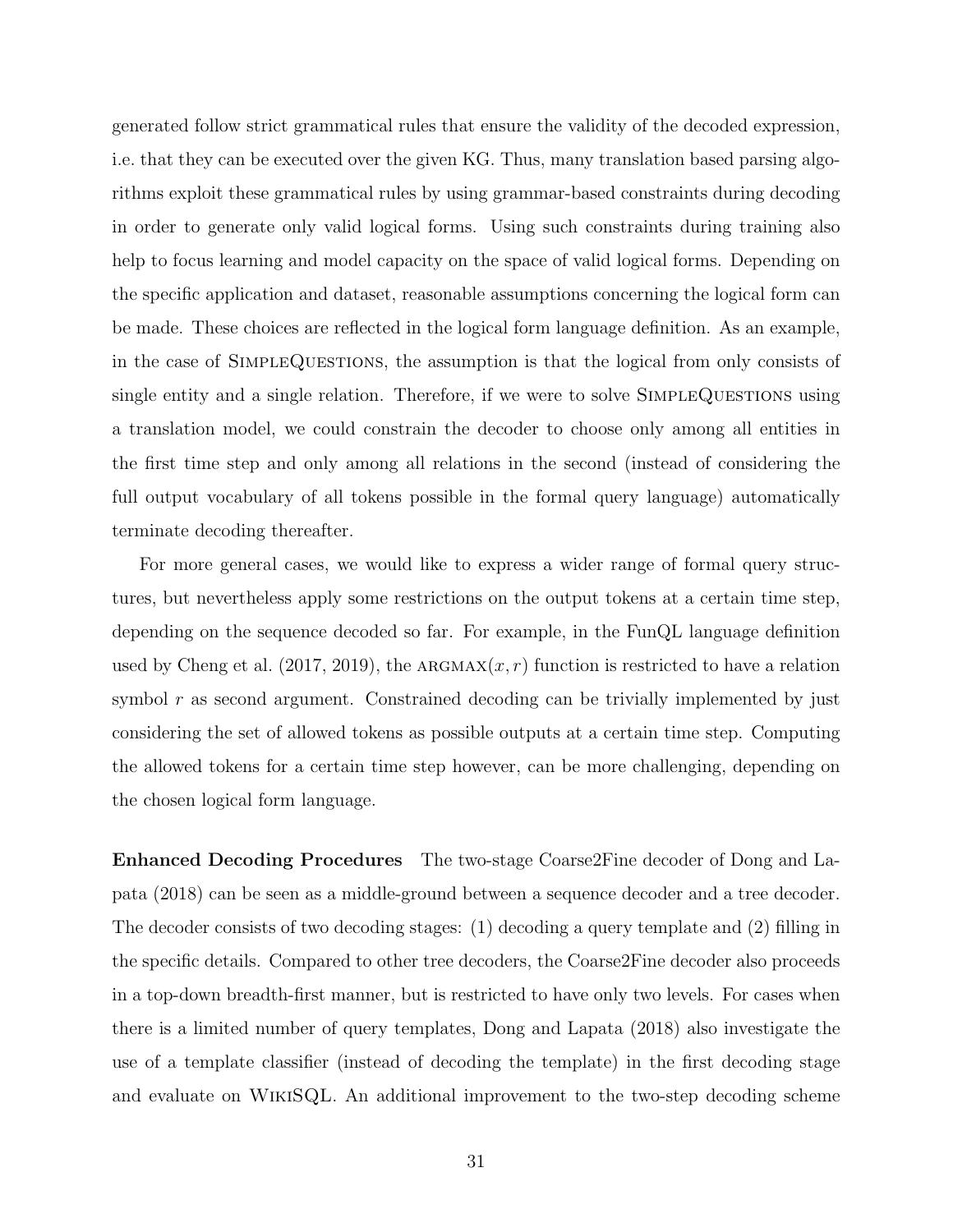generated follow strict grammatical rules that ensure the validity of the decoded expression, i.e. that they can be executed over the given KG. Thus, many translation based parsing algorithms exploit these grammatical rules by using grammar-based constraints during decoding in order to generate only valid logical forms. Using such constraints during training also help to focus learning and model capacity on the space of valid logical forms. Depending on the specific application and dataset, reasonable assumptions concerning the logical form can be made. These choices are reflected in the logical form language definition. As an example, in the case of SimpleQuestions, the assumption is that the logical from only consists of single entity and a single relation. Therefore, if we were to solve SimpleQuestions using a translation model, we could constrain the decoder to choose only among all entities in the first time step and only among all relations in the second (instead of considering the full output vocabulary of all tokens possible in the formal query language) automatically terminate decoding thereafter.

For more general cases, we would like to express a wider range of formal query structures, but nevertheless apply some restrictions on the output tokens at a certain time step, depending on the sequence decoded so far. For example, in the FunQL language definition used by Cheng et al. (2017, 2019), the $\text{ARGMAX}(x, r)$ function is restricted to have a relation symbol $r$ as second argument. Constrained decoding can be trivially implemented by just considering the set of allowed tokens as possible outputs at a certain time step. Computing the allowed tokens for a certain time step however, can be more challenging, depending on the chosen logical form language.

**Enhanced Decoding Procedures** The two-stage Coarse2Fine decoder of Dong and Lapata (2018) can be seen as a middle-ground between a sequence decoder and a tree decoder. The decoder consists of two decoding stages: (1) decoding a query template and (2) filling in the specific details. Compared to other tree decoders, the Coarse2Fine decoder also proceeds in a top-down breadth-first manner, but is restricted to have only two levels. For cases when there is a limited number of query templates, Dong and Lapata (2018) also investigate the use of a template classifier (instead of decoding the template) in the first decoding stage and evaluate on WikiSQL. An additional improvement to the two-step decoding scheme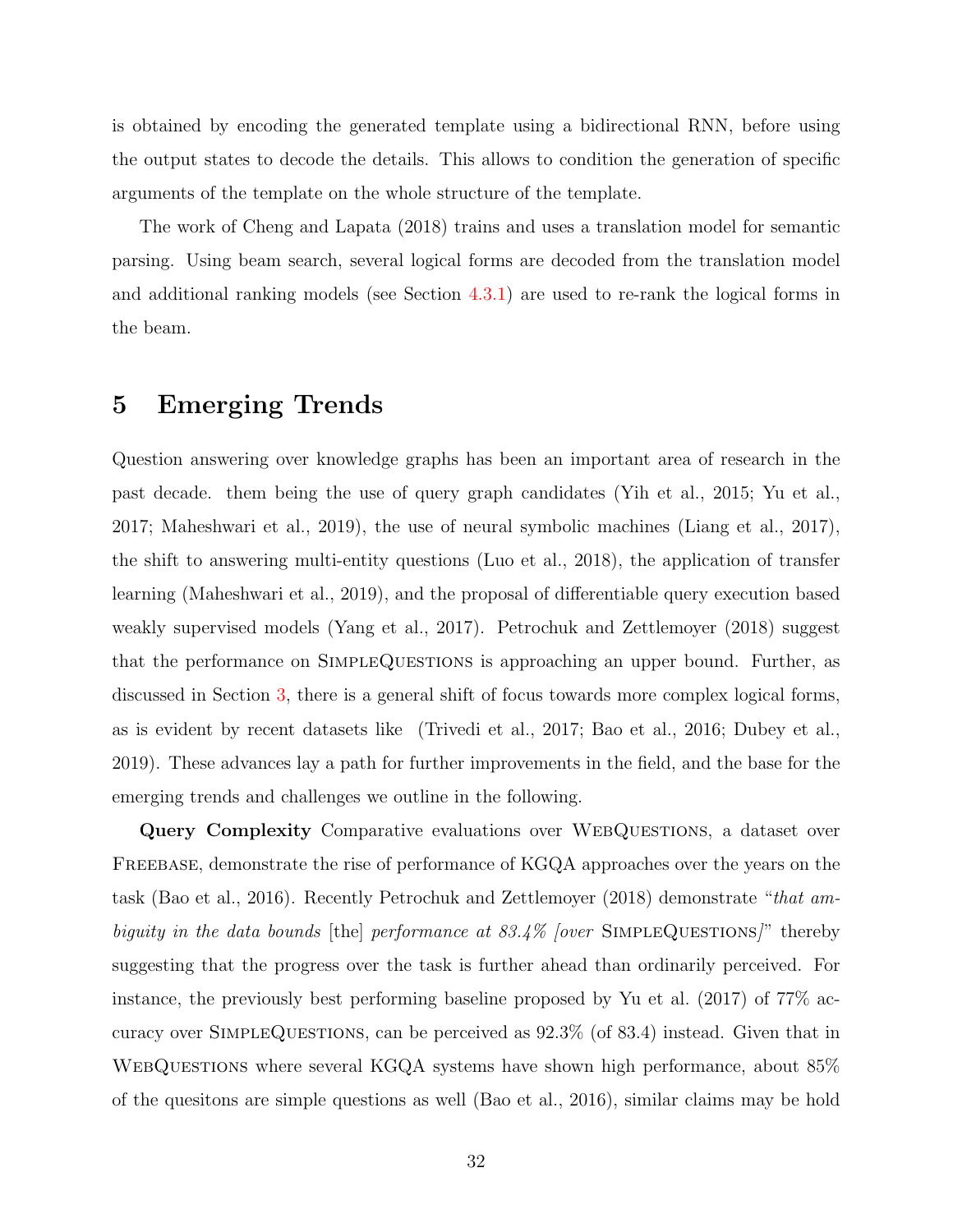is obtained by encoding the generated template using a bidirectional RNN, before using the output states to decode the details. This allows to condition the generation of specific arguments of the template on the whole structure of the template.

The work of Cheng and Lapata (2018) trains and uses a translation model for semantic parsing. Using beam search, several logical forms are decoded from the translation model and additional ranking models (see Section 4.3.1) are used to re-rank the logical forms in the beam.

# 5 Emerging Trends

Question answering over knowledge graphs has been an important area of research in the past decade. them being the use of query graph candidates (Yih et al., 2015; Yu et al., 2017; Maheshwari et al., 2019), the use of neural symbolic machines (Liang et al., 2017), the shift to answering multi-entity questions (Luo et al., 2018), the application of transfer learning (Maheshwari et al., 2019), and the proposal of differentiable query execution based weakly supervised models (Yang et al., 2017). Petrochuk and Zettlemoyer (2018) suggest that the performance on SimpleQuestions is approaching an upper bound. Further, as discussed in Section 3, there is a general shift of focus towards more complex logical forms, as is evident by recent datasets like (Trivedi et al., 2017; Bao et al., 2016; Dubey et al., 2019). These advances lay a path for further improvements in the field, and the base for the emerging trends and challenges we outline in the following.

**Query Complexity** Comparative evaluations over WebQuestions, a dataset over Freebase, demonstrate the rise of performance of KGQA approaches over the years on the task (Bao et al., 2016). Recently Petrochuk and Zettlemoyer (2018) demonstrate "*that ambiguity in the data bounds* [the] *performance at 83.4% [over* SimpleQuestions*]*" thereby suggesting that the progress over the task is further ahead than ordinarily perceived. For instance, the previously best performing baseline proposed by Yu et al. (2017) of 77% accuracy over SimpleQuestions, can be perceived as 92.3% (of 83.4) instead. Given that in WebQuestions where several KGQA systems have shown high performance, about 85% of the quesitons are simple questions as well (Bao et al., 2016), similar claims may be hold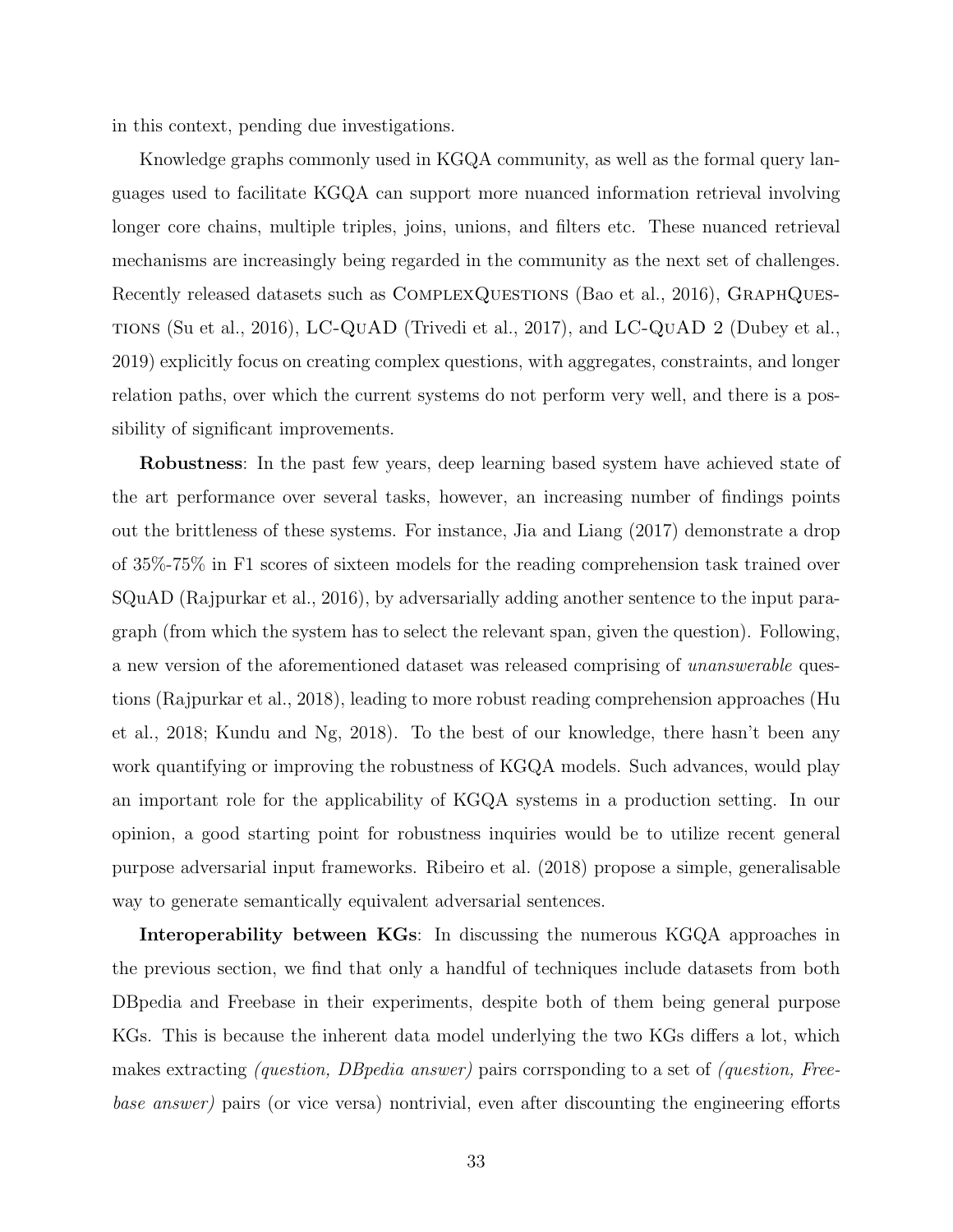in this context, pending due investigations.

Knowledge graphs commonly used in KGQA community, as well as the formal query languages used to facilitate KGQA can support more nuanced information retrieval involving longer core chains, multiple triples, joins, unions, and filters etc. These nuanced retrieval mechanisms are increasingly being regarded in the community as the next set of challenges. Recently released datasets such as ComplexQuestions (Bao et al., 2016), GraphQuestions (Su et al., 2016), LC-QuAD (Trivedi et al., 2017), and LC-QuAD 2 (Dubey et al., 2019) explicitly focus on creating complex questions, with aggregates, constraints, and longer relation paths, over which the current systems do not perform very well, and there is a possibility of significant improvements.

**Robustness**: In the past few years, deep learning based system have achieved state of the art performance over several tasks, however, an increasing number of findings points out the brittleness of these systems. For instance, Jia and Liang (2017) demonstrate a drop of 35%-75% in F1 scores of sixteen models for the reading comprehension task trained over SQuAD (Rajpurkar et al., 2016), by adversarially adding another sentence to the input paragraph (from which the system has to select the relevant span, given the question). Following, a new version of the aforementioned dataset was released comprising of *unanswerable* questions (Rajpurkar et al., 2018), leading to more robust reading comprehension approaches (Hu et al., 2018; Kundu and Ng, 2018). To the best of our knowledge, there hasn't been any work quantifying or improving the robustness of KGQA models. Such advances, would play an important role for the applicability of KGQA systems in a production setting. In our opinion, a good starting point for robustness inquiries would be to utilize recent general purpose adversarial input frameworks. Ribeiro et al. (2018) propose a simple, generalisable way to generate semantically equivalent adversarial sentences.

**Interoperability between KGs**: In discussing the numerous KGQA approaches in the previous section, we find that only a handful of techniques include datasets from both DBpedia and Freebase in their experiments, despite both of them being general purpose KGs. This is because the inherent data model underlying the two KGs differs a lot, which makes extracting *(question, DBpedia answer)* pairs corrsponding to a set of *(question, Freebase answer)* pairs (or vice versa) nontrivial, even after discounting the engineering efforts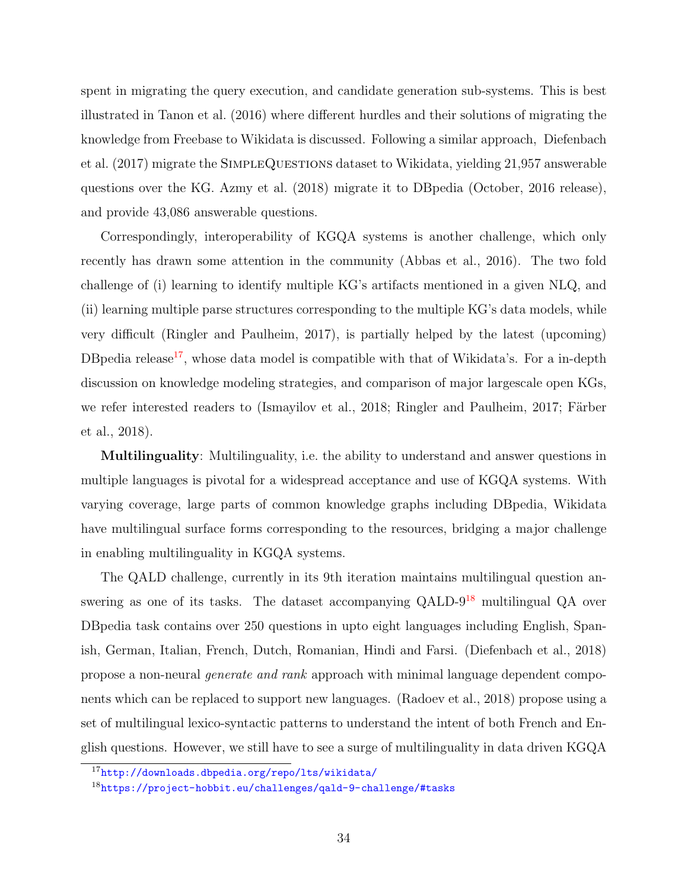spent in migrating the query execution, and candidate generation sub-systems. This is best illustrated in Tanon et al. (2016) where different hurdles and their solutions of migrating the knowledge from Freebase to Wikidata is discussed. Following a similar approach, Diefenbach et al. (2017) migrate the SimpleQuestions dataset to Wikidata, yielding 21,957 answerable questions over the KG. Azmy et al. (2018) migrate it to DBpedia (October, 2016 release), and provide 43,086 answerable questions.

Correspondingly, interoperability of KGQA systems is another challenge, which only recently has drawn some attention in the community (Abbas et al., 2016). The two fold challenge of (i) learning to identify multiple KG's artifacts mentioned in a given NLQ, and (ii) learning multiple parse structures corresponding to the multiple KG's data models, while very difficult (Ringler and Paulheim, 2017), is partially helped by the latest (upcoming) DBpedia release[17], whose data model is compatible with that of Wikidata's. For a in-depth discussion on knowledge modeling strategies, and comparison of major largescale open KGs, we refer interested readers to (Ismayilov et al., 2018; Ringler and Paulheim, 2017; Färber et al., 2018).

**Multilinguality**: Multilinguality, i.e. the ability to understand and answer questions in multiple languages is pivotal for a widespread acceptance and use of KGQA systems. With varying coverage, large parts of common knowledge graphs including DBpedia, Wikidata have multilingual surface forms corresponding to the resources, bridging a major challenge in enabling multilinguality in KGQA systems.

The QALD challenge, currently in its 9th iteration maintains multilingual question answering as one of its tasks. The dataset accompanying QALD-9[18] multilingual QA over DBpedia task contains over 250 questions in upto eight languages including English, Spanish, German, Italian, French, Dutch, Romanian, Hindi and Farsi. (Diefenbach et al., 2018) propose a non-neural *generate and rank* approach with minimal language dependent components which can be replaced to support new languages. (Radoev et al., 2018) propose using a set of multilingual lexico-syntactic patterns to understand the intent of both French and English questions. However, we still have to see a surge of multilinguality in data driven KGQA

[17] http://downloads.dbpedia.org/repo/lts/wikidata/

[18] https://project-hobbit.eu/challenges/qald-9-challenge/#tasks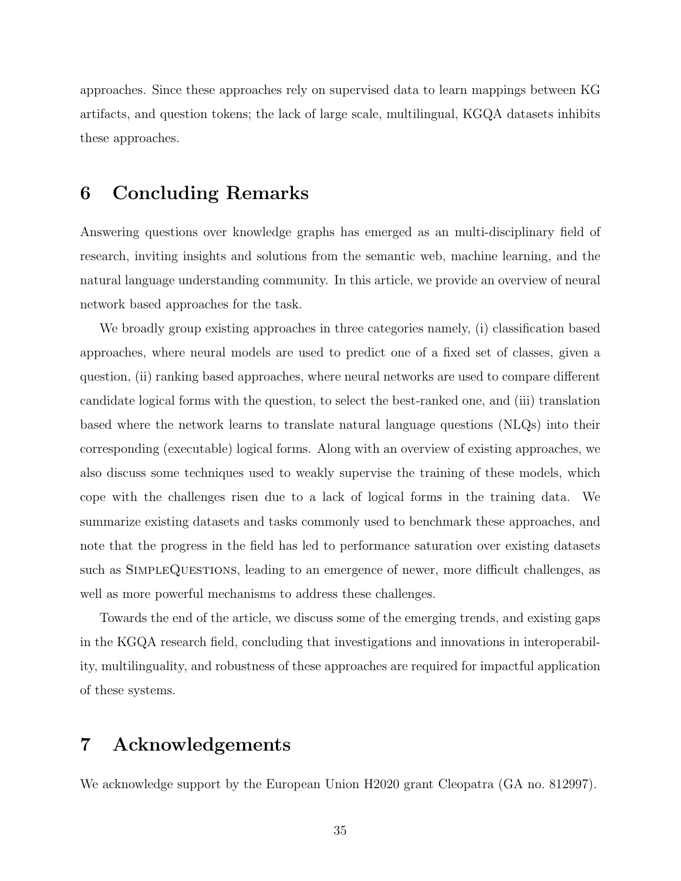approaches. Since these approaches rely on supervised data to learn mappings between KG artifacts, and question tokens; the lack of large scale, multilingual, KGQA datasets inhibits these approaches.

# 6 Concluding Remarks

Answering questions over knowledge graphs has emerged as an multi-disciplinary field of research, inviting insights and solutions from the semantic web, machine learning, and the natural language understanding community. In this article, we provide an overview of neural network based approaches for the task.

We broadly group existing approaches in three categories namely, (i) classification based approaches, where neural models are used to predict one of a fixed set of classes, given a question, (ii) ranking based approaches, where neural networks are used to compare different candidate logical forms with the question, to select the best-ranked one, and (iii) translation based where the network learns to translate natural language questions (NLQs) into their corresponding (executable) logical forms. Along with an overview of existing approaches, we also discuss some techniques used to weakly supervise the training of these models, which cope with the challenges risen due to a lack of logical forms in the training data. We summarize existing datasets and tasks commonly used to benchmark these approaches, and note that the progress in the field has led to performance saturation over existing datasets such as SimpleQuestions, leading to an emergence of newer, more difficult challenges, as well as more powerful mechanisms to address these challenges.

Towards the end of the article, we discuss some of the emerging trends, and existing gaps in the KGQA research field, concluding that investigations and innovations in interoperability, multilinguality, and robustness of these approaches are required for impactful application of these systems.

# 7 Acknowledgements

We acknowledge support by the European Union H2020 grant Cleopatra (GA no. 812997).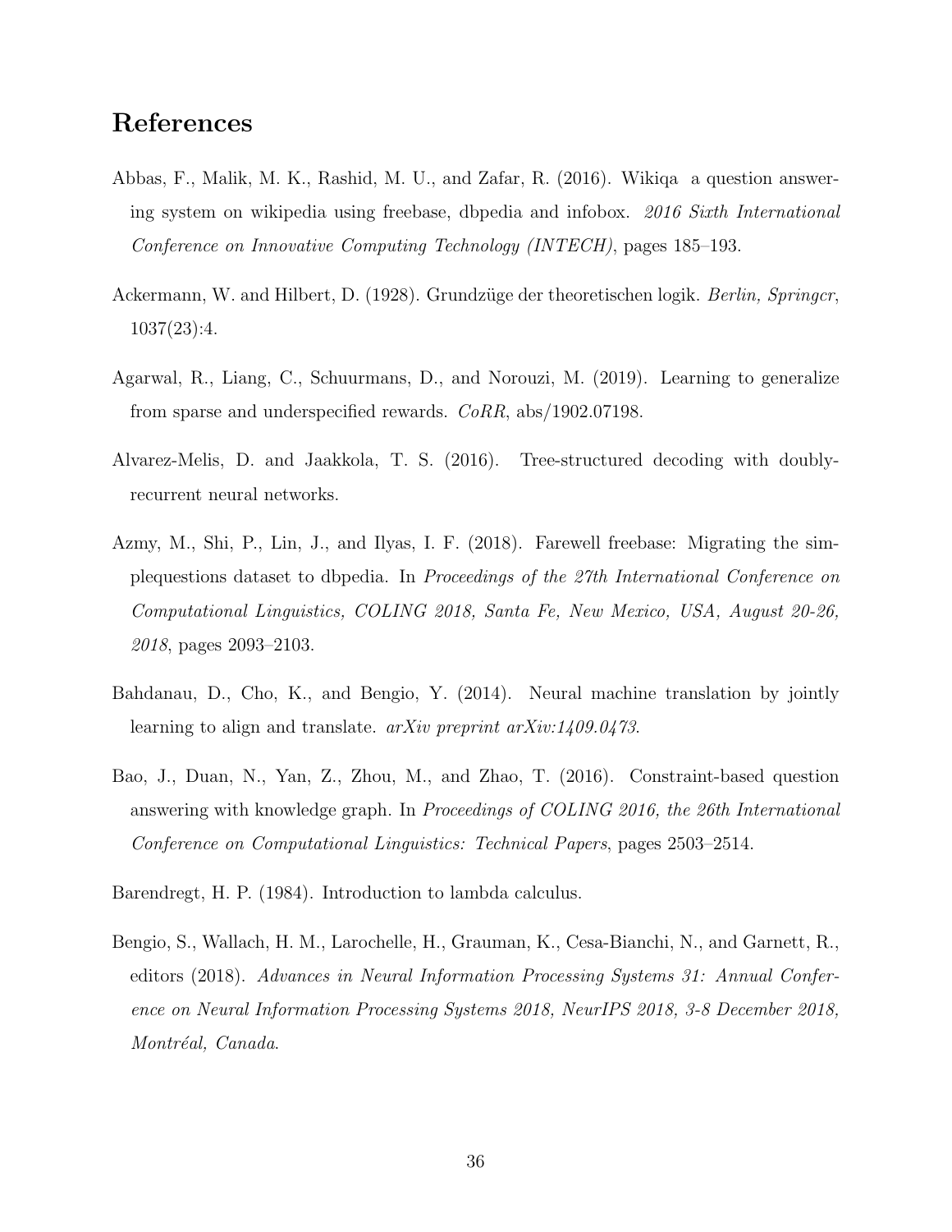# References

Abbas, F., Malik, M. K., Rashid, M. U., and Zafar, R. (2016). Wikiqa  a question answering system on wikipedia using freebase, dbpedia and infobox. *2016 Sixth International Conference on Innovative Computing Technology (INTECH)*, pages 185–193.

Ackermann, W. and Hilbert, D. (1928). Grundzüge der theoretischen logik. *Berlin, Springcr*, 1037(23):4.

Agarwal, R., Liang, C., Schuurmans, D., and Norouzi, M. (2019). Learning to generalize from sparse and underspecified rewards. *CoRR*, abs/1902.07198.

Alvarez-Melis, D. and Jaakkola, T. S. (2016). Tree-structured decoding with doubly-recurrent neural networks.

Azmy, M., Shi, P., Lin, J., and Ilyas, I. F. (2018). Farewell freebase: Migrating the simplequestions dataset to dbpedia. In *Proceedings of the 27th International Conference on Computational Linguistics, COLING 2018, Santa Fe, New Mexico, USA, August 20-26, 2018*, pages 2093–2103.

Bahdanau, D., Cho, K., and Bengio, Y. (2014). Neural machine translation by jointly learning to align and translate. *arXiv preprint arXiv:1409.0473*.

Bao, J., Duan, N., Yan, Z., Zhou, M., and Zhao, T. (2016). Constraint-based question answering with knowledge graph. In *Proceedings of COLING 2016, the 26th International Conference on Computational Linguistics: Technical Papers*, pages 2503–2514.

Barendregt, H. P. (1984). Introduction to lambda calculus.

Bengio, S., Wallach, H. M., Larochelle, H., Grauman, K., Cesa-Bianchi, N., and Garnett, R., editors (2018). *Advances in Neural Information Processing Systems 31: Annual Conference on Neural Information Processing Systems 2018, NeurIPS 2018, 3-8 December 2018, Montréal, Canada*.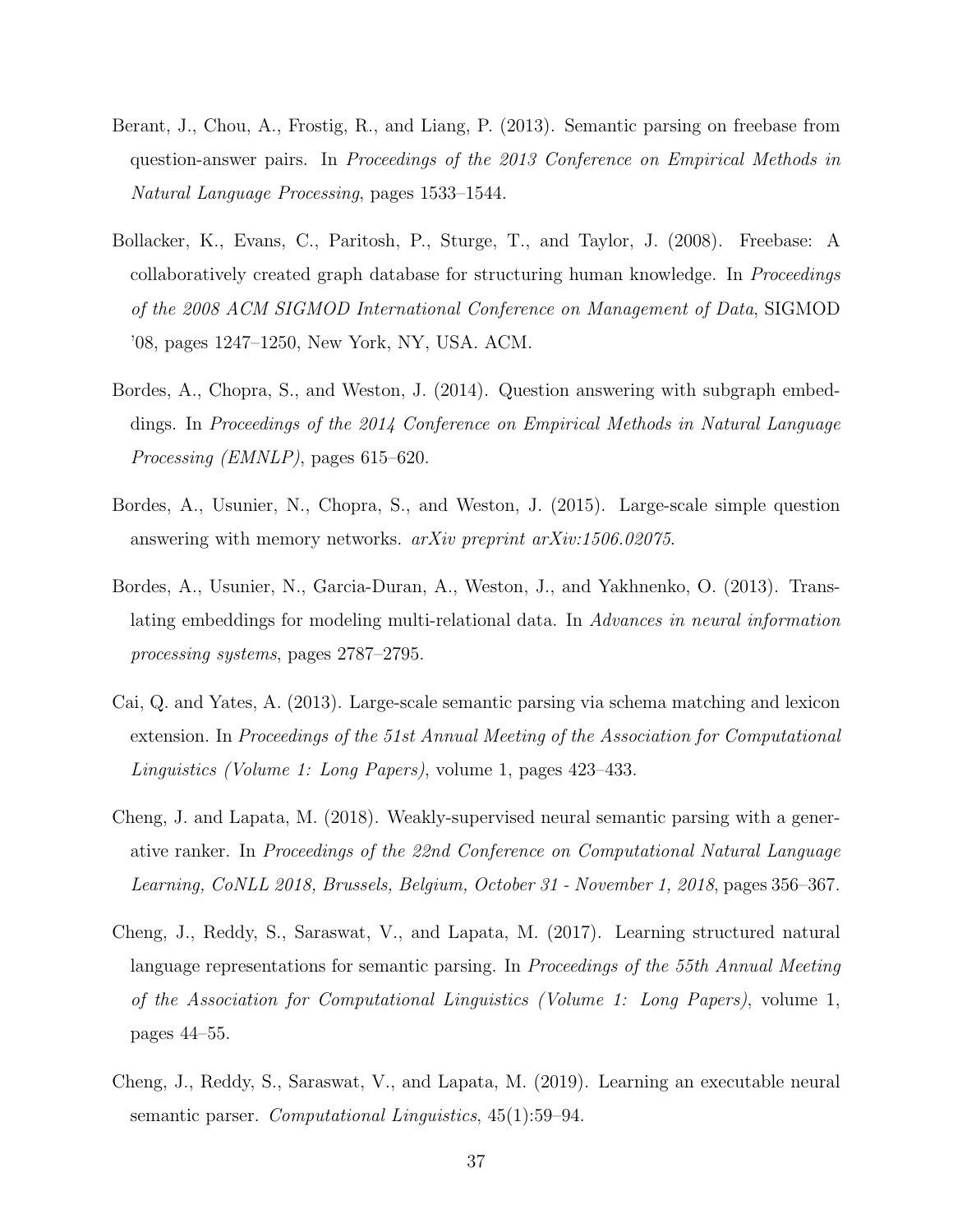Berant, J., Chou, A., Frostig, R., and Liang, P. (2013). Semantic parsing on freebase from question-answer pairs. In *Proceedings of the 2013 Conference on Empirical Methods in Natural Language Processing*, pages 1533–1544.

Bollacker, K., Evans, C., Paritosh, P., Sturge, T., and Taylor, J. (2008). Freebase: A collaboratively created graph database for structuring human knowledge. In *Proceedings of the 2008 ACM SIGMOD International Conference on Management of Data*, SIGMOD '08, pages 1247–1250, New York, NY, USA. ACM.

Bordes, A., Chopra, S., and Weston, J. (2014). Question answering with subgraph embeddings. In *Proceedings of the 2014 Conference on Empirical Methods in Natural Language Processing (EMNLP)*, pages 615–620.

Bordes, A., Usunier, N., Chopra, S., and Weston, J. (2015). Large-scale simple question answering with memory networks. *arXiv preprint arXiv:1506.02075*.

Bordes, A., Usunier, N., Garcia-Duran, A., Weston, J., and Yakhnenko, O. (2013). Translating embeddings for modeling multi-relational data. In *Advances in neural information processing systems*, pages 2787–2795.

Cai, Q. and Yates, A. (2013). Large-scale semantic parsing via schema matching and lexicon extension. In *Proceedings of the 51st Annual Meeting of the Association for Computational Linguistics (Volume 1: Long Papers)*, volume 1, pages 423–433.

Cheng, J. and Lapata, M. (2018). Weakly-supervised neural semantic parsing with a generative ranker. In *Proceedings of the 22nd Conference on Computational Natural Language Learning, CoNLL 2018, Brussels, Belgium, October 31 - November 1, 2018*, pages 356–367.

Cheng, J., Reddy, S., Saraswat, V., and Lapata, M. (2017). Learning structured natural language representations for semantic parsing. In *Proceedings of the 55th Annual Meeting of the Association for Computational Linguistics (Volume 1: Long Papers)*, volume 1, pages 44–55.

Cheng, J., Reddy, S., Saraswat, V., and Lapata, M. (2019). Learning an executable neural semantic parser. *Computational Linguistics*, 45(1):59–94.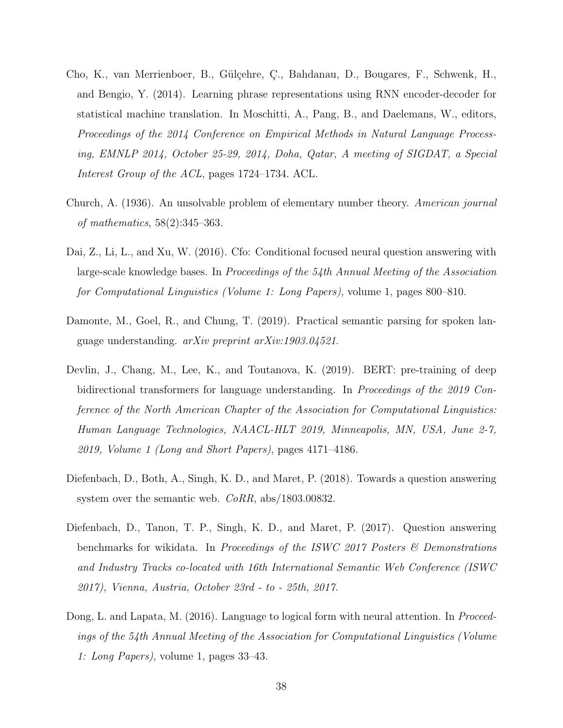Cho, K., van Merrienboer, B., Gülçehre, Ç., Bahdanau, D., Bougares, F., Schwenk, H., and Bengio, Y. (2014). Learning phrase representations using RNN encoder-decoder for statistical machine translation. In Moschitti, A., Pang, B., and Daelemans, W., editors, *Proceedings of the 2014 Conference on Empirical Methods in Natural Language Processing, EMNLP 2014, October 25-29, 2014, Doha, Qatar, A meeting of SIGDAT, a Special Interest Group of the ACL*, pages 1724–1734. ACL.

Church, A. (1936). An unsolvable problem of elementary number theory. *American journal of mathematics*, 58(2):345–363.

Dai, Z., Li, L., and Xu, W. (2016). Cfo: Conditional focused neural question answering with large-scale knowledge bases. In *Proceedings of the 54th Annual Meeting of the Association for Computational Linguistics (Volume 1: Long Papers)*, volume 1, pages 800–810.

Damonte, M., Goel, R., and Chung, T. (2019). Practical semantic parsing for spoken language understanding. *arXiv preprint arXiv:1903.04521*.

Devlin, J., Chang, M., Lee, K., and Toutanova, K. (2019). BERT: pre-training of deep bidirectional transformers for language understanding. In *Proceedings of the 2019 Conference of the North American Chapter of the Association for Computational Linguistics: Human Language Technologies, NAACL-HLT 2019, Minneapolis, MN, USA, June 2-7, 2019, Volume 1 (Long and Short Papers)*, pages 4171–4186.

Diefenbach, D., Both, A., Singh, K. D., and Maret, P. (2018). Towards a question answering system over the semantic web. *CoRR*, abs/1803.00832.

Diefenbach, D., Tanon, T. P., Singh, K. D., and Maret, P. (2017). Question answering benchmarks for wikidata. In *Proceedings of the ISWC 2017 Posters & Demonstrations and Industry Tracks co-located with 16th International Semantic Web Conference (ISWC 2017), Vienna, Austria, October 23rd - to - 25th, 2017.*

Dong, L. and Lapata, M. (2016). Language to logical form with neural attention. In *Proceedings of the 54th Annual Meeting of the Association for Computational Linguistics (Volume 1: Long Papers)*, volume 1, pages 33–43.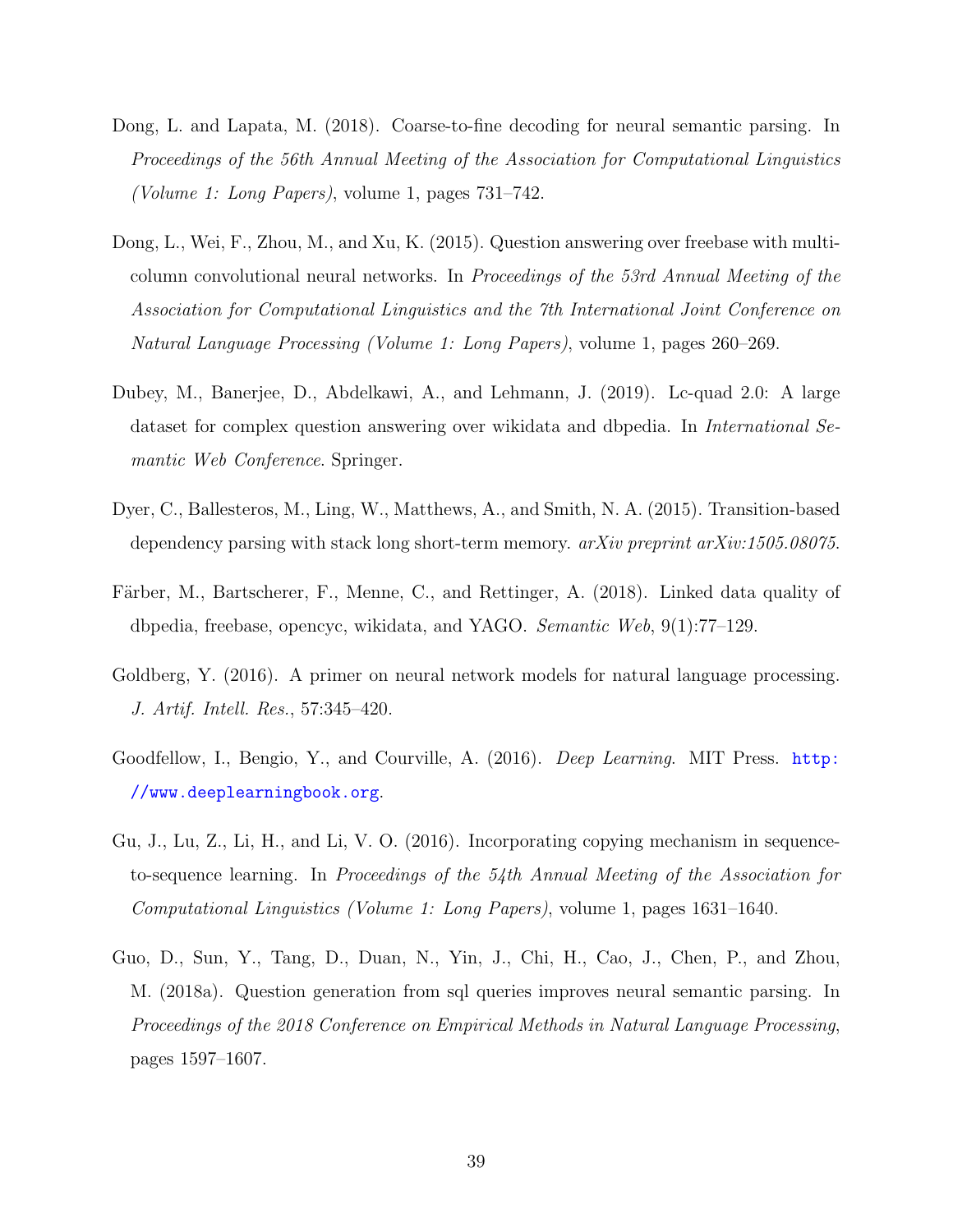Dong, L. and Lapata, M. (2018). Coarse-to-fine decoding for neural semantic parsing. In *Proceedings of the 56th Annual Meeting of the Association for Computational Linguistics (Volume 1: Long Papers)*, volume 1, pages 731–742.

Dong, L., Wei, F., Zhou, M., and Xu, K. (2015). Question answering over freebase with multi-column convolutional neural networks. In *Proceedings of the 53rd Annual Meeting of the Association for Computational Linguistics and the 7th International Joint Conference on Natural Language Processing (Volume 1: Long Papers)*, volume 1, pages 260–269.

Dubey, M., Banerjee, D., Abdelkawi, A., and Lehmann, J. (2019). Lc-quad 2.0: A large dataset for complex question answering over wikidata and dbpedia. In *International Semantic Web Conference*. Springer.

Dyer, C., Ballesteros, M., Ling, W., Matthews, A., and Smith, N. A. (2015). Transition-based dependency parsing with stack long short-term memory. *arXiv preprint arXiv:1505.08075*.

Färber, M., Bartscherer, F., Menne, C., and Rettinger, A. (2018). Linked data quality of dbpedia, freebase, opencyc, wikidata, and YAGO. *Semantic Web*, 9(1):77–129.

Goldberg, Y. (2016). A primer on neural network models for natural language processing. *J. Artif. Intell. Res.*, 57:345–420.

Goodfellow, I., Bengio, Y., and Courville, A. (2016). *Deep Learning*. MIT Press. http://www.deeplearningbook.org.

Gu, J., Lu, Z., Li, H., and Li, V. O. (2016). Incorporating copying mechanism in sequence-to-sequence learning. In *Proceedings of the 54th Annual Meeting of the Association for Computational Linguistics (Volume 1: Long Papers)*, volume 1, pages 1631–1640.

Guo, D., Sun, Y., Tang, D., Duan, N., Yin, J., Chi, H., Cao, J., Chen, P., and Zhou, M. (2018a). Question generation from sql queries improves neural semantic parsing. In *Proceedings of the 2018 Conference on Empirical Methods in Natural Language Processing*, pages 1597–1607.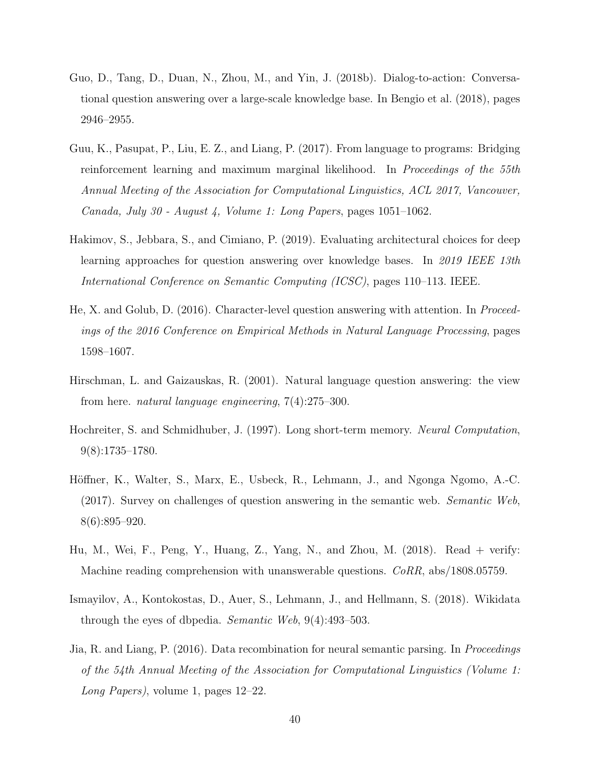Guo, D., Tang, D., Duan, N., Zhou, M., and Yin, J. (2018b). Dialog-to-action: Conversational question answering over a large-scale knowledge base. In Bengio et al. (2018), pages 2946–2955.

Guu, K., Pasupat, P., Liu, E. Z., and Liang, P. (2017). From language to programs: Bridging reinforcement learning and maximum marginal likelihood. In *Proceedings of the 55th Annual Meeting of the Association for Computational Linguistics, ACL 2017, Vancouver, Canada, July 30 - August 4, Volume 1: Long Papers*, pages 1051–1062.

Hakimov, S., Jebbara, S., and Cimiano, P. (2019). Evaluating architectural choices for deep learning approaches for question answering over knowledge bases. In *2019 IEEE 13th International Conference on Semantic Computing (ICSC)*, pages 110–113. IEEE.

He, X. and Golub, D. (2016). Character-level question answering with attention. In *Proceedings of the 2016 Conference on Empirical Methods in Natural Language Processing*, pages 1598–1607.

Hirschman, L. and Gaizauskas, R. (2001). Natural language question answering: the view from here. *natural language engineering*, 7(4):275–300.

Hochreiter, S. and Schmidhuber, J. (1997). Long short-term memory. *Neural Computation*, 9(8):1735–1780.

Höffner, K., Walter, S., Marx, E., Usbeck, R., Lehmann, J., and Ngonga Ngomo, A.-C. (2017). Survey on challenges of question answering in the semantic web. *Semantic Web*, 8(6):895–920.

Hu, M., Wei, F., Peng, Y., Huang, Z., Yang, N., and Zhou, M. (2018). Read + verify: Machine reading comprehension with unanswerable questions. *CoRR*, abs/1808.05759.

Ismayilov, A., Kontokostas, D., Auer, S., Lehmann, J., and Hellmann, S. (2018). Wikidata through the eyes of dbpedia. *Semantic Web*, 9(4):493–503.

Jia, R. and Liang, P. (2016). Data recombination for neural semantic parsing. In *Proceedings of the 54th Annual Meeting of the Association for Computational Linguistics (Volume 1: Long Papers)*, volume 1, pages 12–22.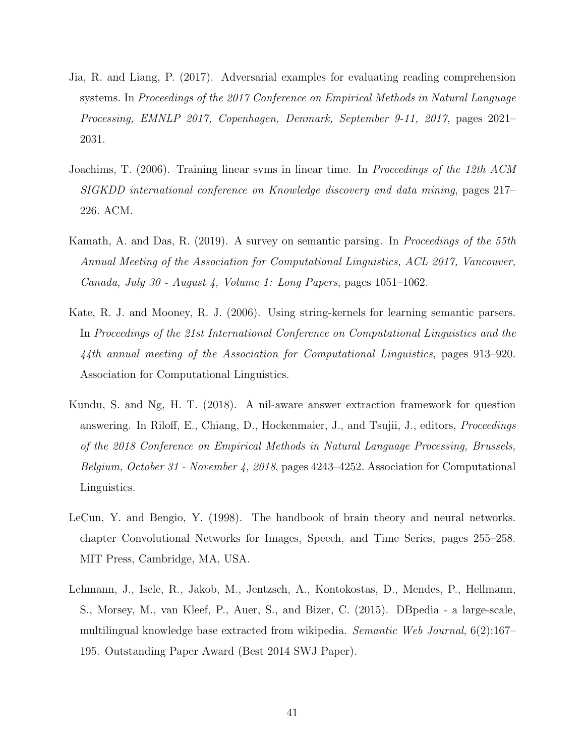Jia, R. and Liang, P. (2017). Adversarial examples for evaluating reading comprehension systems. In *Proceedings of the 2017 Conference on Empirical Methods in Natural Language Processing, EMNLP 2017, Copenhagen, Denmark, September 9-11, 2017*, pages 2021–2031.

Joachims, T. (2006). Training linear svms in linear time. In *Proceedings of the 12th ACM SIGKDD international conference on Knowledge discovery and data mining*, pages 217–226. ACM.

Kamath, A. and Das, R. (2019). A survey on semantic parsing. In *Proceedings of the 55th Annual Meeting of the Association for Computational Linguistics, ACL 2017, Vancouver, Canada, July 30 - August 4, Volume 1: Long Papers*, pages 1051–1062.

Kate, R. J. and Mooney, R. J. (2006). Using string-kernels for learning semantic parsers. In *Proceedings of the 21st International Conference on Computational Linguistics and the 44th annual meeting of the Association for Computational Linguistics*, pages 913–920. Association for Computational Linguistics.

Kundu, S. and Ng, H. T. (2018). A nil-aware answer extraction framework for question answering. In Riloff, E., Chiang, D., Hockenmaier, J., and Tsujii, J., editors, *Proceedings of the 2018 Conference on Empirical Methods in Natural Language Processing, Brussels, Belgium, October 31 - November 4, 2018*, pages 4243–4252. Association for Computational Linguistics.

LeCun, Y. and Bengio, Y. (1998). The handbook of brain theory and neural networks. chapter Convolutional Networks for Images, Speech, and Time Series, pages 255–258. MIT Press, Cambridge, MA, USA.

Lehmann, J., Isele, R., Jakob, M., Jentzsch, A., Kontokostas, D., Mendes, P., Hellmann, S., Morsey, M., van Kleef, P., Auer, S., and Bizer, C. (2015). DBpedia - a large-scale, multilingual knowledge base extracted from wikipedia. *Semantic Web Journal*, 6(2):167–195. Outstanding Paper Award (Best 2014 SWJ Paper).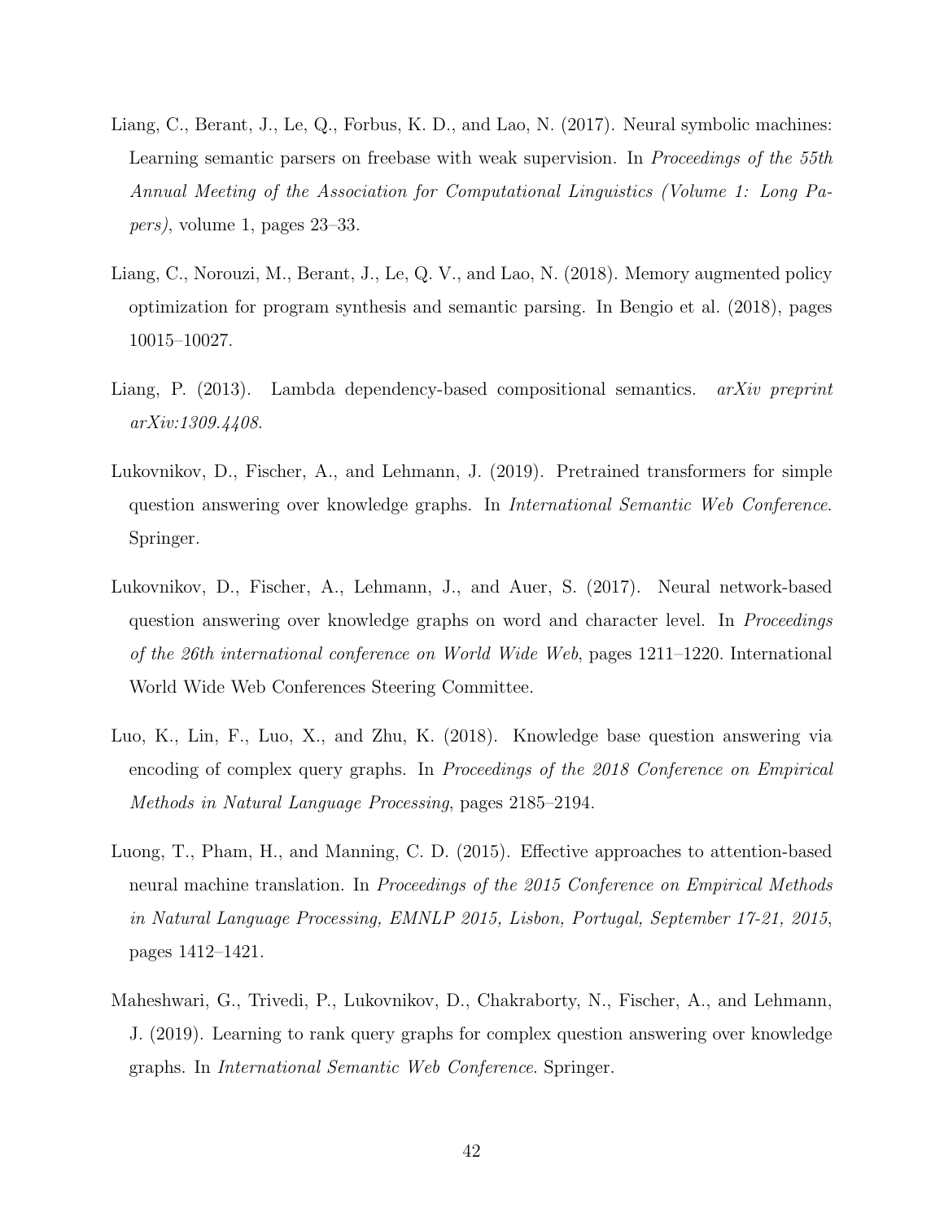Liang, C., Berant, J., Le, Q., Forbus, K. D., and Lao, N. (2017). Neural symbolic machines: Learning semantic parsers on freebase with weak supervision. In *Proceedings of the 55th Annual Meeting of the Association for Computational Linguistics (Volume 1: Long Papers)*, volume 1, pages 23–33.

Liang, C., Norouzi, M., Berant, J., Le, Q. V., and Lao, N. (2018). Memory augmented policy optimization for program synthesis and semantic parsing. In Bengio et al. (2018), pages 10015–10027.

Liang, P. (2013). Lambda dependency-based compositional semantics. *arXiv preprint arXiv:1309.4408*.

Lukovnikov, D., Fischer, A., and Lehmann, J. (2019). Pretrained transformers for simple question answering over knowledge graphs. In *International Semantic Web Conference*. Springer.

Lukovnikov, D., Fischer, A., Lehmann, J., and Auer, S. (2017). Neural network-based question answering over knowledge graphs on word and character level. In *Proceedings of the 26th international conference on World Wide Web*, pages 1211–1220. International World Wide Web Conferences Steering Committee.

Luo, K., Lin, F., Luo, X., and Zhu, K. (2018). Knowledge base question answering via encoding of complex query graphs. In *Proceedings of the 2018 Conference on Empirical Methods in Natural Language Processing*, pages 2185–2194.

Luong, T., Pham, H., and Manning, C. D. (2015). Effective approaches to attention-based neural machine translation. In *Proceedings of the 2015 Conference on Empirical Methods in Natural Language Processing, EMNLP 2015, Lisbon, Portugal, September 17-21, 2015*, pages 1412–1421.

Maheshwari, G., Trivedi, P., Lukovnikov, D., Chakraborty, N., Fischer, A., and Lehmann, J. (2019). Learning to rank query graphs for complex question answering over knowledge graphs. In *International Semantic Web Conference*. Springer.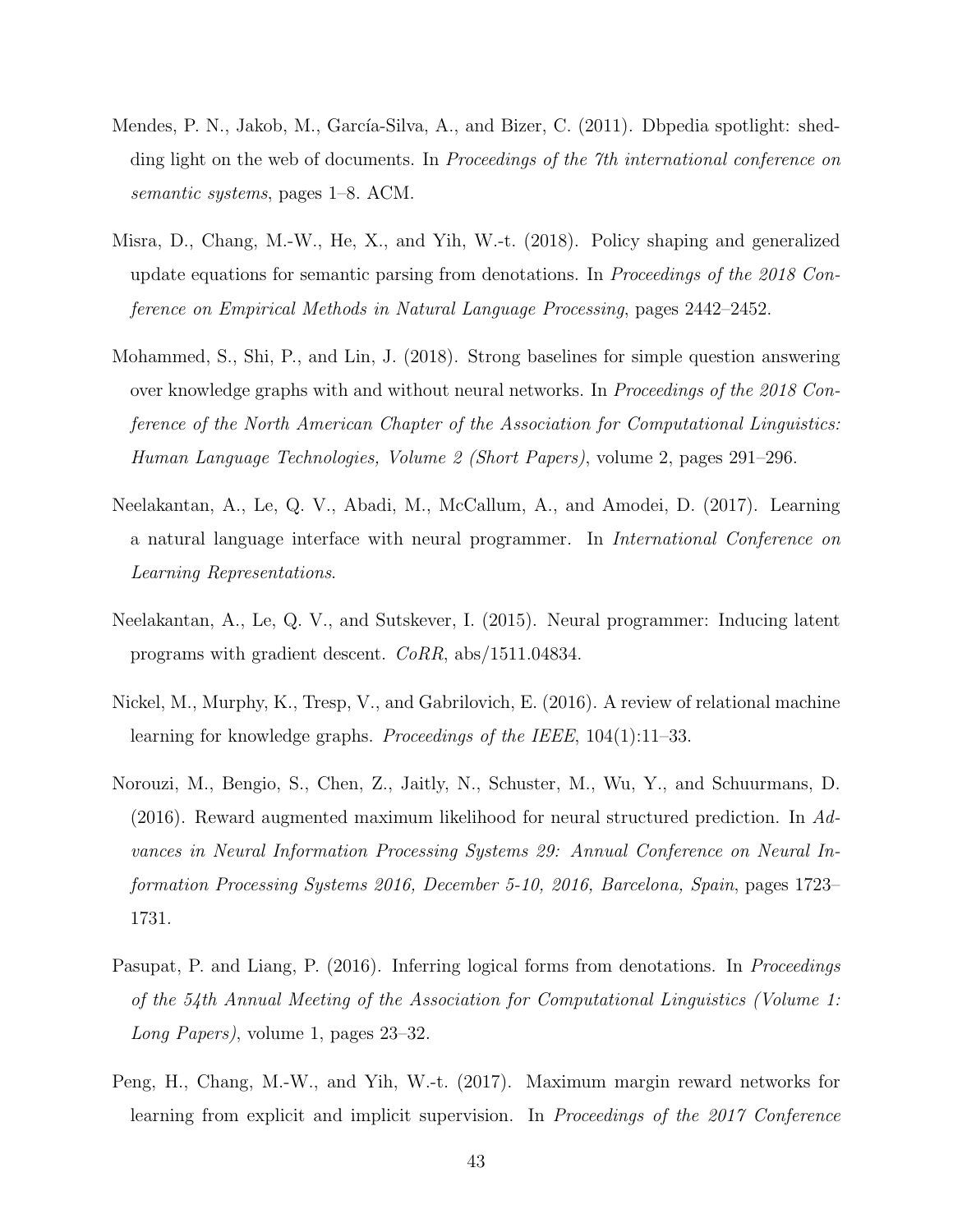Mendes, P. N., Jakob, M., García-Silva, A., and Bizer, C. (2011). Dbpedia spotlight: shedding light on the web of documents. In *Proceedings of the 7th international conference on semantic systems*, pages 1–8. ACM.

Misra, D., Chang, M.-W., He, X., and Yih, W.-t. (2018). Policy shaping and generalized update equations for semantic parsing from denotations. In *Proceedings of the 2018 Conference on Empirical Methods in Natural Language Processing*, pages 2442–2452.

Mohammed, S., Shi, P., and Lin, J. (2018). Strong baselines for simple question answering over knowledge graphs with and without neural networks. In *Proceedings of the 2018 Conference of the North American Chapter of the Association for Computational Linguistics: Human Language Technologies, Volume 2 (Short Papers)*, volume 2, pages 291–296.

Neelakantan, A., Le, Q. V., Abadi, M., McCallum, A., and Amodei, D. (2017). Learning a natural language interface with neural programmer. In *International Conference on Learning Representations*.

Neelakantan, A., Le, Q. V., and Sutskever, I. (2015). Neural programmer: Inducing latent programs with gradient descent. *CoRR*, abs/1511.04834.

Nickel, M., Murphy, K., Tresp, V., and Gabrilovich, E. (2016). A review of relational machine learning for knowledge graphs. *Proceedings of the IEEE*, 104(1):11–33.

Norouzi, M., Bengio, S., Chen, Z., Jaitly, N., Schuster, M., Wu, Y., and Schuurmans, D. (2016). Reward augmented maximum likelihood for neural structured prediction. In *Advances in Neural Information Processing Systems 29: Annual Conference on Neural Information Processing Systems 2016, December 5-10, 2016, Barcelona, Spain*, pages 1723–1731.

Pasupat, P. and Liang, P. (2016). Inferring logical forms from denotations. In *Proceedings of the 54th Annual Meeting of the Association for Computational Linguistics (Volume 1: Long Papers)*, volume 1, pages 23–32.

Peng, H., Chang, M.-W., and Yih, W.-t. (2017). Maximum margin reward networks for learning from explicit and implicit supervision. In *Proceedings of the 2017 Conference*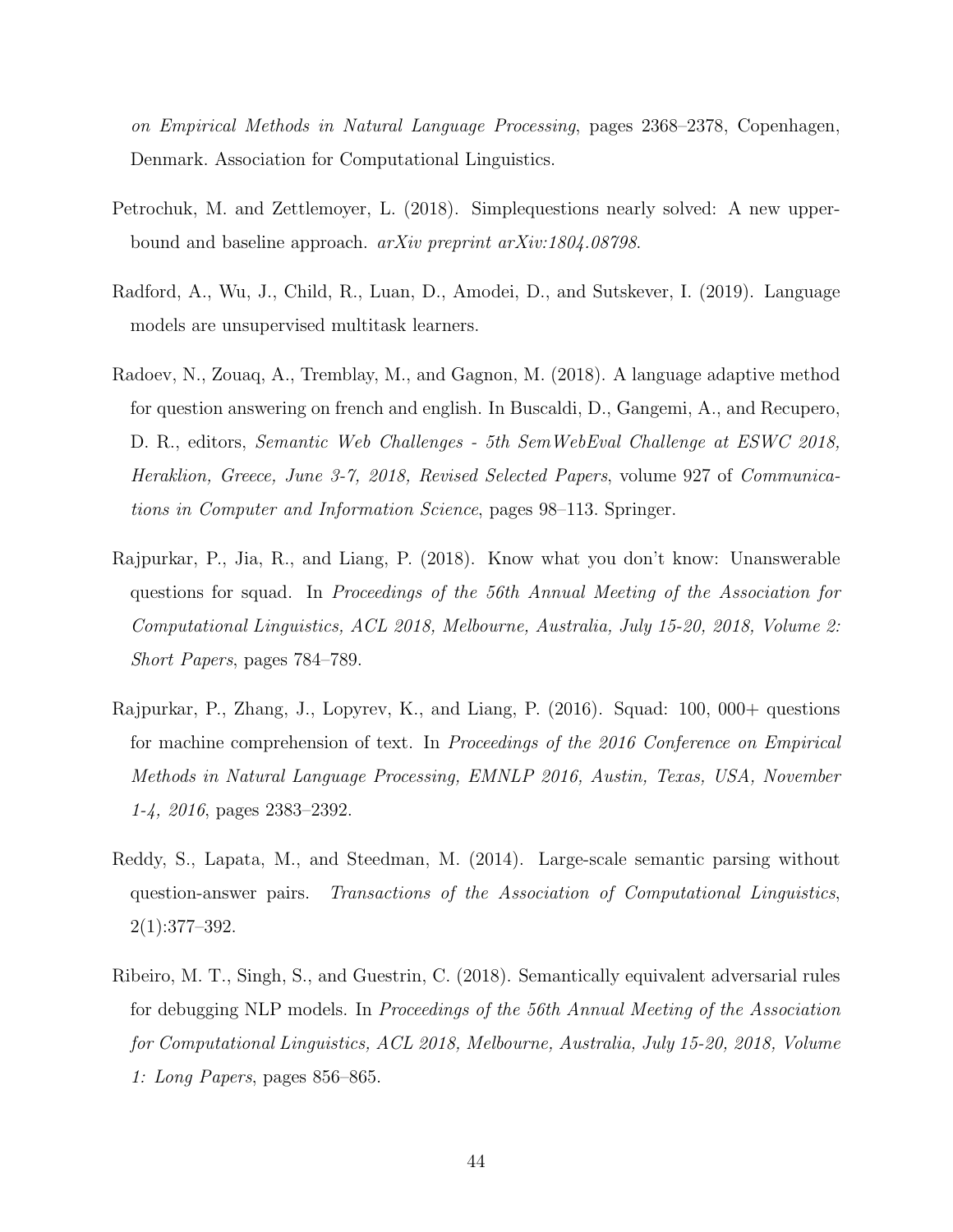*on Empirical Methods in Natural Language Processing*, pages 2368–2378, Copenhagen, Denmark. Association for Computational Linguistics.

Petrochuk, M. and Zettlemoyer, L. (2018). Simplequestions nearly solved: A new upper-bound and baseline approach. *arXiv preprint arXiv:1804.08798*.

Radford, A., Wu, J., Child, R., Luan, D., Amodei, D., and Sutskever, I. (2019). Language models are unsupervised multitask learners.

Radoev, N., Zouaq, A., Tremblay, M., and Gagnon, M. (2018). A language adaptive method for question answering on french and english. In Buscaldi, D., Gangemi, A., and Recupero, D. R., editors, *Semantic Web Challenges - 5th SemWebEval Challenge at ESWC 2018, Heraklion, Greece, June 3-7, 2018, Revised Selected Papers*, volume 927 of *Communications in Computer and Information Science*, pages 98–113. Springer.

Rajpurkar, P., Jia, R., and Liang, P. (2018). Know what you don't know: Unanswerable questions for squad. In *Proceedings of the 56th Annual Meeting of the Association for Computational Linguistics, ACL 2018, Melbourne, Australia, July 15-20, 2018, Volume 2: Short Papers*, pages 784–789.

Rajpurkar, P., Zhang, J., Lopyrev, K., and Liang, P. (2016). Squad: 100, 000+ questions for machine comprehension of text. In *Proceedings of the 2016 Conference on Empirical Methods in Natural Language Processing, EMNLP 2016, Austin, Texas, USA, November 1-4, 2016*, pages 2383–2392.

Reddy, S., Lapata, M., and Steedman, M. (2014). Large-scale semantic parsing without question-answer pairs. *Transactions of the Association of Computational Linguistics*, 2(1):377–392.

Ribeiro, M. T., Singh, S., and Guestrin, C. (2018). Semantically equivalent adversarial rules for debugging NLP models. In *Proceedings of the 56th Annual Meeting of the Association for Computational Linguistics, ACL 2018, Melbourne, Australia, July 15-20, 2018, Volume 1: Long Papers*, pages 856–865.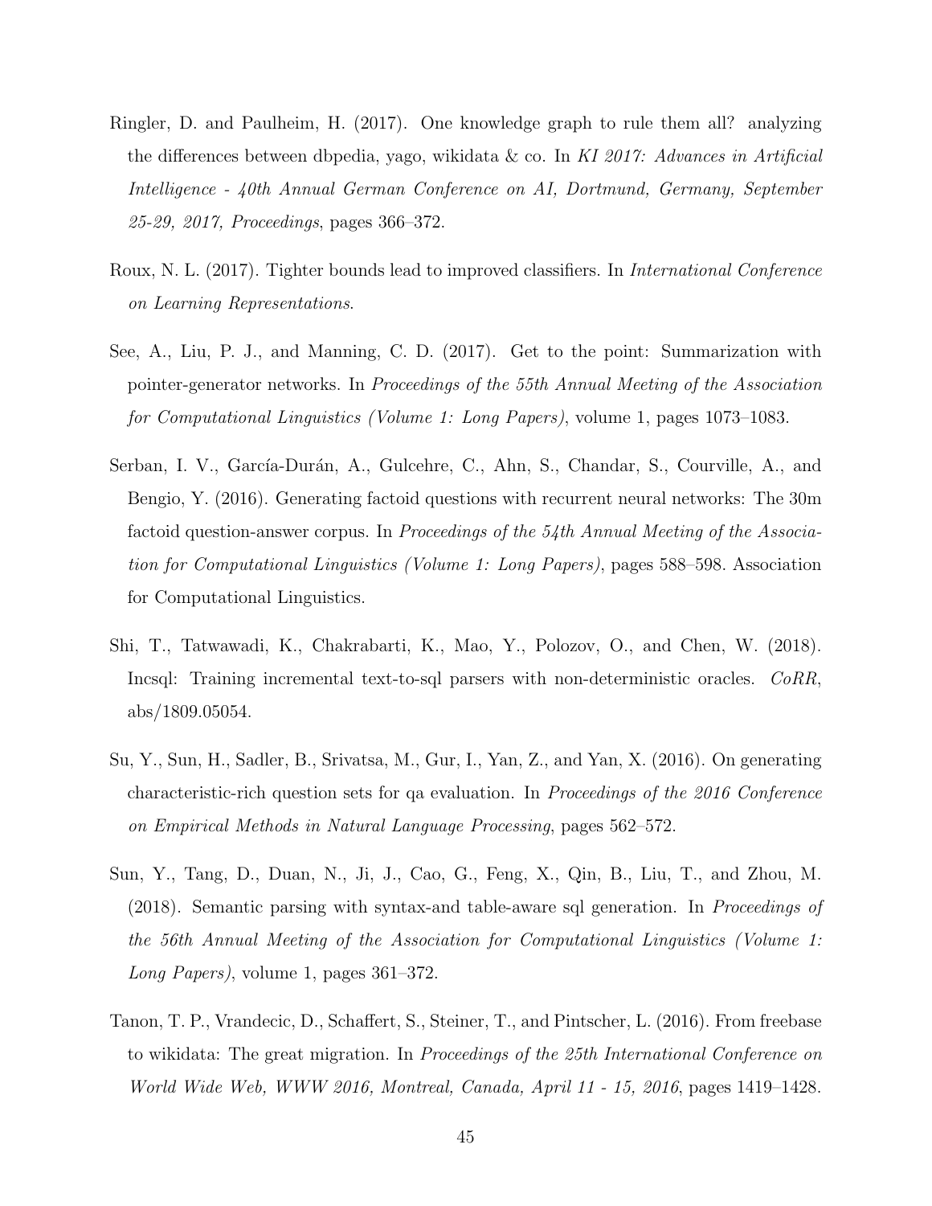Ringler, D. and Paulheim, H. (2017). One knowledge graph to rule them all? analyzing the differences between dbpedia, yago, wikidata & co. In *KI 2017: Advances in Artificial Intelligence - 40th Annual German Conference on AI, Dortmund, Germany, September 25-29, 2017, Proceedings*, pages 366–372.

Roux, N. L. (2017). Tighter bounds lead to improved classifiers. In *International Conference on Learning Representations*.

See, A., Liu, P. J., and Manning, C. D. (2017). Get to the point: Summarization with pointer-generator networks. In *Proceedings of the 55th Annual Meeting of the Association for Computational Linguistics (Volume 1: Long Papers)*, volume 1, pages 1073–1083.

Serban, I. V., García-Durán, A., Gulcehre, C., Ahn, S., Chandar, S., Courville, A., and Bengio, Y. (2016). Generating factoid questions with recurrent neural networks: The 30m factoid question-answer corpus. In *Proceedings of the 54th Annual Meeting of the Association for Computational Linguistics (Volume 1: Long Papers)*, pages 588–598. Association for Computational Linguistics.

Shi, T., Tatwawadi, K., Chakrabarti, K., Mao, Y., Polozov, O., and Chen, W. (2018). Incsql: Training incremental text-to-sql parsers with non-deterministic oracles. *CoRR*, abs/1809.05054.

Su, Y., Sun, H., Sadler, B., Srivatsa, M., Gur, I., Yan, Z., and Yan, X. (2016). On generating characteristic-rich question sets for qa evaluation. In *Proceedings of the 2016 Conference on Empirical Methods in Natural Language Processing*, pages 562–572.

Sun, Y., Tang, D., Duan, N., Ji, J., Cao, G., Feng, X., Qin, B., Liu, T., and Zhou, M. (2018). Semantic parsing with syntax-and table-aware sql generation. In *Proceedings of the 56th Annual Meeting of the Association for Computational Linguistics (Volume 1: Long Papers)*, volume 1, pages 361–372.

Tanon, T. P., Vrandecic, D., Schaffert, S., Steiner, T., and Pintscher, L. (2016). From freebase to wikidata: The great migration. In *Proceedings of the 25th International Conference on World Wide Web, WWW 2016, Montreal, Canada, April 11 - 15, 2016*, pages 1419–1428.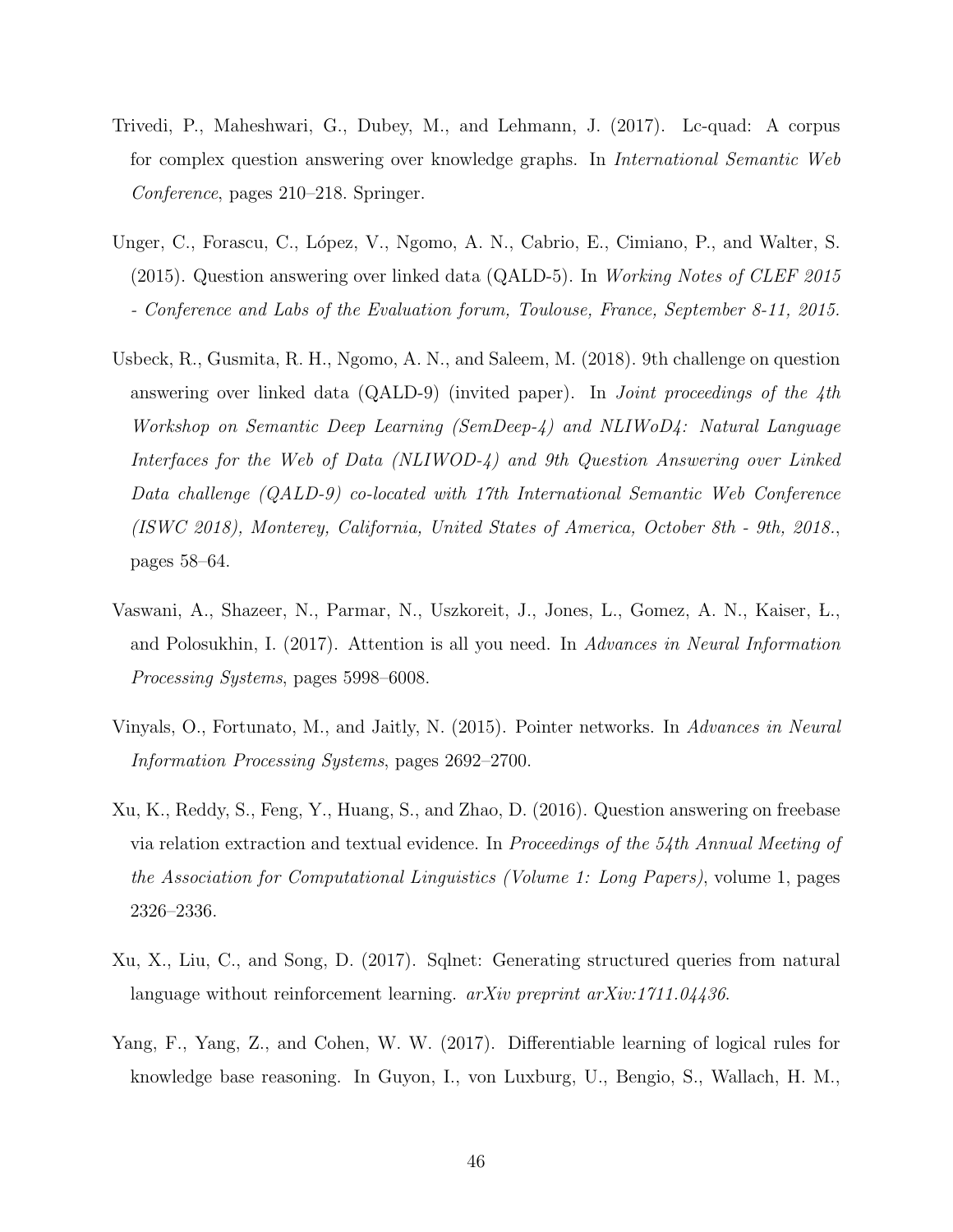Trivedi, P., Maheshwari, G., Dubey, M., and Lehmann, J. (2017). Lc-quad: A corpus for complex question answering over knowledge graphs. In *International Semantic Web Conference*, pages 210–218. Springer.

Unger, C., Forascu, C., López, V., Ngomo, A. N., Cabrio, E., Cimiano, P., and Walter, S. (2015). Question answering over linked data (QALD-5). In *Working Notes of CLEF 2015 - Conference and Labs of the Evaluation forum, Toulouse, France, September 8-11, 2015.*

Usbeck, R., Gusmita, R. H., Ngomo, A. N., and Saleem, M. (2018). 9th challenge on question answering over linked data (QALD-9) (invited paper). In *Joint proceedings of the 4th Workshop on Semantic Deep Learning (SemDeep-4) and NLIWoD4: Natural Language Interfaces for the Web of Data (NLIWOD-4) and 9th Question Answering over Linked Data challenge (QALD-9) co-located with 17th International Semantic Web Conference (ISWC 2018), Monterey, California, United States of America, October 8th - 9th, 2018.*, pages 58–64.

Vaswani, A., Shazeer, N., Parmar, N., Uszkoreit, J., Jones, L., Gomez, A. N., Kaiser, Ł., and Polosukhin, I. (2017). Attention is all you need. In *Advances in Neural Information Processing Systems*, pages 5998–6008.

Vinyals, O., Fortunato, M., and Jaitly, N. (2015). Pointer networks. In *Advances in Neural Information Processing Systems*, pages 2692–2700.

Xu, K., Reddy, S., Feng, Y., Huang, S., and Zhao, D. (2016). Question answering on freebase via relation extraction and textual evidence. In *Proceedings of the 54th Annual Meeting of the Association for Computational Linguistics (Volume 1: Long Papers)*, volume 1, pages 2326–2336.

Xu, X., Liu, C., and Song, D. (2017). Sqlnet: Generating structured queries from natural language without reinforcement learning. *arXiv preprint arXiv:1711.04436*.

Yang, F., Yang, Z., and Cohen, W. W. (2017). Differentiable learning of logical rules for knowledge base reasoning. In Guyon, I., von Luxburg, U., Bengio, S., Wallach, H. M.,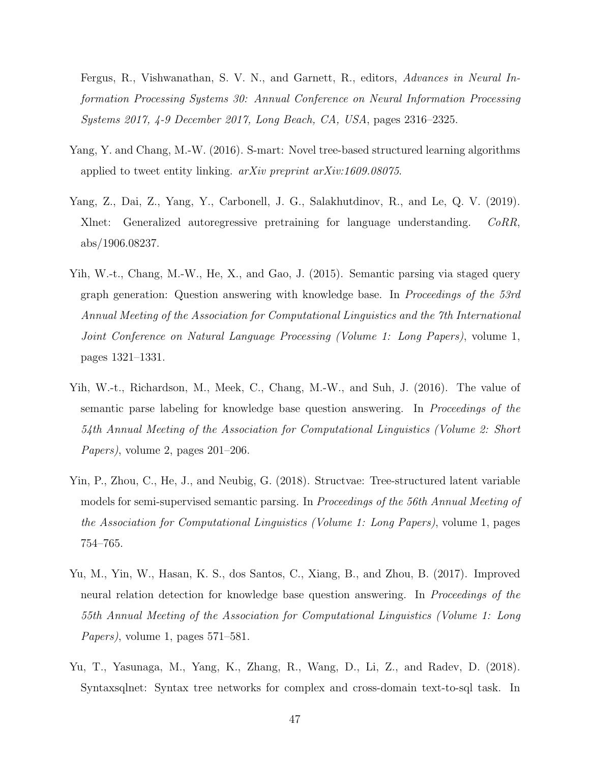Fergus, R., Vishwanathan, S. V. N., and Garnett, R., editors, *Advances in Neural Information Processing Systems 30: Annual Conference on Neural Information Processing Systems 2017, 4-9 December 2017, Long Beach, CA, USA*, pages 2316–2325.

Yang, Y. and Chang, M.-W. (2016). S-mart: Novel tree-based structured learning algorithms applied to tweet entity linking. *arXiv preprint arXiv:1609.08075*.

Yang, Z., Dai, Z., Yang, Y., Carbonell, J. G., Salakhutdinov, R., and Le, Q. V. (2019). Xlnet: Generalized autoregressive pretraining for language understanding. *CoRR*, abs/1906.08237.

Yih, W.-t., Chang, M.-W., He, X., and Gao, J. (2015). Semantic parsing via staged query graph generation: Question answering with knowledge base. In *Proceedings of the 53rd Annual Meeting of the Association for Computational Linguistics and the 7th International Joint Conference on Natural Language Processing (Volume 1: Long Papers)*, volume 1, pages 1321–1331.

Yih, W.-t., Richardson, M., Meek, C., Chang, M.-W., and Suh, J. (2016). The value of semantic parse labeling for knowledge base question answering. In *Proceedings of the 54th Annual Meeting of the Association for Computational Linguistics (Volume 2: Short Papers)*, volume 2, pages 201–206.

Yin, P., Zhou, C., He, J., and Neubig, G. (2018). Structvae: Tree-structured latent variable models for semi-supervised semantic parsing. In *Proceedings of the 56th Annual Meeting of the Association for Computational Linguistics (Volume 1: Long Papers)*, volume 1, pages 754–765.

Yu, M., Yin, W., Hasan, K. S., dos Santos, C., Xiang, B., and Zhou, B. (2017). Improved neural relation detection for knowledge base question answering. In *Proceedings of the 55th Annual Meeting of the Association for Computational Linguistics (Volume 1: Long Papers)*, volume 1, pages 571–581.

Yu, T., Yasunaga, M., Yang, K., Zhang, R., Wang, D., Li, Z., and Radev, D. (2018). Syntaxsqlnet: Syntax tree networks for complex and cross-domain text-to-sql task. In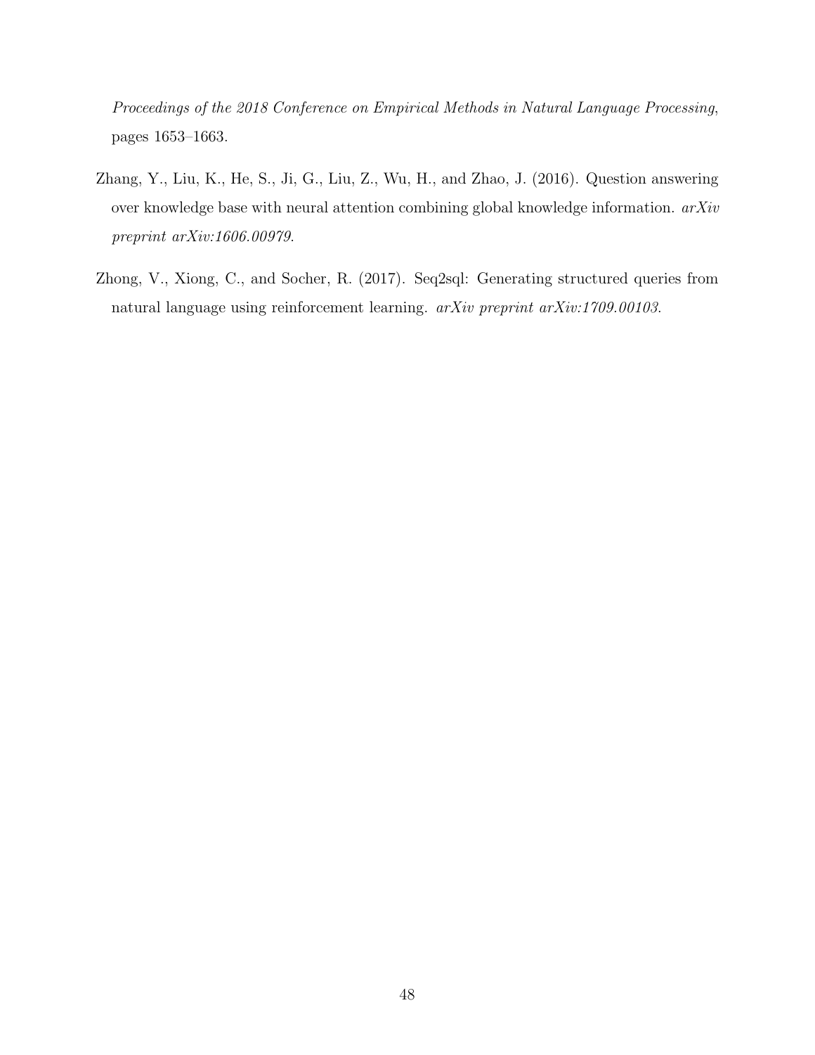*Proceedings of the 2018 Conference on Empirical Methods in Natural Language Processing*, pages 1653–1663.

Zhang, Y., Liu, K., He, S., Ji, G., Liu, Z., Wu, H., and Zhao, J. (2016). Question answering over knowledge base with neural attention combining global knowledge information. *arXiv preprint arXiv:1606.00979*.

Zhong, V., Xiong, C., and Socher, R. (2017). Seq2sql: Generating structured queries from natural language using reinforcement learning. *arXiv preprint arXiv:1709.00103*.